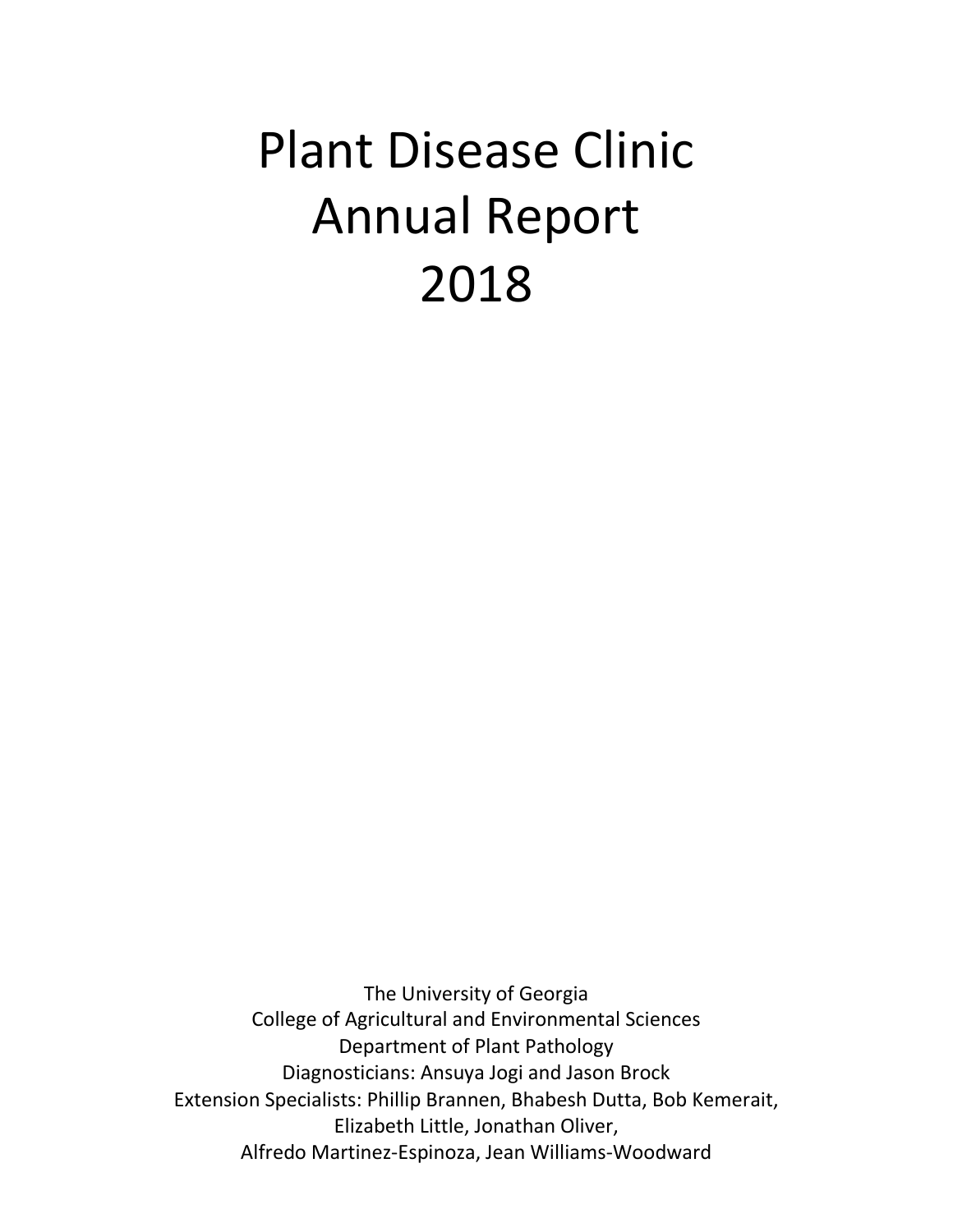# Plant Disease Clinic
# Annual Report
# 2018

The University of Georgia
College of Agricultural and Environmental Sciences
Department of Plant Pathology
Diagnosticians: Ansuya Jogi and Jason Brock
Extension Specialists: Phillip Brannen, Bhabesh Dutta, Bob Kemerait,
Elizabeth Little, Jonathan Oliver,
Alfredo Martinez-Espinoza, Jean Williams-Woodward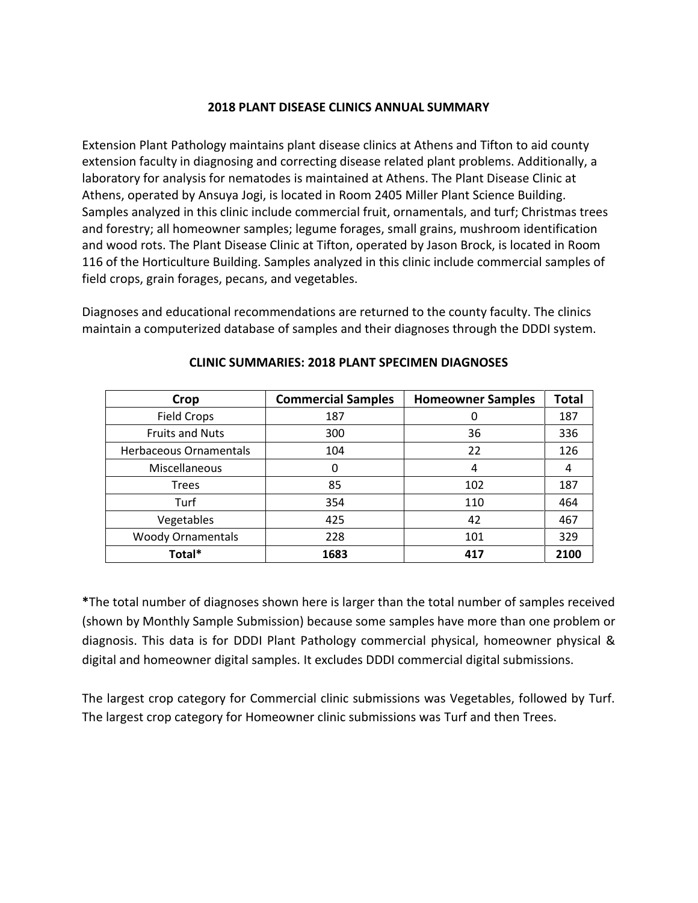## 2018 PLANT DISEASE CLINICS ANNUAL SUMMARY

Extension Plant Pathology maintains plant disease clinics at Athens and Tifton to aid county extension faculty in diagnosing and correcting disease related plant problems. Additionally, a laboratory for analysis for nematodes is maintained at Athens. The Plant Disease Clinic at Athens, operated by Ansuya Jogi, is located in Room 2405 Miller Plant Science Building. Samples analyzed in this clinic include commercial fruit, ornamentals, and turf; Christmas trees and forestry; all homeowner samples; legume forages, small grains, mushroom identification and wood rots. The Plant Disease Clinic at Tifton, operated by Jason Brock, is located in Room 116 of the Horticulture Building. Samples analyzed in this clinic include commercial samples of field crops, grain forages, pecans, and vegetables.

Diagnoses and educational recommendations are returned to the county faculty. The clinics maintain a computerized database of samples and their diagnoses through the DDDI system.

### CLINIC SUMMARIES: 2018 PLANT SPECIMEN DIAGNOSES

| Crop | Commercial Samples | Homeowner Samples | Total |
|---|---|---|---|
| Field Crops | 187 | 0 | 187 |
| Fruits and Nuts | 300 | 36 | 336 |
| Herbaceous Ornamentals | 104 | 22 | 126 |
| Miscellaneous | 0 | 4 | 4 |
| Trees | 85 | 102 | 187 |
| Turf | 354 | 110 | 464 |
| Vegetables | 425 | 42 | 467 |
| Woody Ornamentals | 228 | 101 | 329 |
| **Total*** | **1683** | **417** | **2100** |

**\***The total number of diagnoses shown here is larger than the total number of samples received (shown by Monthly Sample Submission) because some samples have more than one problem or diagnosis. This data is for DDDI Plant Pathology commercial physical, homeowner physical & digital and homeowner digital samples. It excludes DDDI commercial digital submissions.

The largest crop category for Commercial clinic submissions was Vegetables, followed by Turf. The largest crop category for Homeowner clinic submissions was Turf and then Trees.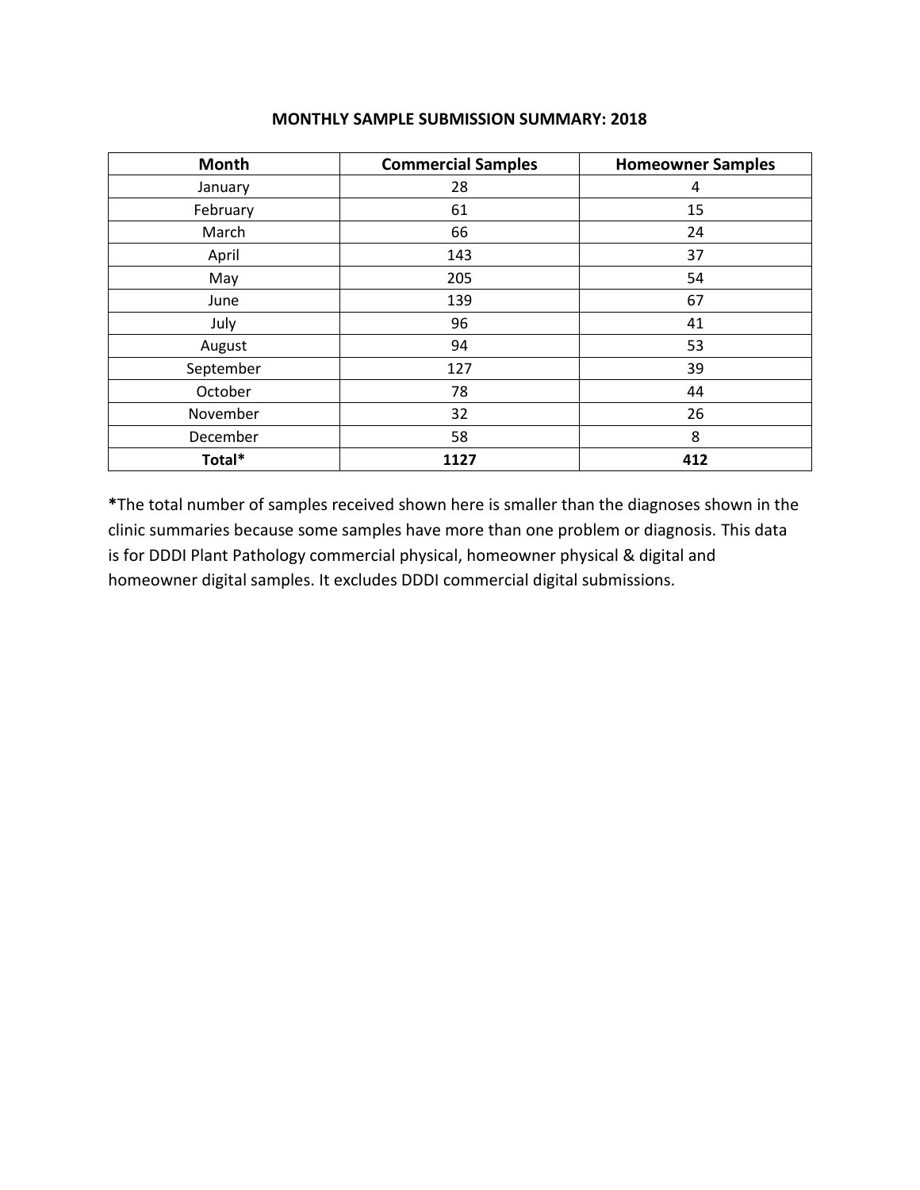## MONTHLY SAMPLE SUBMISSION SUMMARY: 2018

| Month | Commercial Samples | Homeowner Samples |
|---|---|---|
| January | 28 | 4 |
| February | 61 | 15 |
| March | 66 | 24 |
| April | 143 | 37 |
| May | 205 | 54 |
| June | 139 | 67 |
| July | 96 | 41 |
| August | 94 | 53 |
| September | 127 | 39 |
| October | 78 | 44 |
| November | 32 | 26 |
| December | 58 | 8 |
| **Total*** | **1127** | **412** |

***The total number of samples received shown here is smaller than the diagnoses shown in the clinic summaries because some samples have more than one problem or diagnosis. This data is for DDDI Plant Pathology commercial physical, homeowner physical & digital and homeowner digital samples. It excludes DDDI commercial digital submissions.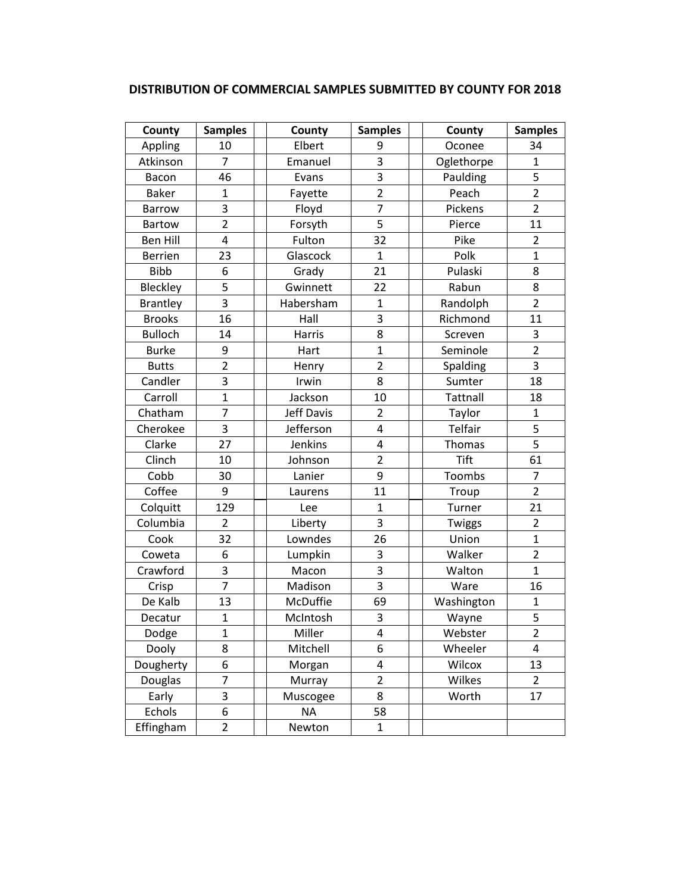## DISTRIBUTION OF COMMERCIAL SAMPLES SUBMITTED BY COUNTY FOR 2018

| County | Samples | | County | Samples | | County | Samples |
|---|---|---|---|---|---|---|---|
| Appling | 10 | | Elbert | 9 | | Oconee | 34 |
| Atkinson | 7 | | Emanuel | 3 | | Oglethorpe | 1 |
| Bacon | 46 | | Evans | 3 | | Paulding | 5 |
| Baker | 1 | | Fayette | 2 | | Peach | 2 |
| Barrow | 3 | | Floyd | 7 | | Pickens | 2 |
| Bartow | 2 | | Forsyth | 5 | | Pierce | 11 |
| Ben Hill | 4 | | Fulton | 32 | | Pike | 2 |
| Berrien | 23 | | Glascock | 1 | | Polk | 1 |
| Bibb | 6 | | Grady | 21 | | Pulaski | 8 |
| Bleckley | 5 | | Gwinnett | 22 | | Rabun | 8 |
| Brantley | 3 | | Habersham | 1 | | Randolph | 2 |
| Brooks | 16 | | Hall | 3 | | Richmond | 11 |
| Bulloch | 14 | | Harris | 8 | | Screven | 3 |
| Burke | 9 | | Hart | 1 | | Seminole | 2 |
| Butts | 2 | | Henry | 2 | | Spalding | 3 |
| Candler | 3 | | Irwin | 8 | | Sumter | 18 |
| Carroll | 1 | | Jackson | 10 | | Tattnall | 18 |
| Chatham | 7 | | Jeff Davis | 2 | | Taylor | 1 |
| Cherokee | 3 | | Jefferson | 4 | | Telfair | 5 |
| Clarke | 27 | | Jenkins | 4 | | Thomas | 5 |
| Clinch | 10 | | Johnson | 2 | | Tift | 61 |
| Cobb | 30 | | Lanier | 9 | | Toombs | 7 |
| Coffee | 9 | | Laurens | 11 | | Troup | 2 |
| Colquitt | 129 | | Lee | 1 | | Turner | 21 |
| Columbia | 2 | | Liberty | 3 | | Twiggs | 2 |
| Cook | 32 | | Lowndes | 26 | | Union | 1 |
| Coweta | 6 | | Lumpkin | 3 | | Walker | 2 |
| Crawford | 3 | | Macon | 3 | | Walton | 1 |
| Crisp | 7 | | Madison | 3 | | Ware | 16 |
| De Kalb | 13 | | McDuffie | 69 | | Washington | 1 |
| Decatur | 1 | | McIntosh | 3 | | Wayne | 5 |
| Dodge | 1 | | Miller | 4 | | Webster | 2 |
| Dooly | 8 | | Mitchell | 6 | | Wheeler | 4 |
| Dougherty | 6 | | Morgan | 4 | | Wilcox | 13 |
| Douglas | 7 | | Murray | 2 | | Wilkes | 2 |
| Early | 3 | | Muscogee | 8 | | Worth | 17 |
| Echols | 6 | | NA | 58 | | | |
| Effingham | 2 | | Newton | 1 | | | |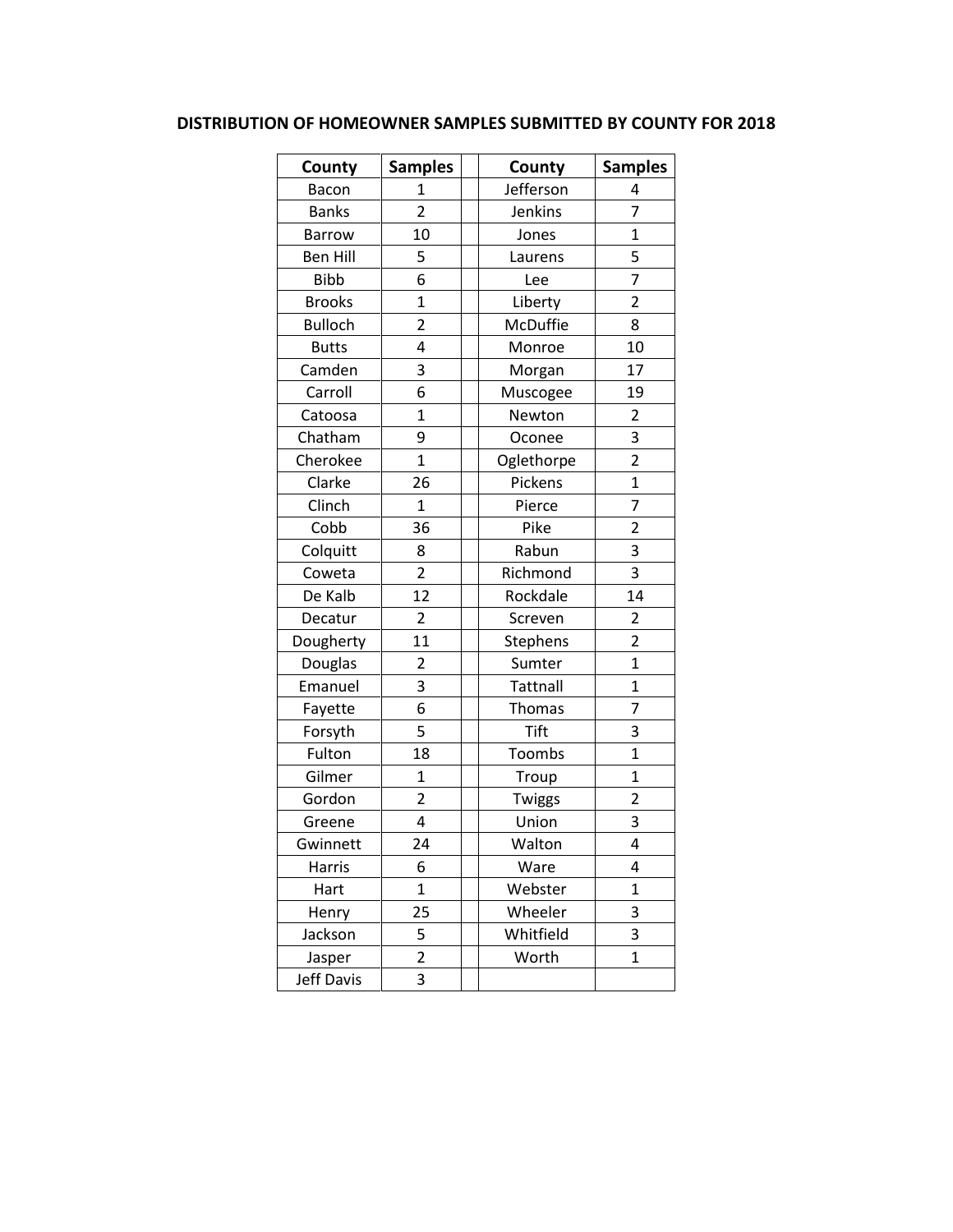**DISTRIBUTION OF HOMEOWNER SAMPLES SUBMITTED BY COUNTY FOR 2018**

| County | Samples | | County | Samples |
|---|---|---|---|---|
| Bacon | 1 | | Jefferson | 4 |
| Banks | 2 | | Jenkins | 7 |
| Barrow | 10 | | Jones | 1 |
| Ben Hill | 5 | | Laurens | 5 |
| Bibb | 6 | | Lee | 7 |
| Brooks | 1 | | Liberty | 2 |
| Bulloch | 2 | | McDuffie | 8 |
| Butts | 4 | | Monroe | 10 |
| Camden | 3 | | Morgan | 17 |
| Carroll | 6 | | Muscogee | 19 |
| Catoosa | 1 | | Newton | 2 |
| Chatham | 9 | | Oconee | 3 |
| Cherokee | 1 | | Oglethorpe | 2 |
| Clarke | 26 | | Pickens | 1 |
| Clinch | 1 | | Pierce | 7 |
| Cobb | 36 | | Pike | 2 |
| Colquitt | 8 | | Rabun | 3 |
| Coweta | 2 | | Richmond | 3 |
| De Kalb | 12 | | Rockdale | 14 |
| Decatur | 2 | | Screven | 2 |
| Dougherty | 11 | | Stephens | 2 |
| Douglas | 2 | | Sumter | 1 |
| Emanuel | 3 | | Tattnall | 1 |
| Fayette | 6 | | Thomas | 7 |
| Forsyth | 5 | | Tift | 3 |
| Fulton | 18 | | Toombs | 1 |
| Gilmer | 1 | | Troup | 1 |
| Gordon | 2 | | Twiggs | 2 |
| Greene | 4 | | Union | 3 |
| Gwinnett | 24 | | Walton | 4 |
| Harris | 6 | | Ware | 4 |
| Hart | 1 | | Webster | 1 |
| Henry | 25 | | Wheeler | 3 |
| Jackson | 5 | | Whitfield | 3 |
| Jasper | 2 | | Worth | 1 |
| Jeff Davis | 3 | | | |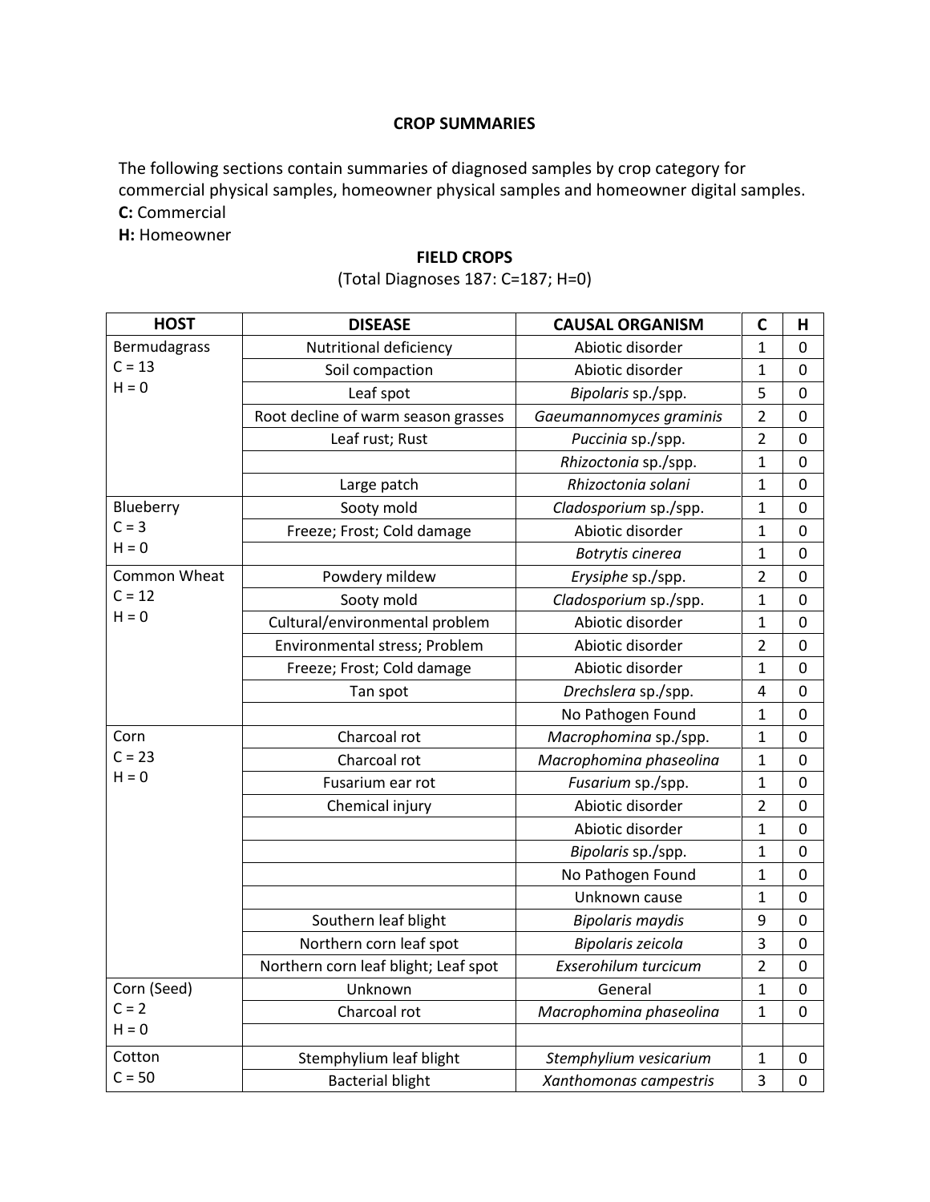## CROP SUMMARIES

The following sections contain summaries of diagnosed samples by crop category for commercial physical samples, homeowner physical samples and homeowner digital samples.

**C:** Commercial

**H:** Homeowner

### FIELD CROPS

(Total Diagnoses 187: C=187; H=0)

| HOST | DISEASE | CAUSAL ORGANISM | C | H |
|---|---|---|---|---|
| Bermudagrass C = 13 H = 0 | Nutritional deficiency | Abiotic disorder | 1 | 0 |
| | Soil compaction | Abiotic disorder | 1 | 0 |
| | Leaf spot | *Bipolaris* sp./spp. | 5 | 0 |
| | Root decline of warm season grasses | *Gaeumannomyces graminis* | 2 | 0 |
| | Leaf rust; Rust | *Puccinia* sp./spp. | 2 | 0 |
| | | *Rhizoctonia* sp./spp. | 1 | 0 |
| | Large patch | *Rhizoctonia solani* | 1 | 0 |
| Blueberry C = 3 H = 0 | Sooty mold | *Cladosporium* sp./spp. | 1 | 0 |
| | Freeze; Frost; Cold damage | Abiotic disorder | 1 | 0 |
| | | *Botrytis cinerea* | 1 | 0 |
| Common Wheat C = 12 H = 0 | Powdery mildew | *Erysiphe* sp./spp. | 2 | 0 |
| | Sooty mold | *Cladosporium* sp./spp. | 1 | 0 |
| | Cultural/environmental problem | Abiotic disorder | 1 | 0 |
| | Environmental stress; Problem | Abiotic disorder | 2 | 0 |
| | Freeze; Frost; Cold damage | Abiotic disorder | 1 | 0 |
| | Tan spot | *Drechslera* sp./spp. | 4 | 0 |
| | | No Pathogen Found | 1 | 0 |
| Corn C = 23 H = 0 | Charcoal rot | *Macrophomina* sp./spp. | 1 | 0 |
| | Charcoal rot | *Macrophomina phaseolina* | 1 | 0 |
| | Fusarium ear rot | *Fusarium* sp./spp. | 1 | 0 |
| | Chemical injury | Abiotic disorder | 2 | 0 |
| | | Abiotic disorder | 1 | 0 |
| | | *Bipolaris* sp./spp. | 1 | 0 |
| | | No Pathogen Found | 1 | 0 |
| | | Unknown cause | 1 | 0 |
| | Southern leaf blight | *Bipolaris maydis* | 9 | 0 |
| | Northern corn leaf spot | *Bipolaris zeicola* | 3 | 0 |
| | Northern corn leaf blight; Leaf spot | *Exserohilum turcicum* | 2 | 0 |
| Corn (Seed) C = 2 H = 0 | Unknown | General | 1 | 0 |
| | Charcoal rot | *Macrophomina phaseolina* | 1 | 0 |
| | | | | |
| Cotton C = 50 | Stemphylium leaf blight | *Stemphylium vesicarium* | 1 | 0 |
| | Bacterial blight | *Xanthomonas campestris* | 3 | 0 |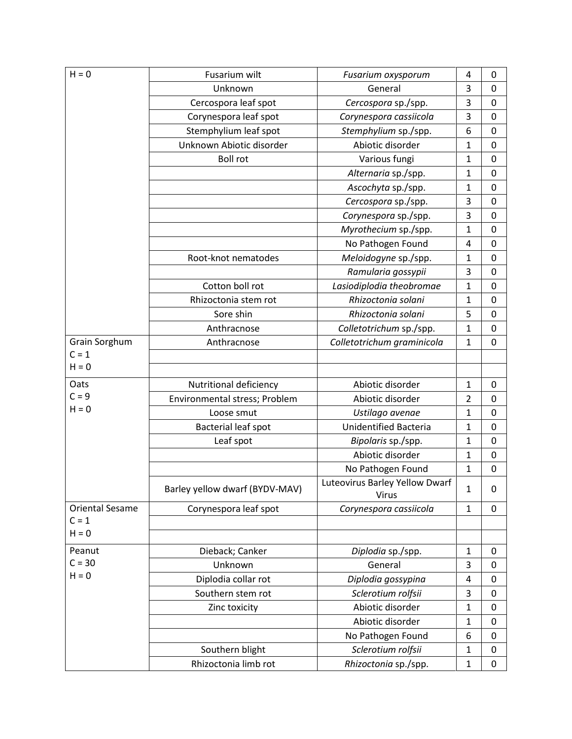| H = 0 | Fusarium wilt | *Fusarium oxysporum* | 4 | 0 |
|---|---|---|---|---|
| | Unknown | General | 3 | 0 |
| | Cercospora leaf spot | *Cercospora* sp./spp. | 3 | 0 |
| | Corynespora leaf spot | *Corynespora cassiicola* | 3 | 0 |
| | Stemphylium leaf spot | *Stemphylium* sp./spp. | 6 | 0 |
| | Unknown Abiotic disorder | Abiotic disorder | 1 | 0 |
| | Boll rot | Various fungi | 1 | 0 |
| | | *Alternaria* sp./spp. | 1 | 0 |
| | | *Ascochyta* sp./spp. | 1 | 0 |
| | | *Cercospora* sp./spp. | 3 | 0 |
| | | *Corynespora* sp./spp. | 3 | 0 |
| | | *Myrothecium* sp./spp. | 1 | 0 |
| | | No Pathogen Found | 4 | 0 |
| | Root-knot nematodes | *Meloidogyne* sp./spp. | 1 | 0 |
| | | *Ramularia gossypii* | 3 | 0 |
| | Cotton boll rot | *Lasiodiplodia theobromae* | 1 | 0 |
| | Rhizoctonia stem rot | *Rhizoctonia solani* | 1 | 0 |
| | Sore shin | *Rhizoctonia solani* | 5 | 0 |
| | Anthracnose | *Colletotrichum* sp./spp. | 1 | 0 |
| Grain Sorghum C = 1 H = 0 | Anthracnose | *Colletotrichum graminicola* | 1 | 0 |
| Oats C = 9 H = 0 | Nutritional deficiency | Abiotic disorder | 1 | 0 |
| | Environmental stress; Problem | Abiotic disorder | 2 | 0 |
| | Loose smut | *Ustilago avenae* | 1 | 0 |
| | Bacterial leaf spot | Unidentified Bacteria | 1 | 0 |
| | Leaf spot | *Bipolaris* sp./spp. | 1 | 0 |
| | | Abiotic disorder | 1 | 0 |
| | | No Pathogen Found | 1 | 0 |
| | Barley yellow dwarf (BYDV-MAV) | Luteovirus Barley Yellow Dwarf Virus | 1 | 0 |
| Oriental Sesame C = 1 H = 0 | Corynespora leaf spot | *Corynespora cassiicola* | 1 | 0 |
| Peanut C = 30 H = 0 | Dieback; Canker | *Diplodia* sp./spp. | 1 | 0 |
| | Unknown | General | 3 | 0 |
| | Diplodia collar rot | *Diplodia gossypina* | 4 | 0 |
| | Southern stem rot | *Sclerotium rolfsii* | 3 | 0 |
| | Zinc toxicity | Abiotic disorder | 1 | 0 |
| | | Abiotic disorder | 1 | 0 |
| | | No Pathogen Found | 6 | 0 |
| | Southern blight | *Sclerotium rolfsii* | 1 | 0 |
| | Rhizoctonia limb rot | *Rhizoctonia* sp./spp. | 1 | 0 |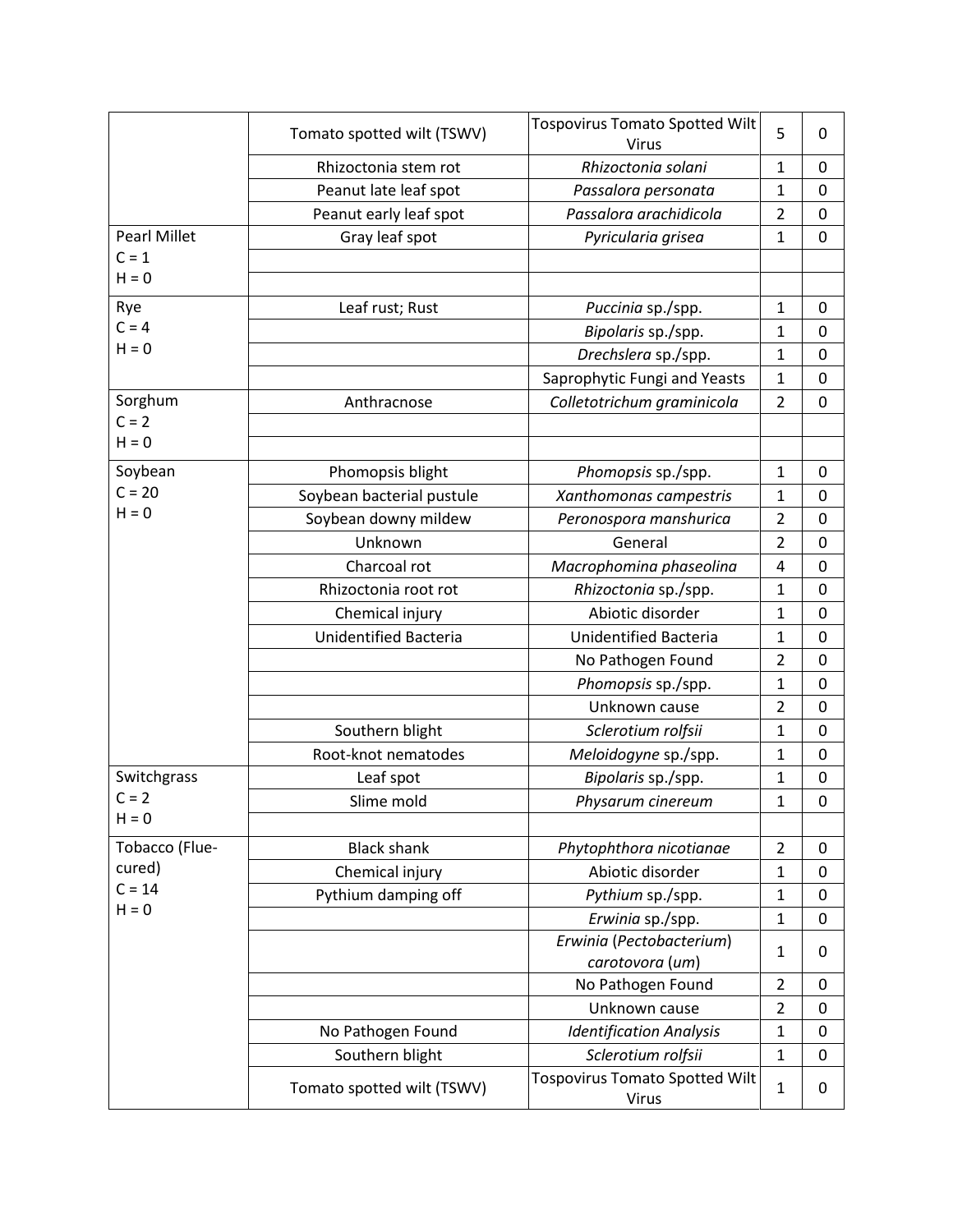| | | | | |
|---|---|---|---|---|
| | Tomato spotted wilt (TSWV) | Tospovirus Tomato Spotted Wilt Virus | 5 | 0 |
| | Rhizoctonia stem rot | *Rhizoctonia solani* | 1 | 0 |
| | Peanut late leaf spot | *Passalora personata* | 1 | 0 |
| | Peanut early leaf spot | *Passalora arachidicola* | 2 | 0 |
| Pearl Millet<br>C = 1<br>H = 0 | Gray leaf spot | *Pyricularia grisea* | 1 | 0 |
| | | | | |
| | | | | |
| Rye<br>C = 4<br>H = 0 | Leaf rust; Rust | *Puccinia* sp./spp. | 1 | 0 |
| | | *Bipolaris* sp./spp. | 1 | 0 |
| | | *Drechslera* sp./spp. | 1 | 0 |
| | | Saprophytic Fungi and Yeasts | 1 | 0 |
| Sorghum<br>C = 2<br>H = 0 | Anthracnose | *Colletotrichum graminicola* | 2 | 0 |
| | | | | |
| | | | | |
| Soybean<br>C = 20<br>H = 0 | Phomopsis blight | *Phomopsis* sp./spp. | 1 | 0 |
| | Soybean bacterial pustule | *Xanthomonas campestris* | 1 | 0 |
| | Soybean downy mildew | *Peronospora manshurica* | 2 | 0 |
| | Unknown | General | 2 | 0 |
| | Charcoal rot | *Macrophomina phaseolina* | 4 | 0 |
| | Rhizoctonia root rot | *Rhizoctonia* sp./spp. | 1 | 0 |
| | Chemical injury | Abiotic disorder | 1 | 0 |
| | Unidentified Bacteria | Unidentified Bacteria | 1 | 0 |
| | | No Pathogen Found | 2 | 0 |
| | | *Phomopsis* sp./spp. | 1 | 0 |
| | | Unknown cause | 2 | 0 |
| | Southern blight | *Sclerotium rolfsii* | 1 | 0 |
| | Root-knot nematodes | *Meloidogyne* sp./spp. | 1 | 0 |
| Switchgrass<br>C = 2<br>H = 0 | Leaf spot | *Bipolaris* sp./spp. | 1 | 0 |
| | Slime mold | *Physarum cinereum* | 1 | 0 |
| | | | | |
| Tobacco (Flue-cured)<br>C = 14<br>H = 0 | Black shank | *Phytophthora nicotianae* | 2 | 0 |
| | Chemical injury | Abiotic disorder | 1 | 0 |
| | Pythium damping off | *Pythium* sp./spp. | 1 | 0 |
| | | *Erwinia* sp./spp. | 1 | 0 |
| | | *Erwinia* (*Pectobacterium*) *carotovora* (*um*) | 1 | 0 |
| | | No Pathogen Found | 2 | 0 |
| | | Unknown cause | 2 | 0 |
| | No Pathogen Found | *Identification Analysis* | 1 | 0 |
| | Southern blight | *Sclerotium rolfsii* | 1 | 0 |
| | Tomato spotted wilt (TSWV) | Tospovirus Tomato Spotted Wilt Virus | 1 | 0 |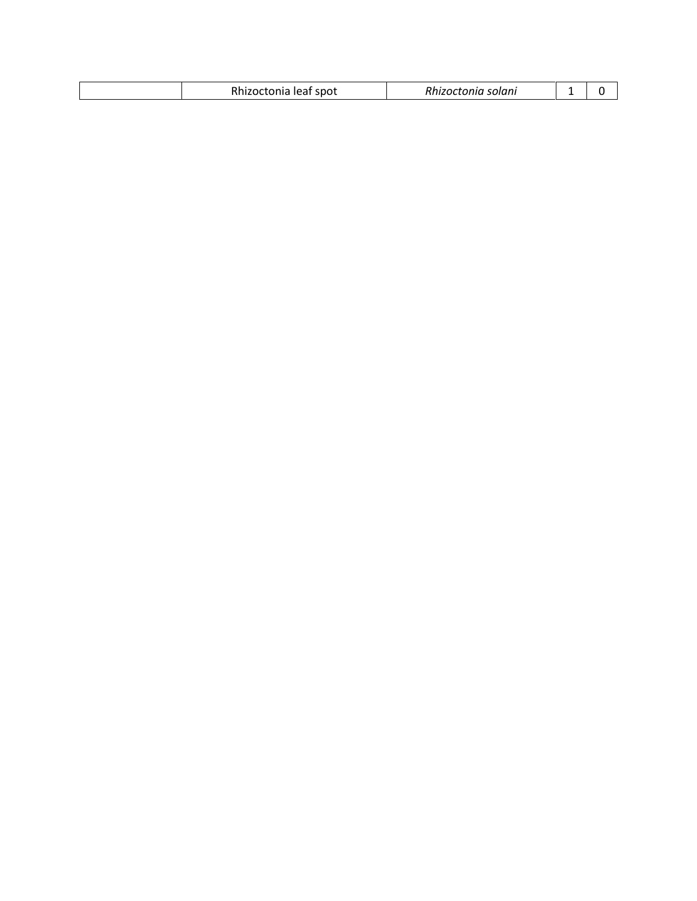| | | | | |
|---|---|---|---|---|
| | Rhizoctonia leaf spot | *Rhizoctonia solani* | 1 | 0 |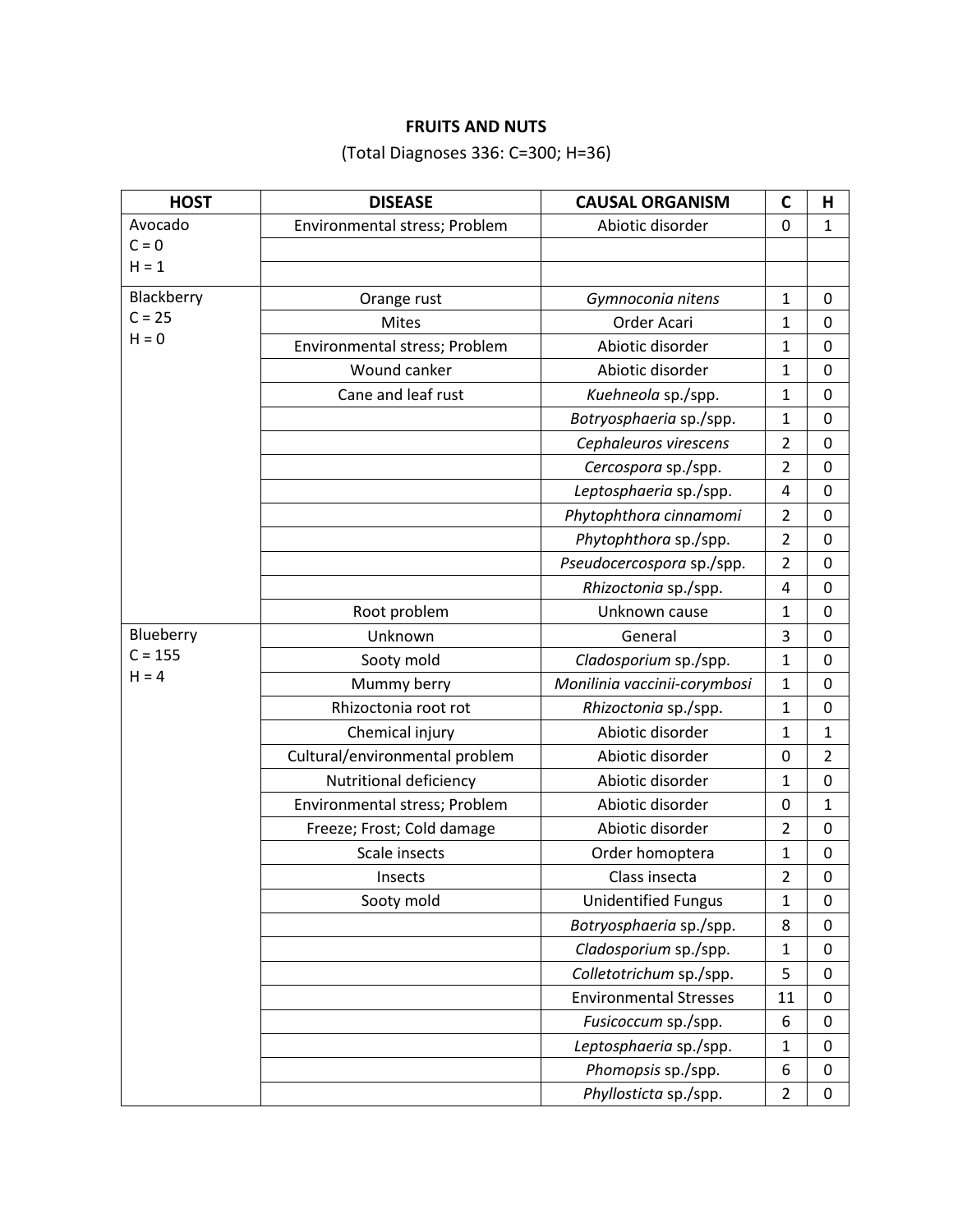**FRUITS AND NUTS**

(Total Diagnoses 336: C=300; H=36)

| HOST | DISEASE | CAUSAL ORGANISM | C | H |
|---|---|---|---|---|
| Avocado C = 0 H = 1 | Environmental stress; Problem | Abiotic disorder | 0 | 1 |
| | | | | |
| | | | | |
| Blackberry C = 25 H = 0 | Orange rust | *Gymnoconia nitens* | 1 | 0 |
| | Mites | Order Acari | 1 | 0 |
| | Environmental stress; Problem | Abiotic disorder | 1 | 0 |
| | Wound canker | Abiotic disorder | 1 | 0 |
| | Cane and leaf rust | *Kuehneola* sp./spp. | 1 | 0 |
| | | *Botryosphaeria* sp./spp. | 1 | 0 |
| | | *Cephaleuros virescens* | 2 | 0 |
| | | *Cercospora* sp./spp. | 2 | 0 |
| | | *Leptosphaeria* sp./spp. | 4 | 0 |
| | | *Phytophthora cinnamomi* | 2 | 0 |
| | | *Phytophthora* sp./spp. | 2 | 0 |
| | | *Pseudocercospora* sp./spp. | 2 | 0 |
| | | *Rhizoctonia* sp./spp. | 4 | 0 |
| | Root problem | Unknown cause | 1 | 0 |
| Blueberry C = 155 H = 4 | Unknown | General | 3 | 0 |
| | Sooty mold | *Cladosporium* sp./spp. | 1 | 0 |
| | Mummy berry | *Monilinia vaccinii-corymbosi* | 1 | 0 |
| | Rhizoctonia root rot | *Rhizoctonia* sp./spp. | 1 | 0 |
| | Chemical injury | Abiotic disorder | 1 | 1 |
| | Cultural/environmental problem | Abiotic disorder | 0 | 2 |
| | Nutritional deficiency | Abiotic disorder | 1 | 0 |
| | Environmental stress; Problem | Abiotic disorder | 0 | 1 |
| | Freeze; Frost; Cold damage | Abiotic disorder | 2 | 0 |
| | Scale insects | Order homoptera | 1 | 0 |
| | Insects | Class insecta | 2 | 0 |
| | Sooty mold | Unidentified Fungus | 1 | 0 |
| | | *Botryosphaeria* sp./spp. | 8 | 0 |
| | | *Cladosporium* sp./spp. | 1 | 0 |
| | | *Colletotrichum* sp./spp. | 5 | 0 |
| | | Environmental Stresses | 11 | 0 |
| | | *Fusicoccum* sp./spp. | 6 | 0 |
| | | *Leptosphaeria* sp./spp. | 1 | 0 |
| | | *Phomopsis* sp./spp. | 6 | 0 |
| | | *Phyllosticta* sp./spp. | 2 | 0 |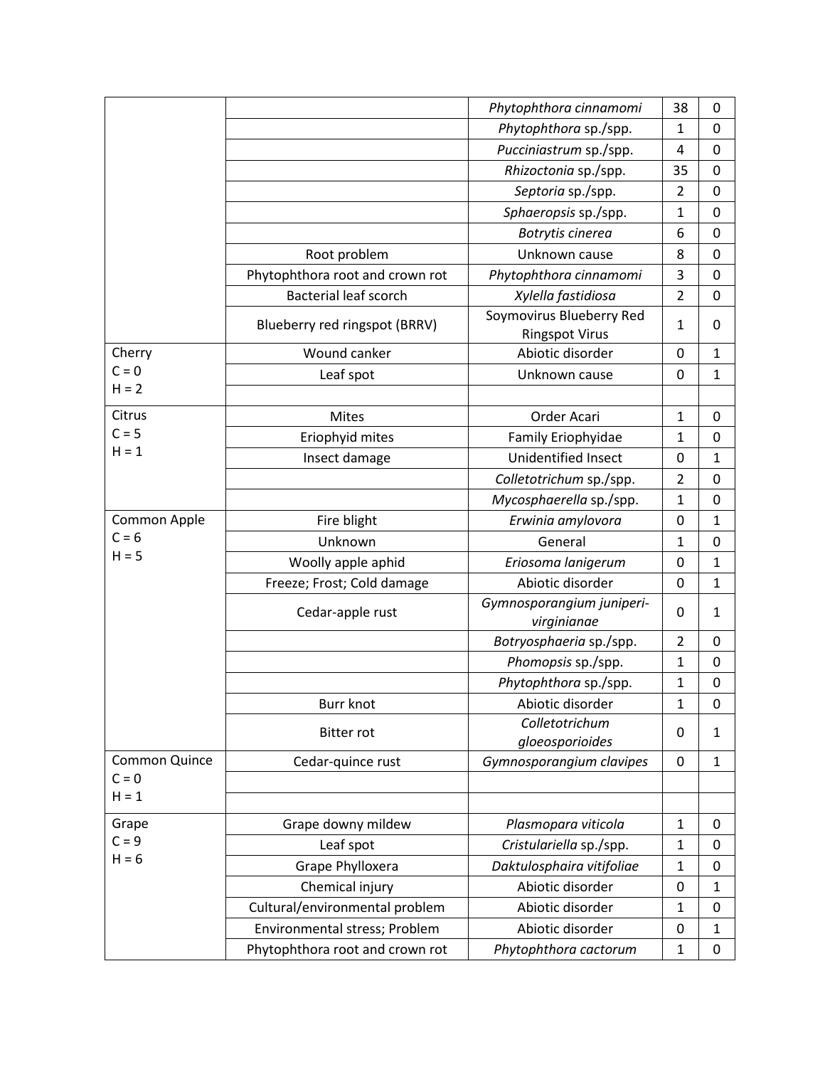| | | | | |
|---|---|---|---|---|
| | | *Phytophthora cinnamomi* | 38 | 0 |
| | | *Phytophthora* sp./spp. | 1 | 0 |
| | | *Pucciniastrum* sp./spp. | 4 | 0 |
| | | *Rhizoctonia* sp./spp. | 35 | 0 |
| | | *Septoria* sp./spp. | 2 | 0 |
| | | *Sphaeropsis* sp./spp. | 1 | 0 |
| | | *Botrytis cinerea* | 6 | 0 |
| | Root problem | Unknown cause | 8 | 0 |
| | Phytophthora root and crown rot | *Phytophthora cinnamomi* | 3 | 0 |
| | Bacterial leaf scorch | *Xylella fastidiosa* | 2 | 0 |
| | Blueberry red ringspot (BRRV) | Soymovirus Blueberry Red Ringspot Virus | 1 | 0 |
| Cherry<br>C = 0<br>H = 2 | Wound canker | Abiotic disorder | 0 | 1 |
| | Leaf spot | Unknown cause | 0 | 1 |
| | | | | |
| Citrus<br>C = 5<br>H = 1 | Mites | Order Acari | 1 | 0 |
| | Eriophyid mites | Family Eriophyidae | 1 | 0 |
| | Insect damage | Unidentified Insect | 0 | 1 |
| | | *Colletotrichum* sp./spp. | 2 | 0 |
| | | *Mycosphaerella* sp./spp. | 1 | 0 |
| Common Apple<br>C = 6<br>H = 5 | Fire blight | *Erwinia amylovora* | 0 | 1 |
| | Unknown | General | 1 | 0 |
| | Woolly apple aphid | *Eriosoma lanigerum* | 0 | 1 |
| | Freeze; Frost; Cold damage | Abiotic disorder | 0 | 1 |
| | Cedar-apple rust | *Gymnosporangium juniperi-virginianae* | 0 | 1 |
| | | *Botryosphaeria* sp./spp. | 2 | 0 |
| | | *Phomopsis* sp./spp. | 1 | 0 |
| | | *Phytophthora* sp./spp. | 1 | 0 |
| | Burr knot | Abiotic disorder | 1 | 0 |
| | Bitter rot | *Colletotrichum gloeosporioides* | 0 | 1 |
| Common Quince<br>C = 0<br>H = 1 | Cedar-quince rust | *Gymnosporangium clavipes* | 0 | 1 |
| | | | | |
| | | | | |
| Grape<br>C = 9<br>H = 6 | Grape downy mildew | *Plasmopara viticola* | 1 | 0 |
| | Leaf spot | *Cristulariella* sp./spp. | 1 | 0 |
| | Grape Phylloxera | *Daktulosphaira vitifoliae* | 1 | 0 |
| | Chemical injury | Abiotic disorder | 0 | 1 |
| | Cultural/environmental problem | Abiotic disorder | 1 | 0 |
| | Environmental stress; Problem | Abiotic disorder | 0 | 1 |
| | Phytophthora root and crown rot | *Phytophthora cactorum* | 1 | 0 |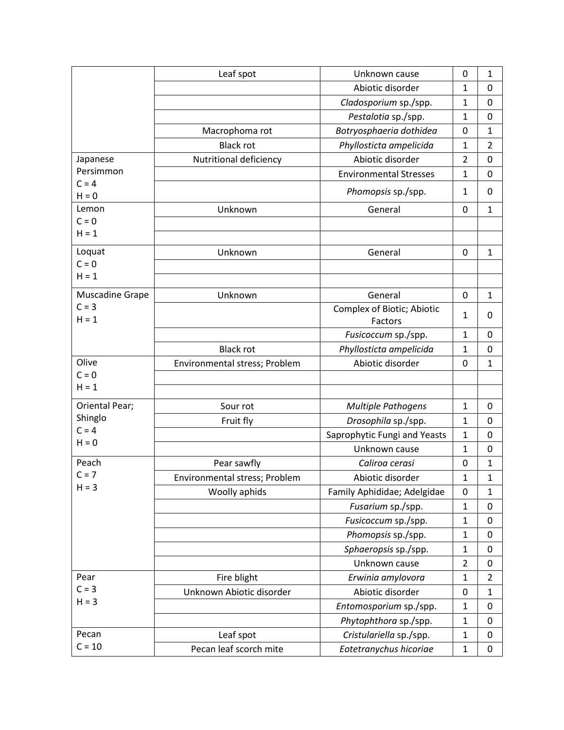| | | | | |
|---|---|---|---|---|
| | Leaf spot | Unknown cause | 0 | 1 |
| | | Abiotic disorder | 1 | 0 |
| | | *Cladosporium* sp./spp. | 1 | 0 |
| | | *Pestalotia* sp./spp. | 1 | 0 |
| | Macrophoma rot | *Botryosphaeria dothidea* | 0 | 1 |
| | Black rot | *Phyllosticta ampelicida* | 1 | 2 |
| Japanese Persimmon C = 4 H = 0 | Nutritional deficiency | Abiotic disorder | 2 | 0 |
| | | Environmental Stresses | 1 | 0 |
| | | *Phomopsis* sp./spp. | 1 | 0 |
| Lemon C = 0 H = 1 | Unknown | General | 0 | 1 |
| | | | | |
| | | | | |
| Loquat C = 0 H = 1 | Unknown | General | 0 | 1 |
| | | | | |
| | | | | |
| Muscadine Grape C = 3 H = 1 | Unknown | General | 0 | 1 |
| | | Complex of Biotic; Abiotic Factors | 1 | 0 |
| | | *Fusicoccum* sp./spp. | 1 | 0 |
| | Black rot | *Phyllosticta ampelicida* | 1 | 0 |
| Olive C = 0 H = 1 | Environmental stress; Problem | Abiotic disorder | 0 | 1 |
| | | | | |
| | | | | |
| Oriental Pear; Shinglo C = 4 H = 0 | Sour rot | *Multiple Pathogens* | 1 | 0 |
| | Fruit fly | *Drosophila* sp./spp. | 1 | 0 |
| | | Saprophytic Fungi and Yeasts | 1 | 0 |
| | | Unknown cause | 1 | 0 |
| Peach C = 7 H = 3 | Pear sawfly | *Caliroa cerasi* | 0 | 1 |
| | Environmental stress; Problem | Abiotic disorder | 1 | 1 |
| | Woolly aphids | Family Aphididae; Adelgidae | 0 | 1 |
| | | *Fusarium* sp./spp. | 1 | 0 |
| | | *Fusicoccum* sp./spp. | 1 | 0 |
| | | *Phomopsis* sp./spp. | 1 | 0 |
| | | *Sphaeropsis* sp./spp. | 1 | 0 |
| | | Unknown cause | 2 | 0 |
| Pear C = 3 H = 3 | Fire blight | *Erwinia amylovora* | 1 | 2 |
| | Unknown Abiotic disorder | Abiotic disorder | 0 | 1 |
| | | *Entomosporium* sp./spp. | 1 | 0 |
| | | *Phytophthora* sp./spp. | 1 | 0 |
| Pecan C = 10 | Leaf spot | *Cristulariella* sp./spp. | 1 | 0 |
| | Pecan leaf scorch mite | *Eotetranychus hicoriae* | 1 | 0 |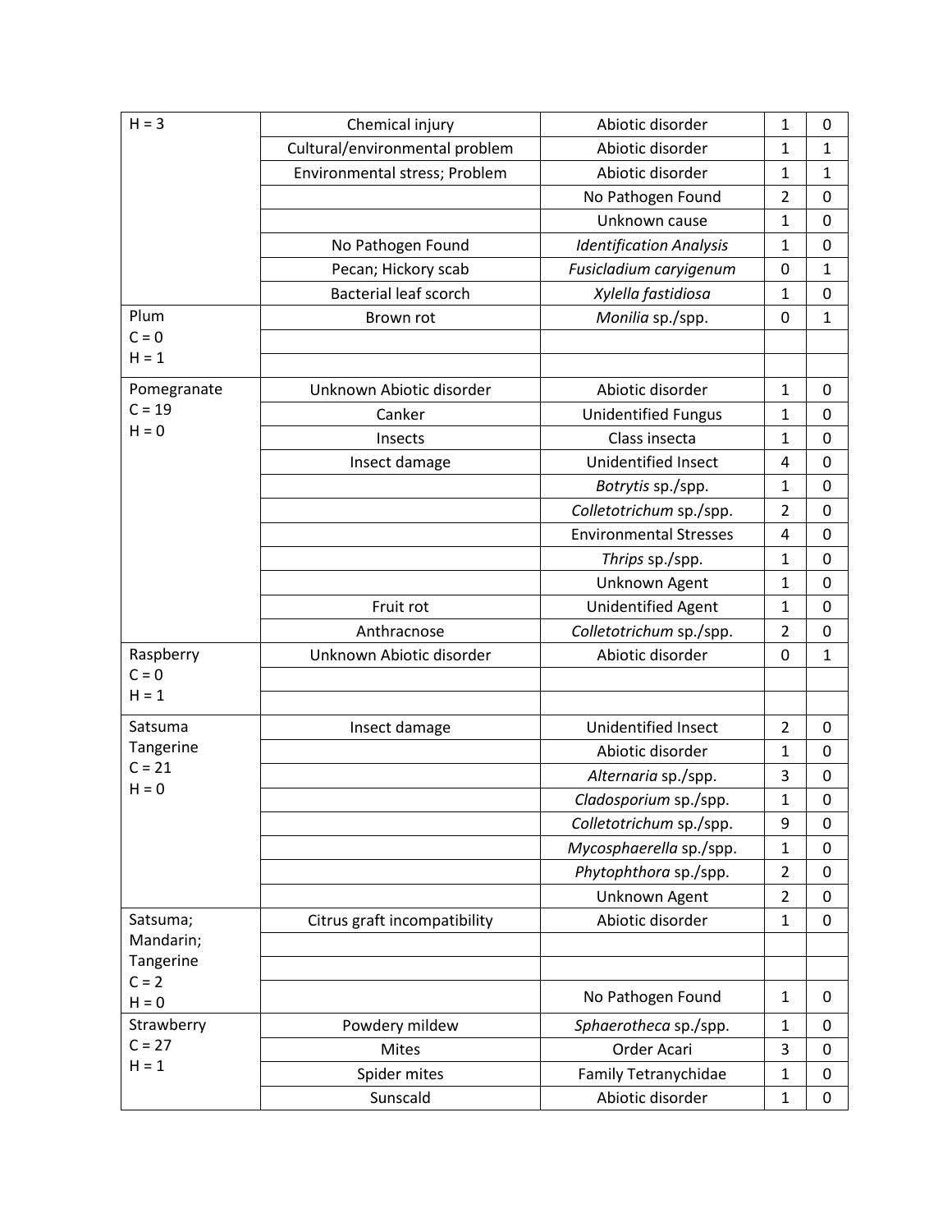| | | | | |
|---|---|---|---|---|
| H = 3 | Chemical injury | Abiotic disorder | 1 | 0 |
| | Cultural/environmental problem | Abiotic disorder | 1 | 1 |
| | Environmental stress; Problem | Abiotic disorder | 1 | 1 |
| | | No Pathogen Found | 2 | 0 |
| | | Unknown cause | 1 | 0 |
| | No Pathogen Found | *Identification Analysis* | 1 | 0 |
| | Pecan; Hickory scab | *Fusicladium caryigenum* | 0 | 1 |
| | Bacterial leaf scorch | *Xylella fastidiosa* | 1 | 0 |
| Plum<br>C = 0<br>H = 1 | Brown rot | *Monilia* sp./spp. | 0 | 1 |
| Pomegranate<br>C = 19<br>H = 0 | Unknown Abiotic disorder | Abiotic disorder | 1 | 0 |
| | Canker | Unidentified Fungus | 1 | 0 |
| | Insects | Class insecta | 1 | 0 |
| | Insect damage | Unidentified Insect | 4 | 0 |
| | | *Botrytis* sp./spp. | 1 | 0 |
| | | *Colletotrichum* sp./spp. | 2 | 0 |
| | | Environmental Stresses | 4 | 0 |
| | | *Thrips* sp./spp. | 1 | 0 |
| | | Unknown Agent | 1 | 0 |
| | Fruit rot | Unidentified Agent | 1 | 0 |
| | Anthracnose | *Colletotrichum* sp./spp. | 2 | 0 |
| Raspberry<br>C = 0<br>H = 1 | Unknown Abiotic disorder | Abiotic disorder | 0 | 1 |
| Satsuma Tangerine<br>C = 21<br>H = 0 | Insect damage | Unidentified Insect | 2 | 0 |
| | | Abiotic disorder | 1 | 0 |
| | | *Alternaria* sp./spp. | 3 | 0 |
| | | *Cladosporium* sp./spp. | 1 | 0 |
| | | *Colletotrichum* sp./spp. | 9 | 0 |
| | | *Mycosphaerella* sp./spp. | 1 | 0 |
| | | *Phytophthora* sp./spp. | 2 | 0 |
| | | Unknown Agent | 2 | 0 |
| Satsuma; Mandarin; Tangerine<br>C = 2<br>H = 0 | Citrus graft incompatibility | Abiotic disorder | 1 | 0 |
| | | No Pathogen Found | 1 | 0 |
| Strawberry<br>C = 27<br>H = 1 | Powdery mildew | *Sphaerotheca* sp./spp. | 1 | 0 |
| | Mites | Order Acari | 3 | 0 |
| | Spider mites | Family Tetranychidae | 1 | 0 |
| | Sunscald | Abiotic disorder | 1 | 0 |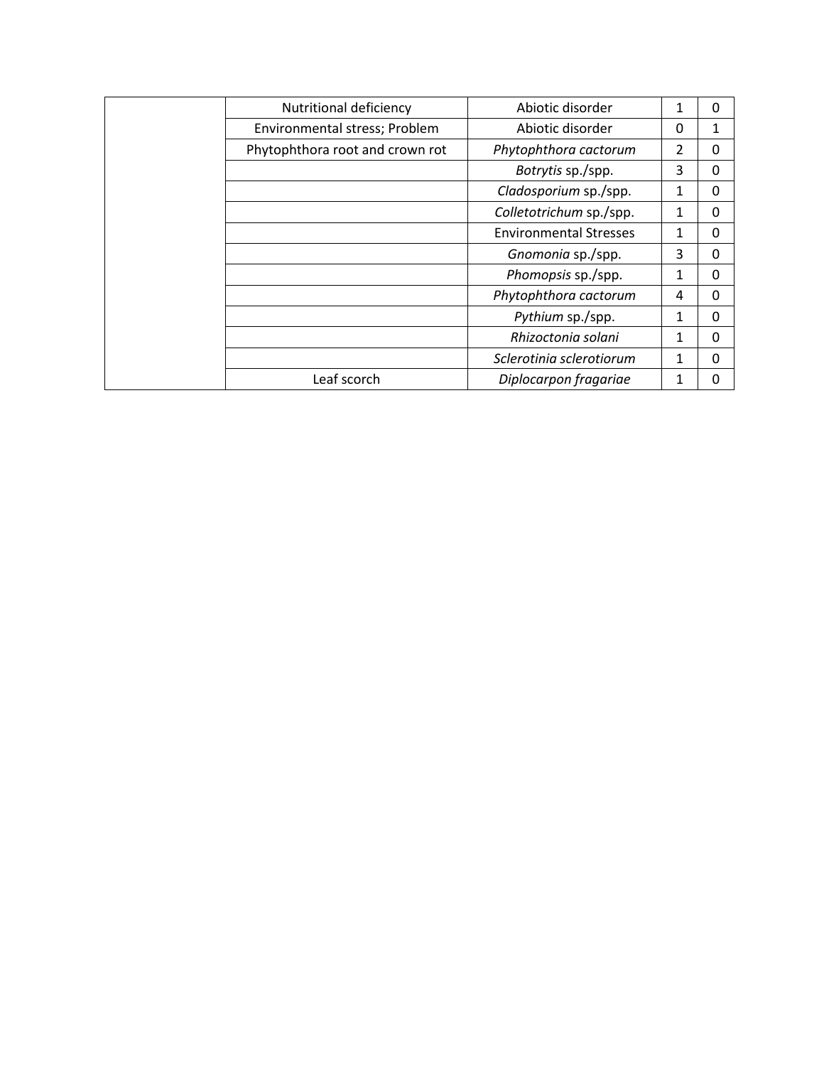| | | | | |
|---|---|---|---|---|
| | Nutritional deficiency | Abiotic disorder | 1 | 0 |
| | Environmental stress; Problem | Abiotic disorder | 0 | 1 |
| | Phytophthora root and crown rot | *Phytophthora cactorum* | 2 | 0 |
| | | *Botrytis* sp./spp. | 3 | 0 |
| | | *Cladosporium* sp./spp. | 1 | 0 |
| | | *Colletotrichum* sp./spp. | 1 | 0 |
| | | Environmental Stresses | 1 | 0 |
| | | *Gnomonia* sp./spp. | 3 | 0 |
| | | *Phomopsis* sp./spp. | 1 | 0 |
| | | *Phytophthora cactorum* | 4 | 0 |
| | | *Pythium* sp./spp. | 1 | 0 |
| | | *Rhizoctonia solani* | 1 | 0 |
| | | *Sclerotinia sclerotiorum* | 1 | 0 |
| | Leaf scorch | *Diplocarpon fragariae* | 1 | 0 |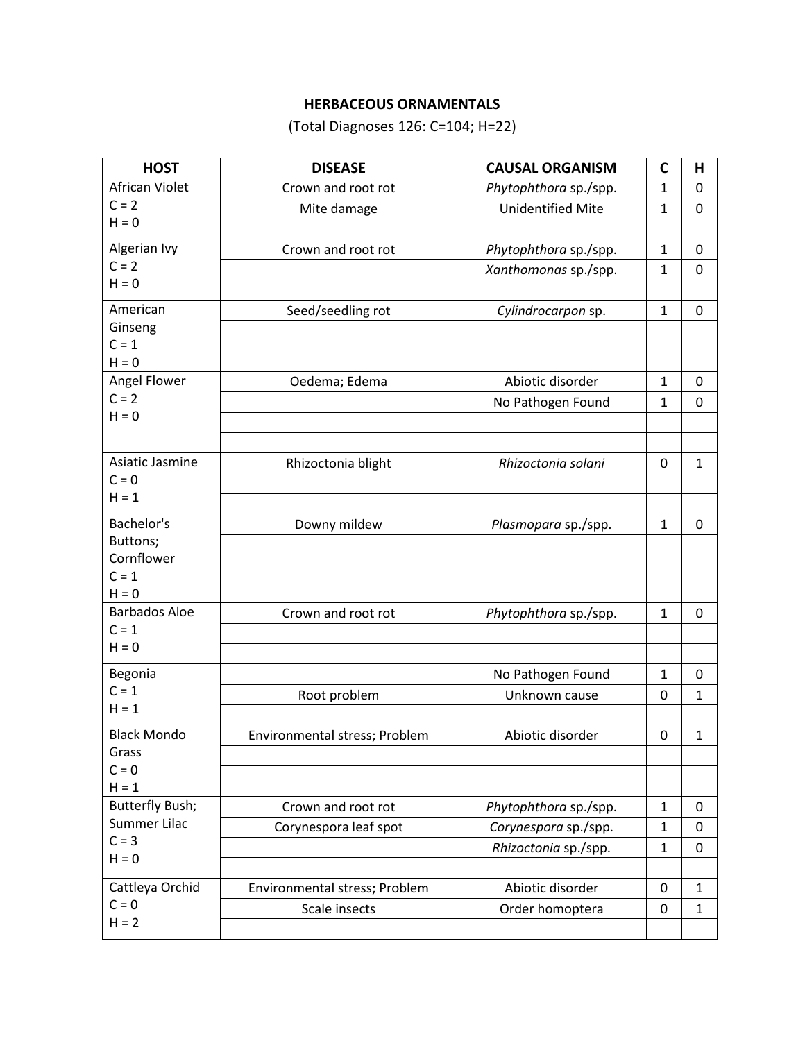**HERBACEOUS ORNAMENTALS**

(Total Diagnoses 126: C=104; H=22)

| HOST | DISEASE | CAUSAL ORGANISM | C | H |
|---|---|---|---|---|
| African Violet C = 2 H = 0 | Crown and root rot | *Phytophthora* sp./spp. | 1 | 0 |
| | Mite damage | Unidentified Mite | 1 | 0 |
| | | | | |
| Algerian Ivy C = 2 H = 0 | Crown and root rot | *Phytophthora* sp./spp. | 1 | 0 |
| | | *Xanthomonas* sp./spp. | 1 | 0 |
| | | | | |
| American Ginseng C = 1 H = 0 | Seed/seedling rot | *Cylindrocarpon* sp. | 1 | 0 |
| | | | | |
| | | | | |
| Angel Flower C = 2 H = 0 | Oedema; Edema | Abiotic disorder | 1 | 0 |
| | | No Pathogen Found | 1 | 0 |
| | | | | |
| | | | | |
| Asiatic Jasmine C = 0 H = 1 | Rhizoctonia blight | *Rhizoctonia solani* | 0 | 1 |
| | | | | |
| | | | | |
| Bachelor's Buttons; Cornflower C = 1 H = 0 | Downy mildew | *Plasmopara* sp./spp. | 1 | 0 |
| | | | | |
| | | | | |
| Barbados Aloe C = 1 H = 0 | Crown and root rot | *Phytophthora* sp./spp. | 1 | 0 |
| | | | | |
| | | | | |
| Begonia C = 1 H = 1 | | No Pathogen Found | 1 | 0 |
| | Root problem | Unknown cause | 0 | 1 |
| | | | | |
| Black Mondo Grass C = 0 H = 1 | Environmental stress; Problem | Abiotic disorder | 0 | 1 |
| | | | | |
| | | | | |
| Butterfly Bush; Summer Lilac C = 3 H = 0 | Crown and root rot | *Phytophthora* sp./spp. | 1 | 0 |
| | Corynespora leaf spot | *Corynespora* sp./spp. | 1 | 0 |
| | | *Rhizoctonia* sp./spp. | 1 | 0 |
| | | | | |
| Cattleya Orchid C = 0 H = 2 | Environmental stress; Problem | Abiotic disorder | 0 | 1 |
| | Scale insects | Order homoptera | 0 | 1 |
| | | | | |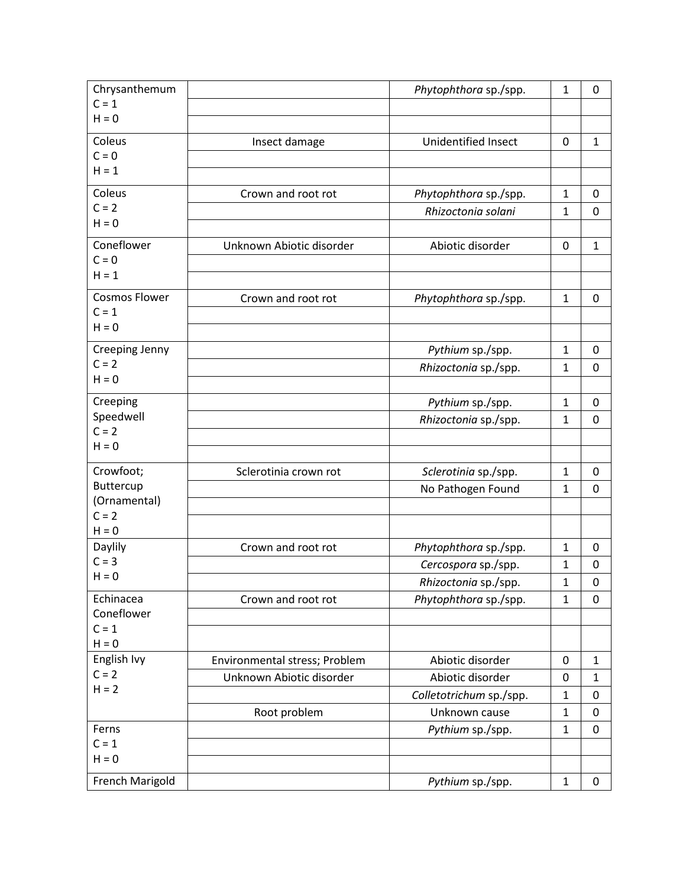| | | | | |
|---|---|---|---|---|
| Chrysanthemum C = 1 H = 0 | | *Phytophthora* sp./spp. | 1 | 0 |
| | | | | |
| | | | | |
| Coleus C = 0 H = 1 | Insect damage | Unidentified Insect | 0 | 1 |
| | | | | |
| | | | | |
| Coleus C = 2 H = 0 | Crown and root rot | *Phytophthora* sp./spp. | 1 | 0 |
| | | *Rhizoctonia solani* | 1 | 0 |
| | | | | |
| Coneflower C = 0 H = 1 | Unknown Abiotic disorder | Abiotic disorder | 0 | 1 |
| | | | | |
| | | | | |
| Cosmos Flower C = 1 H = 0 | Crown and root rot | *Phytophthora* sp./spp. | 1 | 0 |
| | | | | |
| | | | | |
| Creeping Jenny C = 2 H = 0 | | *Pythium* sp./spp. | 1 | 0 |
| | | *Rhizoctonia* sp./spp. | 1 | 0 |
| | | | | |
| Creeping Speedwell C = 2 H = 0 | | *Pythium* sp./spp. | 1 | 0 |
| | | *Rhizoctonia* sp./spp. | 1 | 0 |
| | | | | |
| | | | | |
| Crowfoot; Buttercup (Ornamental) C = 2 H = 0 | Sclerotinia crown rot | *Sclerotinia* sp./spp. | 1 | 0 |
| | | No Pathogen Found | 1 | 0 |
| | | | | |
| | | | | |
| Daylily C = 3 H = 0 | Crown and root rot | *Phytophthora* sp./spp. | 1 | 0 |
| | | *Cercospora* sp./spp. | 1 | 0 |
| | | *Rhizoctonia* sp./spp. | 1 | 0 |
| Echinacea Coneflower C = 1 H = 0 | Crown and root rot | *Phytophthora* sp./spp. | 1 | 0 |
| | | | | |
| | | | | |
| English Ivy C = 2 H = 2 | Environmental stress; Problem | Abiotic disorder | 0 | 1 |
| | Unknown Abiotic disorder | Abiotic disorder | 0 | 1 |
| | | *Colletotrichum* sp./spp. | 1 | 0 |
| | Root problem | Unknown cause | 1 | 0 |
| Ferns C = 1 H = 0 | | *Pythium* sp./spp. | 1 | 0 |
| | | | | |
| | | | | |
| French Marigold | | *Pythium* sp./spp. | 1 | 0 |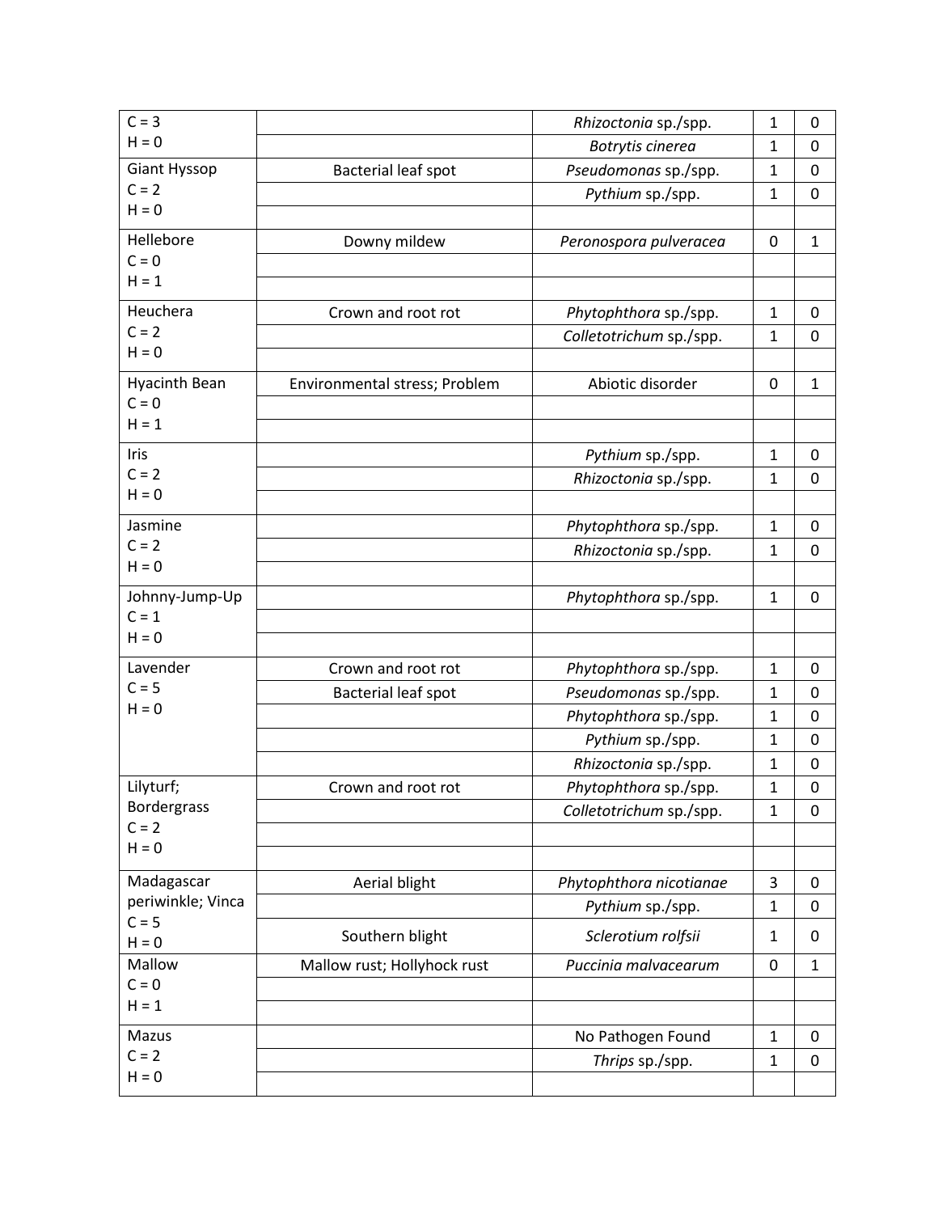| | | | | |
|---|---|---|---|---|
| C = 3<br>H = 0 | | *Rhizoctonia* sp./spp. | 1 | 0 |
| | | *Botrytis cinerea* | 1 | 0 |
| Giant Hyssop<br>C = 2<br>H = 0 | Bacterial leaf spot | *Pseudomonas* sp./spp. | 1 | 0 |
| | | *Pythium* sp./spp. | 1 | 0 |
| | | | | |
| Hellebore<br>C = 0<br>H = 1 | Downy mildew | *Peronospora pulveracea* | 0 | 1 |
| | | | | |
| | | | | |
| Heuchera<br>C = 2<br>H = 0 | Crown and root rot | *Phytophthora* sp./spp. | 1 | 0 |
| | | *Colletotrichum* sp./spp. | 1 | 0 |
| | | | | |
| Hyacinth Bean<br>C = 0<br>H = 1 | Environmental stress; Problem | Abiotic disorder | 0 | 1 |
| | | | | |
| | | | | |
| Iris<br>C = 2<br>H = 0 | | *Pythium* sp./spp. | 1 | 0 |
| | | *Rhizoctonia* sp./spp. | 1 | 0 |
| | | | | |
| Jasmine<br>C = 2<br>H = 0 | | *Phytophthora* sp./spp. | 1 | 0 |
| | | *Rhizoctonia* sp./spp. | 1 | 0 |
| | | | | |
| Johnny-Jump-Up<br>C = 1<br>H = 0 | | *Phytophthora* sp./spp. | 1 | 0 |
| | | | | |
| | | | | |
| Lavender<br>C = 5<br>H = 0 | Crown and root rot | *Phytophthora* sp./spp. | 1 | 0 |
| | Bacterial leaf spot | *Pseudomonas* sp./spp. | 1 | 0 |
| | | *Phytophthora* sp./spp. | 1 | 0 |
| | | *Pythium* sp./spp. | 1 | 0 |
| | | *Rhizoctonia* sp./spp. | 1 | 0 |
| Lilyturf; Bordergrass<br>C = 2<br>H = 0 | Crown and root rot | *Phytophthora* sp./spp. | 1 | 0 |
| | | *Colletotrichum* sp./spp. | 1 | 0 |
| | | | | |
| | | | | |
| Madagascar periwinkle; Vinca<br>C = 5<br>H = 0 | Aerial blight | *Phytophthora nicotianae* | 3 | 0 |
| | | *Pythium* sp./spp. | 1 | 0 |
| | Southern blight | *Sclerotium rolfsii* | 1 | 0 |
| Mallow<br>C = 0<br>H = 1 | Mallow rust; Hollyhock rust | *Puccinia malvacearum* | 0 | 1 |
| | | | | |
| | | | | |
| Mazus<br>C = 2<br>H = 0 | | No Pathogen Found | 1 | 0 |
| | | *Thrips* sp./spp. | 1 | 0 |
| | | | | |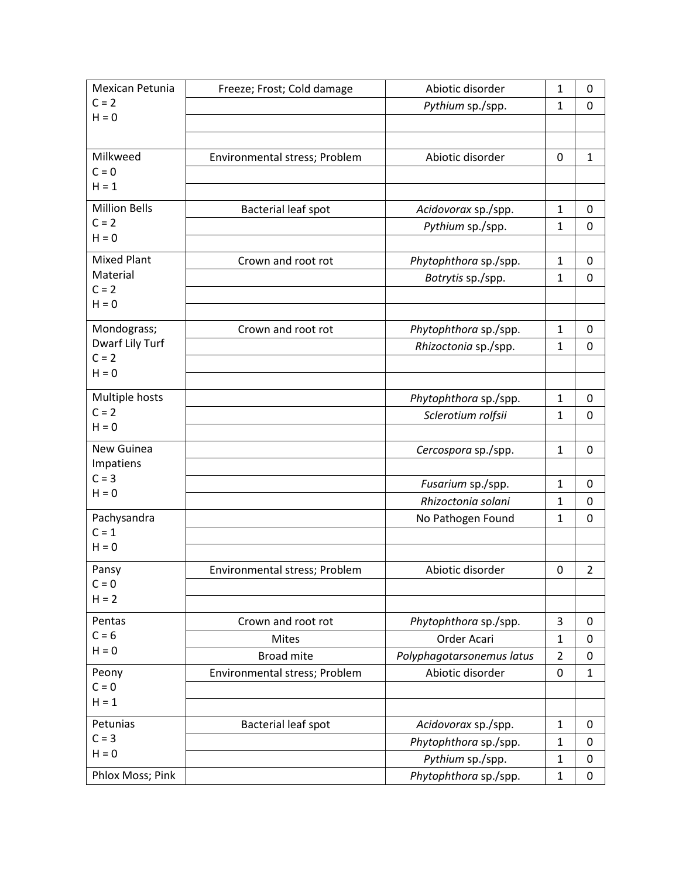| | | | | |
|---|---|---|---|---|
| Mexican Petunia | Freeze; Frost; Cold damage | Abiotic disorder | 1 | 0 |
| C = 2 | | *Pythium* sp./spp. | 1 | 0 |
| H = 0 | | | | |
| | | | | |
| Milkweed | Environmental stress; Problem | Abiotic disorder | 0 | 1 |
| C = 0 | | | | |
| H = 1 | | | | |
| Million Bells | Bacterial leaf spot | *Acidovorax* sp./spp. | 1 | 0 |
| C = 2 | | *Pythium* sp./spp. | 1 | 0 |
| H = 0 | | | | |
| Mixed Plant Material | Crown and root rot | *Phytophthora* sp./spp. | 1 | 0 |
| C = 2 | | *Botrytis* sp./spp. | 1 | 0 |
| H = 0 | | | | |
| | | | | |
| Mondograss; Dwarf Lily Turf | Crown and root rot | *Phytophthora* sp./spp. | 1 | 0 |
| C = 2 | | *Rhizoctonia* sp./spp. | 1 | 0 |
| H = 0 | | | | |
| | | | | |
| Multiple hosts | | *Phytophthora* sp./spp. | 1 | 0 |
| C = 2 | | *Sclerotium rolfsii* | 1 | 0 |
| H = 0 | | | | |
| New Guinea Impatiens | | *Cercospora* sp./spp. | 1 | 0 |
| | | | | |
| C = 3 | | *Fusarium* sp./spp. | 1 | 0 |
| H = 0 | | *Rhizoctonia solani* | 1 | 0 |
| Pachysandra | | No Pathogen Found | 1 | 0 |
| C = 1 | | | | |
| H = 0 | | | | |
| Pansy | Environmental stress; Problem | Abiotic disorder | 0 | 2 |
| C = 0 | | | | |
| H = 2 | | | | |
| Pentas | Crown and root rot | *Phytophthora* sp./spp. | 3 | 0 |
| C = 6 | Mites | Order Acari | 1 | 0 |
| H = 0 | Broad mite | *Polyphagotarsonemus latus* | 2 | 0 |
| Peony | Environmental stress; Problem | Abiotic disorder | 0 | 1 |
| C = 0 | | | | |
| H = 1 | | | | |
| Petunias | Bacterial leaf spot | *Acidovorax* sp./spp. | 1 | 0 |
| C = 3 | | *Phytophthora* sp./spp. | 1 | 0 |
| H = 0 | | *Pythium* sp./spp. | 1 | 0 |
| Phlox Moss; Pink | | *Phytophthora* sp./spp. | 1 | 0 |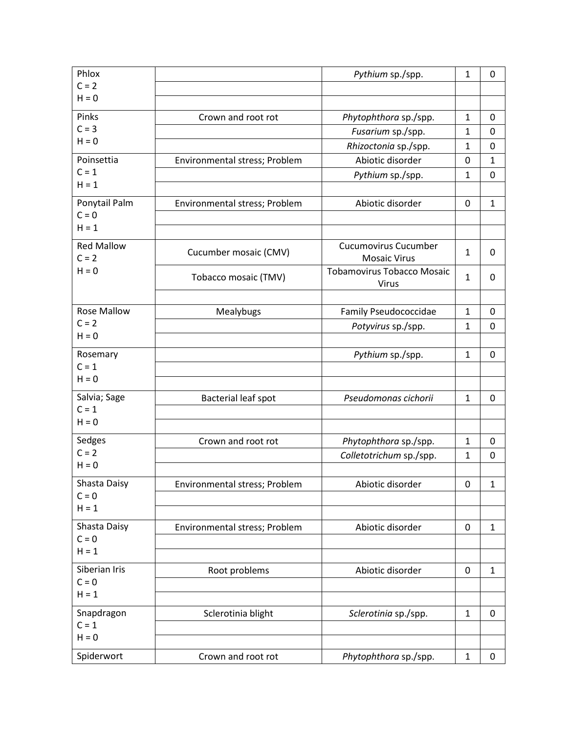| | | | | |
|---|---|---|---|---|
| Phlox<br>C = 2<br>H = 0 | | *Pythium* sp./spp. | 1 | 0 |
| | | | | |
| | | | | |
| Pinks<br>C = 3<br>H = 0 | Crown and root rot | *Phytophthora* sp./spp. | 1 | 0 |
| | | *Fusarium* sp./spp. | 1 | 0 |
| | | *Rhizoctonia* sp./spp. | 1 | 0 |
| Poinsettia<br>C = 1<br>H = 1 | Environmental stress; Problem | Abiotic disorder | 0 | 1 |
| | | *Pythium* sp./spp. | 1 | 0 |
| | | | | |
| Ponytail Palm<br>C = 0<br>H = 1 | Environmental stress; Problem | Abiotic disorder | 0 | 1 |
| | | | | |
| | | | | |
| Red Mallow<br>C = 2<br>H = 0 | Cucumber mosaic (CMV) | Cucumovirus Cucumber Mosaic Virus | 1 | 0 |
| | Tobacco mosaic (TMV) | Tobamovirus Tobacco Mosaic Virus | 1 | 0 |
| | | | | |
| Rose Mallow<br>C = 2<br>H = 0 | Mealybugs | Family Pseudococcidae | 1 | 0 |
| | | *Potyvirus* sp./spp. | 1 | 0 |
| | | | | |
| Rosemary<br>C = 1<br>H = 0 | | *Pythium* sp./spp. | 1 | 0 |
| | | | | |
| | | | | |
| Salvia; Sage<br>C = 1<br>H = 0 | Bacterial leaf spot | *Pseudomonas cichorii* | 1 | 0 |
| | | | | |
| | | | | |
| Sedges<br>C = 2<br>H = 0 | Crown and root rot | *Phytophthora* sp./spp. | 1 | 0 |
| | | *Colletotrichum* sp./spp. | 1 | 0 |
| | | | | |
| Shasta Daisy<br>C = 0<br>H = 1 | Environmental stress; Problem | Abiotic disorder | 0 | 1 |
| | | | | |
| | | | | |
| Shasta Daisy<br>C = 0<br>H = 1 | Environmental stress; Problem | Abiotic disorder | 0 | 1 |
| | | | | |
| | | | | |
| Siberian Iris<br>C = 0<br>H = 1 | Root problems | Abiotic disorder | 0 | 1 |
| | | | | |
| | | | | |
| Snapdragon<br>C = 1<br>H = 0 | Sclerotinia blight | *Sclerotinia* sp./spp. | 1 | 0 |
| | | | | |
| | | | | |
| Spiderwort | Crown and root rot | *Phytophthora* sp./spp. | 1 | 0 |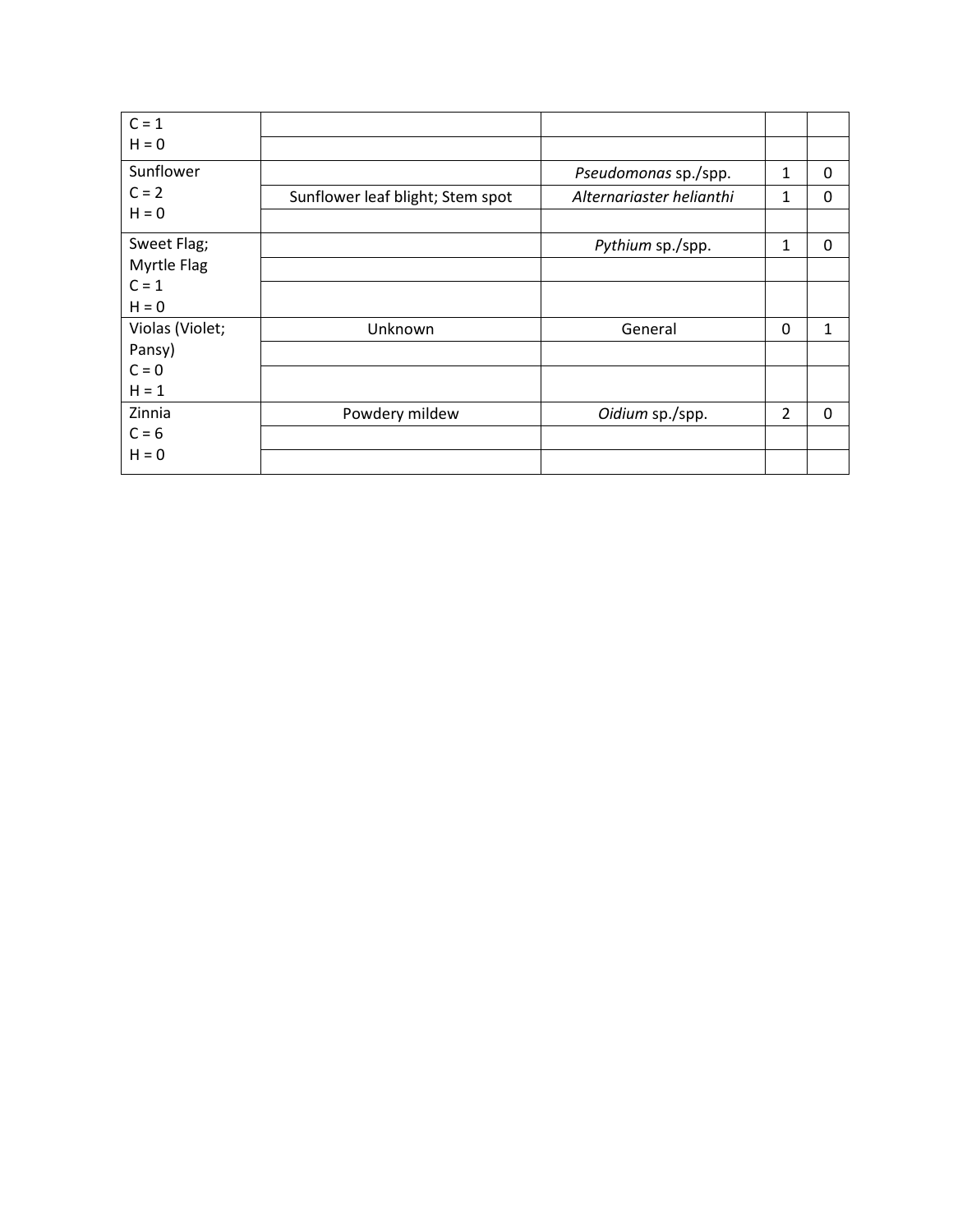| | | | | |
|---|---|---|---|---|
| C = 1<br>H = 0 | | | | |
| | | | | |
| Sunflower<br>C = 2<br>H = 0 | | *Pseudomonas* sp./spp. | 1 | 0 |
| | Sunflower leaf blight; Stem spot | *Alternariaster helianthi* | 1 | 0 |
| | | | | |
| Sweet Flag;<br>Myrtle Flag<br>C = 1<br>H = 0 | | *Pythium* sp./spp. | 1 | 0 |
| | | | | |
| | | | | |
| Violas (Violet;<br>Pansy)<br>C = 0<br>H = 1 | Unknown | General | 0 | 1 |
| | | | | |
| | | | | |
| Zinnia<br>C = 6<br>H = 0 | Powdery mildew | *Oidium* sp./spp. | 2 | 0 |
| | | | | |
| | | | | |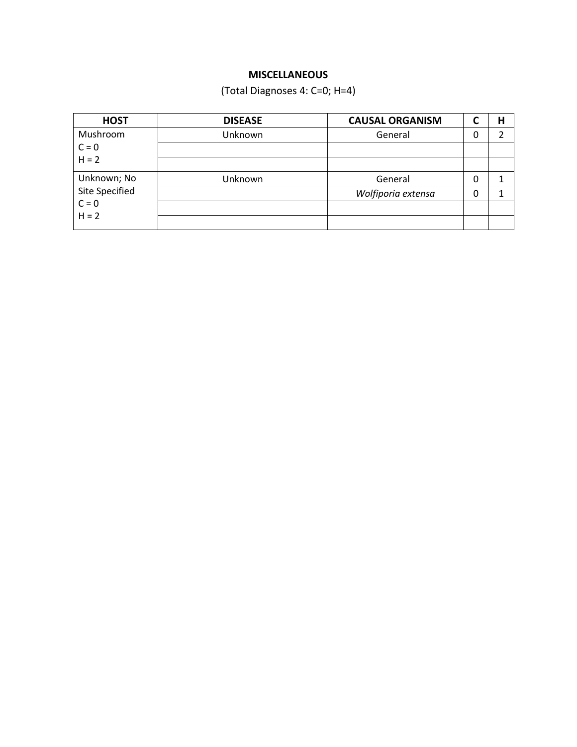**MISCELLANEOUS**

(Total Diagnoses 4: C=0; H=4)

| HOST | DISEASE | CAUSAL ORGANISM | C | H |
|---|---|---|---|---|
| Mushroom<br>C = 0<br>H = 2 | Unknown | General | 0 | 2 |
| | | | | |
| | | | | |
| Unknown; No Site Specified<br>C = 0<br>H = 2 | Unknown | General | 0 | 1 |
| | | *Wolfiporia extensa* | 0 | 1 |
| | | | | |
| | | | | |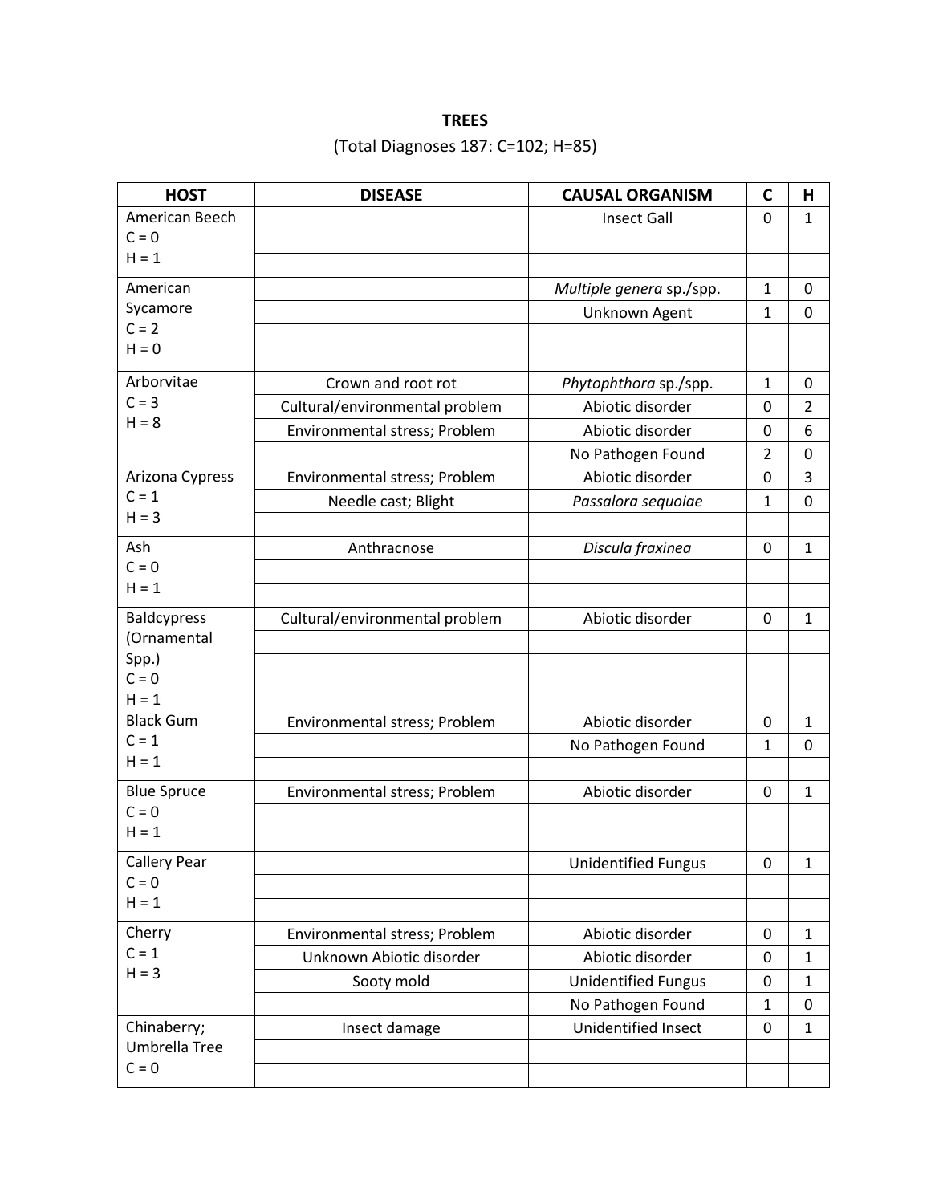**TREES**

(Total Diagnoses 187: C=102; H=85)

| HOST | DISEASE | CAUSAL ORGANISM | C | H |
|---|---|---|---|---|
| American Beech C = 0 H = 1 | | Insect Gall | 0 | 1 |
| | | | | |
| | | | | |
| American Sycamore C = 2 H = 0 | | *Multiple genera* sp./spp. | 1 | 0 |
| | | Unknown Agent | 1 | 0 |
| | | | | |
| | | | | |
| Arborvitae C = 3 H = 8 | Crown and root rot | *Phytophthora* sp./spp. | 1 | 0 |
| | Cultural/environmental problem | Abiotic disorder | 0 | 2 |
| | Environmental stress; Problem | Abiotic disorder | 0 | 6 |
| | | No Pathogen Found | 2 | 0 |
| Arizona Cypress C = 1 H = 3 | Environmental stress; Problem | Abiotic disorder | 0 | 3 |
| | Needle cast; Blight | *Passalora sequoiae* | 1 | 0 |
| | | | | |
| Ash C = 0 H = 1 | Anthracnose | *Discula fraxinea* | 0 | 1 |
| | | | | |
| | | | | |
| Baldcypress (Ornamental Spp.) C = 0 H = 1 | Cultural/environmental problem | Abiotic disorder | 0 | 1 |
| | | | | |
| | | | | |
| Black Gum C = 1 H = 1 | Environmental stress; Problem | Abiotic disorder | 0 | 1 |
| | | No Pathogen Found | 1 | 0 |
| | | | | |
| Blue Spruce C = 0 H = 1 | Environmental stress; Problem | Abiotic disorder | 0 | 1 |
| | | | | |
| | | | | |
| Callery Pear C = 0 H = 1 | | Unidentified Fungus | 0 | 1 |
| | | | | |
| | | | | |
| Cherry C = 1 H = 3 | Environmental stress; Problem | Abiotic disorder | 0 | 1 |
| | Unknown Abiotic disorder | Abiotic disorder | 0 | 1 |
| | Sooty mold | Unidentified Fungus | 0 | 1 |
| | | No Pathogen Found | 1 | 0 |
| Chinaberry; Umbrella Tree C = 0 | Insect damage | Unidentified Insect | 0 | 1 |
| | | | | |
| | | | | |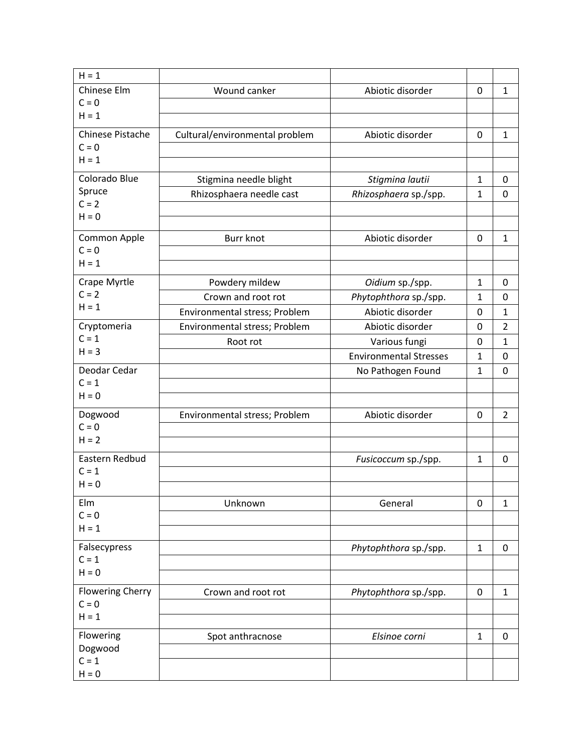| | | | | |
|---|---|---|---|---|
| H = 1 | | | | |
| Chinese Elm<br>C = 0<br>H = 1 | Wound canker | Abiotic disorder | 0 | 1 |
| | | | | |
| | | | | |
| Chinese Pistache<br>C = 0<br>H = 1 | Cultural/environmental problem | Abiotic disorder | 0 | 1 |
| | | | | |
| | | | | |
| Colorado Blue Spruce<br>C = 2<br>H = 0 | Stigmina needle blight | *Stigmina lautii* | 1 | 0 |
| | Rhizosphaera needle cast | *Rhizosphaera* sp./spp. | 1 | 0 |
| | | | | |
| | | | | |
| Common Apple<br>C = 0<br>H = 1 | Burr knot | Abiotic disorder | 0 | 1 |
| | | | | |
| | | | | |
| Crape Myrtle<br>C = 2<br>H = 1 | Powdery mildew | *Oidium* sp./spp. | 1 | 0 |
| | Crown and root rot | *Phytophthora* sp./spp. | 1 | 0 |
| | Environmental stress; Problem | Abiotic disorder | 0 | 1 |
| Cryptomeria<br>C = 1<br>H = 3 | Environmental stress; Problem | Abiotic disorder | 0 | 2 |
| | Root rot | Various fungi | 0 | 1 |
| | | Environmental Stresses | 1 | 0 |
| Deodar Cedar<br>C = 1<br>H = 0 | | No Pathogen Found | 1 | 0 |
| | | | | |
| | | | | |
| Dogwood<br>C = 0<br>H = 2 | Environmental stress; Problem | Abiotic disorder | 0 | 2 |
| | | | | |
| | | | | |
| Eastern Redbud<br>C = 1<br>H = 0 | | *Fusicoccum* sp./spp. | 1 | 0 |
| | | | | |
| | | | | |
| Elm<br>C = 0<br>H = 1 | Unknown | General | 0 | 1 |
| | | | | |
| | | | | |
| Falsecypress<br>C = 1<br>H = 0 | | *Phytophthora* sp./spp. | 1 | 0 |
| | | | | |
| | | | | |
| Flowering Cherry<br>C = 0<br>H = 1 | Crown and root rot | *Phytophthora* sp./spp. | 0 | 1 |
| | | | | |
| | | | | |
| Flowering Dogwood<br>C = 1<br>H = 0 | Spot anthracnose | *Elsinoe corni* | 1 | 0 |
| | | | | |
| | | | | |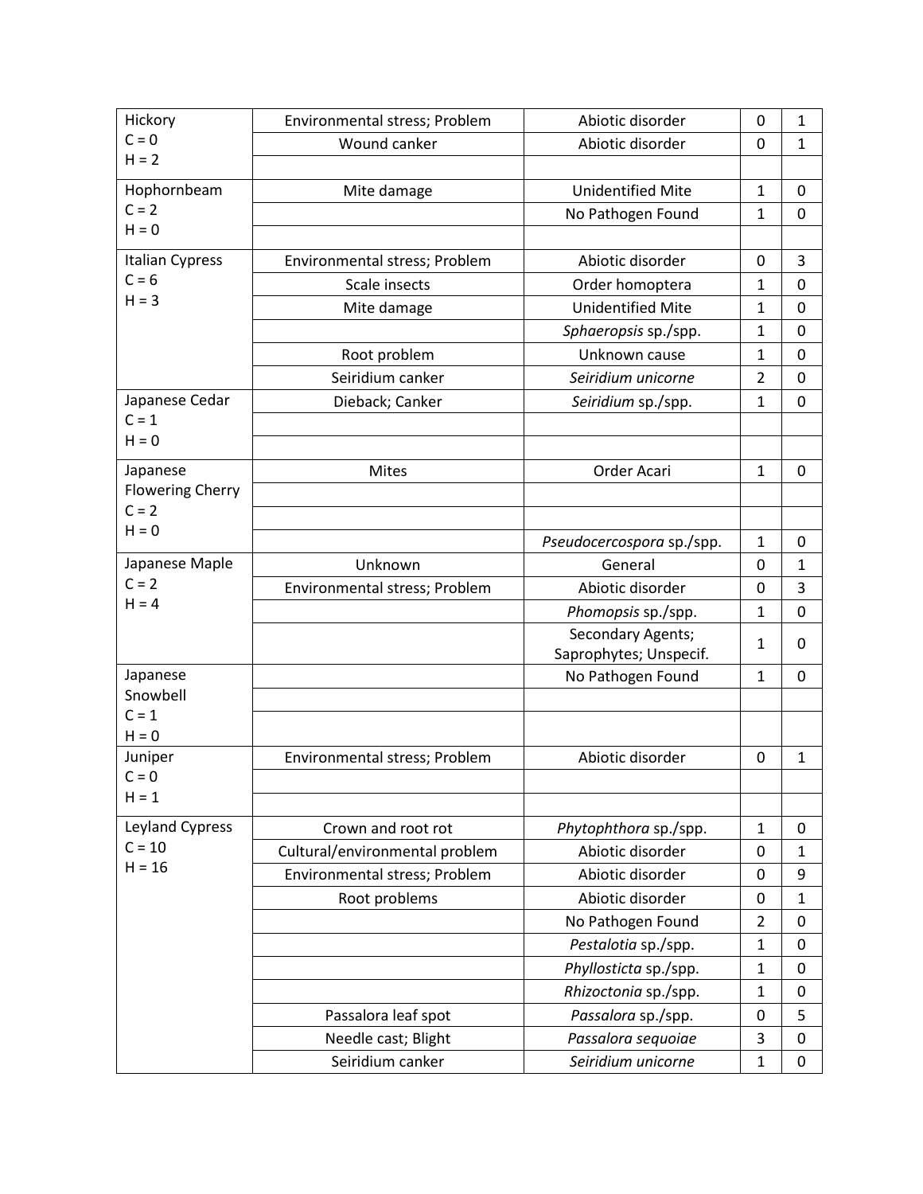| | | | | |
|---|---|---|---|---|
| Hickory<br>C = 0<br>H = 2 | Environmental stress; Problem | Abiotic disorder | 0 | 1 |
| | Wound canker | Abiotic disorder | 0 | 1 |
| | | | | |
| Hophornbeam<br>C = 2<br>H = 0 | Mite damage | Unidentified Mite | 1 | 0 |
| | | No Pathogen Found | 1 | 0 |
| | | | | |
| Italian Cypress<br>C = 6<br>H = 3 | Environmental stress; Problem | Abiotic disorder | 0 | 3 |
| | Scale insects | Order homoptera | 1 | 0 |
| | Mite damage | Unidentified Mite | 1 | 0 |
| | | *Sphaeropsis* sp./spp. | 1 | 0 |
| | Root problem | Unknown cause | 1 | 0 |
| | Seiridium canker | *Seiridium unicorne* | 2 | 0 |
| Japanese Cedar<br>C = 1<br>H = 0 | Dieback; Canker | *Seiridium* sp./spp. | 1 | 0 |
| | | | | |
| | | | | |
| Japanese Flowering Cherry<br>C = 2<br>H = 0 | Mites | Order Acari | 1 | 0 |
| | | | | |
| | | | | |
| | | *Pseudocercospora* sp./spp. | 1 | 0 |
| Japanese Maple<br>C = 2<br>H = 4 | Unknown | General | 0 | 1 |
| | Environmental stress; Problem | Abiotic disorder | 0 | 3 |
| | | *Phomopsis* sp./spp. | 1 | 0 |
| | | Secondary Agents; Saprophytes; Unspecif. | 1 | 0 |
| Japanese Snowbell<br>C = 1<br>H = 0 | | No Pathogen Found | 1 | 0 |
| | | | | |
| | | | | |
| Juniper<br>C = 0<br>H = 1 | Environmental stress; Problem | Abiotic disorder | 0 | 1 |
| | | | | |
| | | | | |
| Leyland Cypress<br>C = 10<br>H = 16 | Crown and root rot | *Phytophthora* sp./spp. | 1 | 0 |
| | Cultural/environmental problem | Abiotic disorder | 0 | 1 |
| | Environmental stress; Problem | Abiotic disorder | 0 | 9 |
| | Root problems | Abiotic disorder | 0 | 1 |
| | | No Pathogen Found | 2 | 0 |
| | | *Pestalotia* sp./spp. | 1 | 0 |
| | | *Phyllosticta* sp./spp. | 1 | 0 |
| | | *Rhizoctonia* sp./spp. | 1 | 0 |
| | Passalora leaf spot | *Passalora* sp./spp. | 0 | 5 |
| | Needle cast; Blight | *Passalora sequoiae* | 3 | 0 |
| | Seiridium canker | *Seiridium unicorne* | 1 | 0 |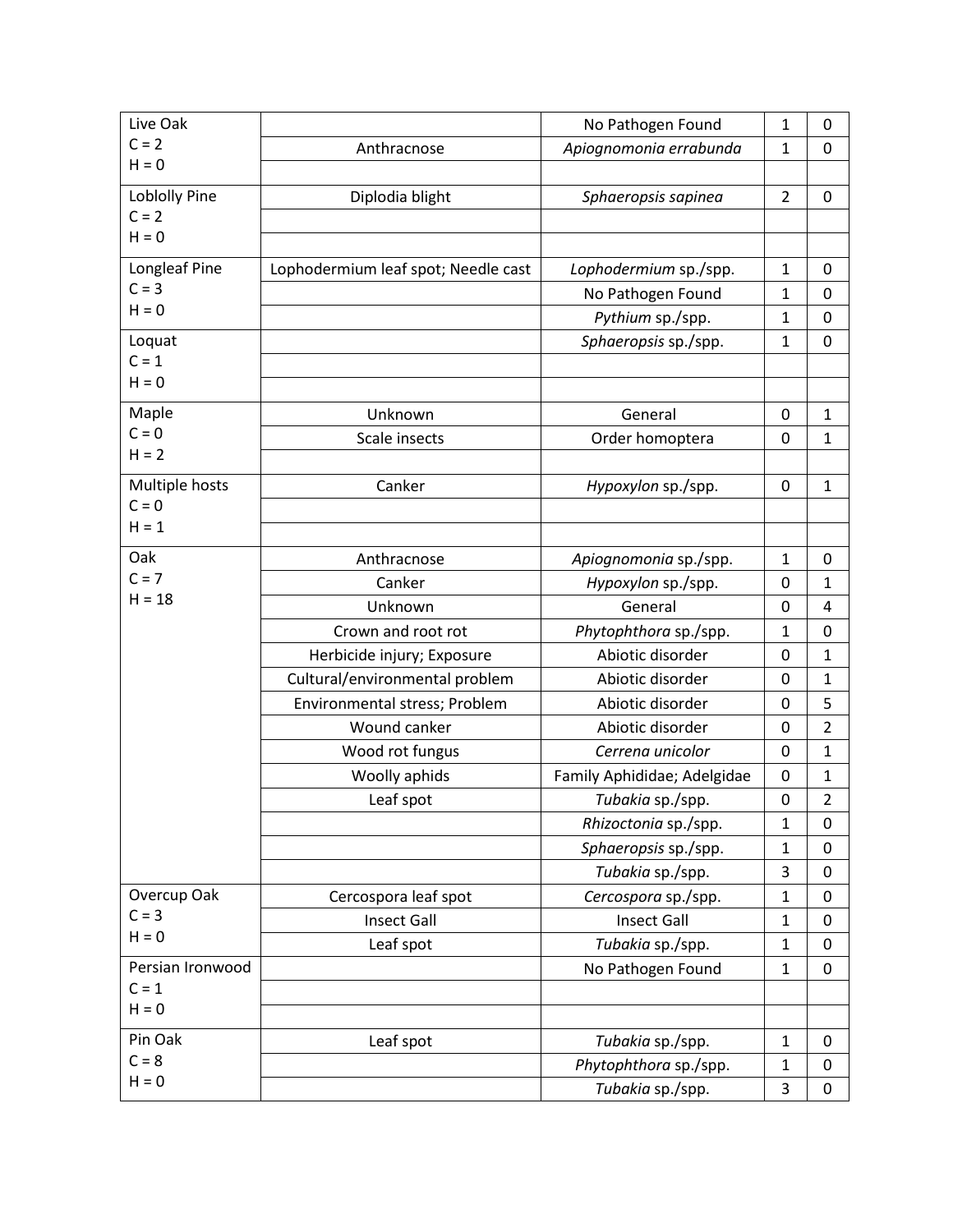| | | | | |
|---|---|---|---|---|
| Live Oak<br>C = 2<br>H = 0 | | No Pathogen Found | 1 | 0 |
| | Anthracnose | *Apiognomonia errabunda* | 1 | 0 |
| | | | | |
| Loblolly Pine<br>C = 2<br>H = 0 | Diplodia blight | *Sphaeropsis sapinea* | 2 | 0 |
| | | | | |
| | | | | |
| Longleaf Pine<br>C = 3<br>H = 0 | Lophodermium leaf spot; Needle cast | *Lophodermium* sp./spp. | 1 | 0 |
| | | No Pathogen Found | 1 | 0 |
| | | *Pythium* sp./spp. | 1 | 0 |
| Loquat<br>C = 1<br>H = 0 | | *Sphaeropsis* sp./spp. | 1 | 0 |
| | | | | |
| | | | | |
| Maple<br>C = 0<br>H = 2 | Unknown | General | 0 | 1 |
| | Scale insects | Order homoptera | 0 | 1 |
| | | | | |
| Multiple hosts<br>C = 0<br>H = 1 | Canker | *Hypoxylon* sp./spp. | 0 | 1 |
| | | | | |
| | | | | |
| Oak<br>C = 7<br>H = 18 | Anthracnose | *Apiognomonia* sp./spp. | 1 | 0 |
| | Canker | *Hypoxylon* sp./spp. | 0 | 1 |
| | Unknown | General | 0 | 4 |
| | Crown and root rot | *Phytophthora* sp./spp. | 1 | 0 |
| | Herbicide injury; Exposure | Abiotic disorder | 0 | 1 |
| | Cultural/environmental problem | Abiotic disorder | 0 | 1 |
| | Environmental stress; Problem | Abiotic disorder | 0 | 5 |
| | Wound canker | Abiotic disorder | 0 | 2 |
| | Wood rot fungus | *Cerrena unicolor* | 0 | 1 |
| | Woolly aphids | Family Aphididae; Adelgidae | 0 | 1 |
| | Leaf spot | *Tubakia* sp./spp. | 0 | 2 |
| | | *Rhizoctonia* sp./spp. | 1 | 0 |
| | | *Sphaeropsis* sp./spp. | 1 | 0 |
| | | *Tubakia* sp./spp. | 3 | 0 |
| Overcup Oak<br>C = 3<br>H = 0 | Cercospora leaf spot | *Cercospora* sp./spp. | 1 | 0 |
| | Insect Gall | Insect Gall | 1 | 0 |
| | Leaf spot | *Tubakia* sp./spp. | 1 | 0 |
| Persian Ironwood<br>C = 1<br>H = 0 | | No Pathogen Found | 1 | 0 |
| | | | | |
| | | | | |
| Pin Oak<br>C = 8<br>H = 0 | Leaf spot | *Tubakia* sp./spp. | 1 | 0 |
| | | *Phytophthora* sp./spp. | 1 | 0 |
| | | *Tubakia* sp./spp. | 3 | 0 |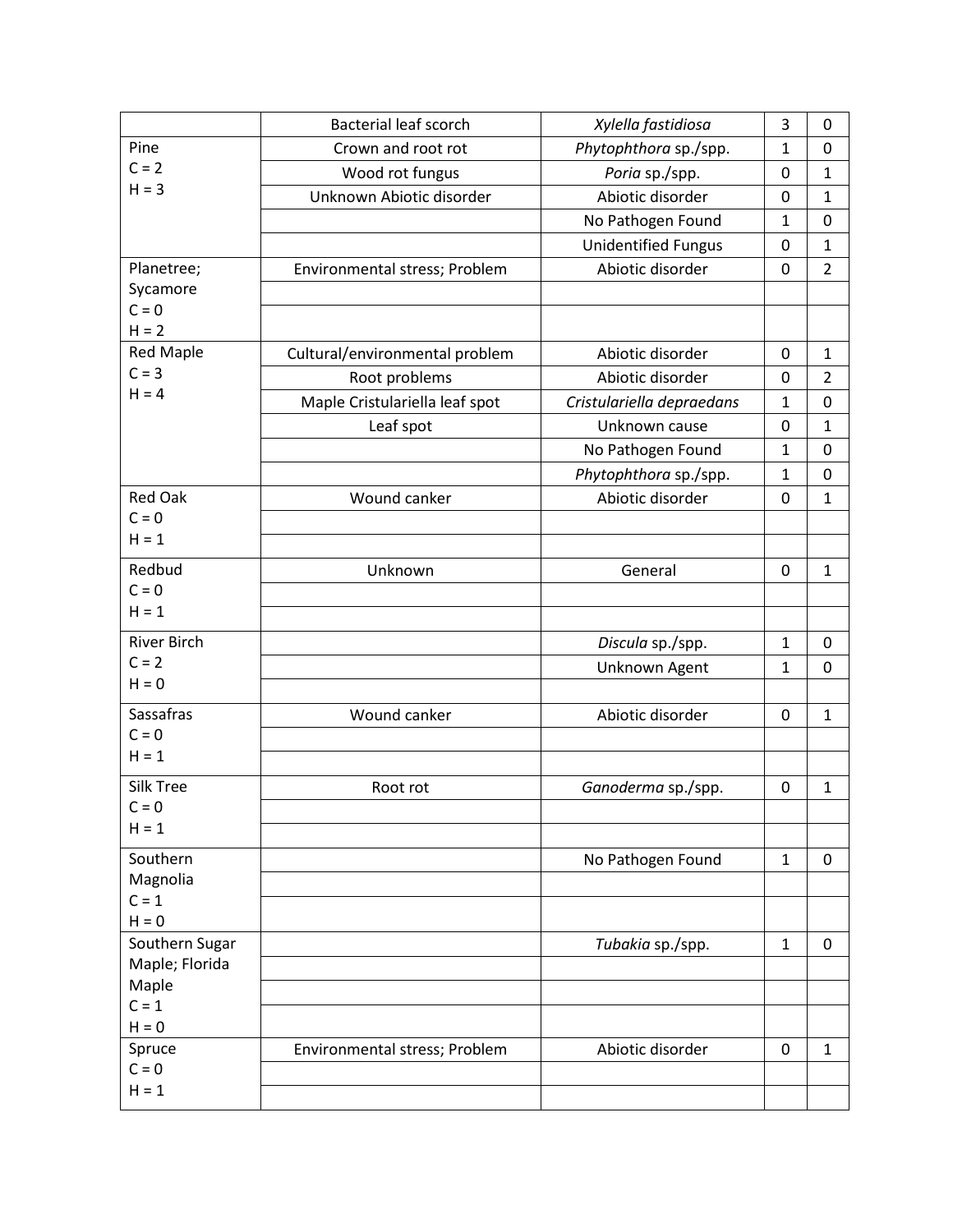| | | | | |
|---|---|---|---|---|
| | Bacterial leaf scorch | *Xylella fastidiosa* | 3 | 0 |
| Pine<br>C = 2<br>H = 3 | Crown and root rot | *Phytophthora* sp./spp. | 1 | 0 |
| | Wood rot fungus | *Poria* sp./spp. | 0 | 1 |
| | Unknown Abiotic disorder | Abiotic disorder | 0 | 1 |
| | | No Pathogen Found | 1 | 0 |
| | | Unidentified Fungus | 0 | 1 |
| Planetree; Sycamore<br>C = 0<br>H = 2 | Environmental stress; Problem | Abiotic disorder | 0 | 2 |
| | | | | |
| | | | | |
| Red Maple<br>C = 3<br>H = 4 | Cultural/environmental problem | Abiotic disorder | 0 | 1 |
| | Root problems | Abiotic disorder | 0 | 2 |
| | Maple Cristulariella leaf spot | *Cristulariella depraedans* | 1 | 0 |
| | Leaf spot | Unknown cause | 0 | 1 |
| | | No Pathogen Found | 1 | 0 |
| | | *Phytophthora* sp./spp. | 1 | 0 |
| Red Oak<br>C = 0<br>H = 1 | Wound canker | Abiotic disorder | 0 | 1 |
| | | | | |
| | | | | |
| Redbud<br>C = 0<br>H = 1 | Unknown | General | 0 | 1 |
| | | | | |
| | | | | |
| River Birch<br>C = 2<br>H = 0 | | *Discula* sp./spp. | 1 | 0 |
| | | Unknown Agent | 1 | 0 |
| | | | | |
| Sassafras<br>C = 0<br>H = 1 | Wound canker | Abiotic disorder | 0 | 1 |
| | | | | |
| | | | | |
| Silk Tree<br>C = 0<br>H = 1 | Root rot | *Ganoderma* sp./spp. | 0 | 1 |
| | | | | |
| | | | | |
| Southern Magnolia<br>C = 1<br>H = 0 | | No Pathogen Found | 1 | 0 |
| | | | | |
| | | | | |
| Southern Sugar Maple; Florida Maple<br>C = 1<br>H = 0 | | *Tubakia* sp./spp. | 1 | 0 |
| | | | | |
| | | | | |
| | | | | |
| Spruce<br>C = 0<br>H = 1 | Environmental stress; Problem | Abiotic disorder | 0 | 1 |
| | | | | |
| | | | | |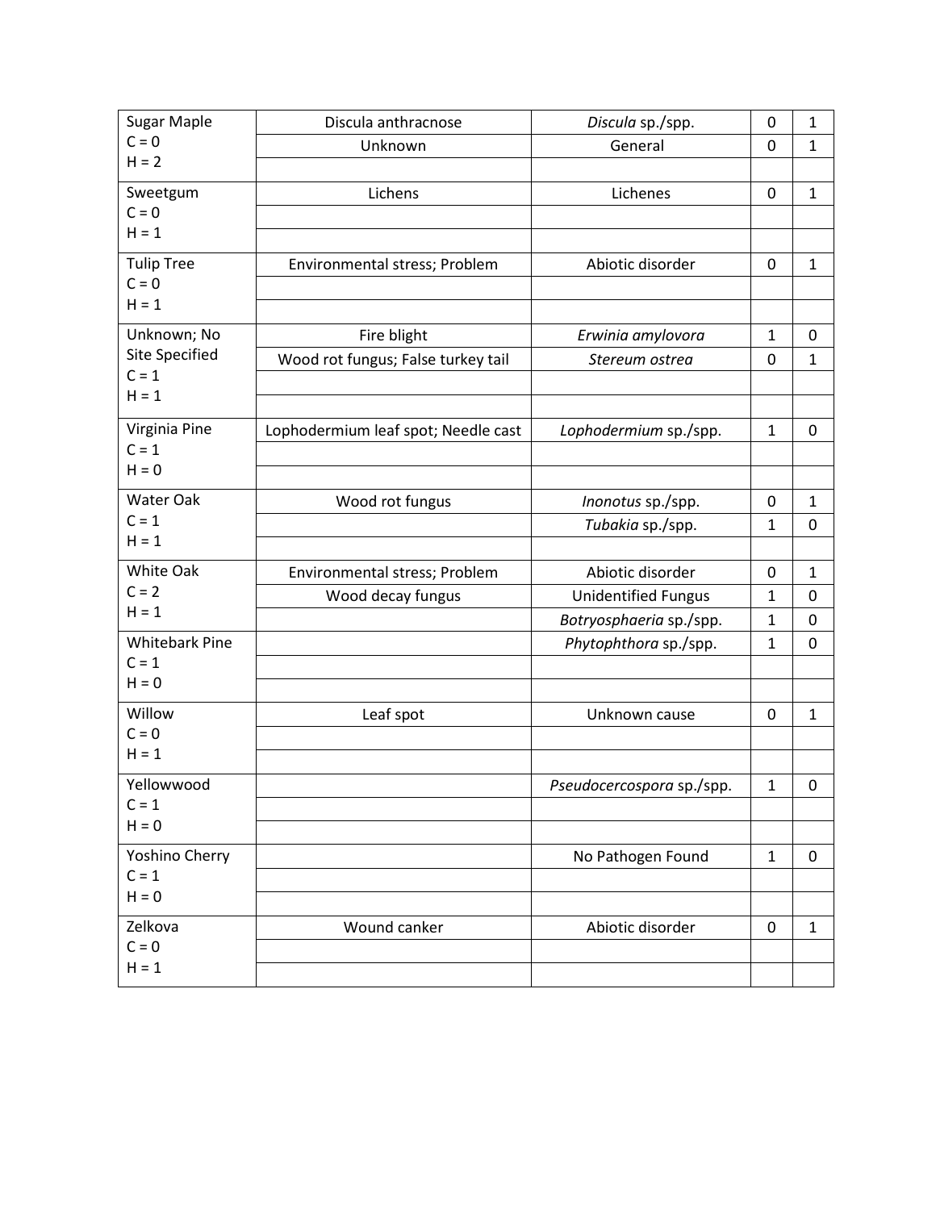| | | | | |
|---|---|---|---|---|
| Sugar Maple<br>C = 0<br>H = 2 | Discula anthracnose | *Discula* sp./spp. | 0 | 1 |
| | Unknown | General | 0 | 1 |
| | | | | |
| Sweetgum<br>C = 0<br>H = 1 | Lichens | Lichenes | 0 | 1 |
| | | | | |
| | | | | |
| Tulip Tree<br>C = 0<br>H = 1 | Environmental stress; Problem | Abiotic disorder | 0 | 1 |
| | | | | |
| | | | | |
| Unknown; No Site Specified<br>C = 1<br>H = 1 | Fire blight | *Erwinia amylovora* | 1 | 0 |
| | Wood rot fungus; False turkey tail | *Stereum ostrea* | 0 | 1 |
| | | | | |
| | | | | |
| Virginia Pine<br>C = 1<br>H = 0 | Lophodermium leaf spot; Needle cast | *Lophodermium* sp./spp. | 1 | 0 |
| | | | | |
| | | | | |
| Water Oak<br>C = 1<br>H = 1 | Wood rot fungus | *Inonotus* sp./spp. | 0 | 1 |
| | | *Tubakia* sp./spp. | 1 | 0 |
| | | | | |
| White Oak<br>C = 2<br>H = 1 | Environmental stress; Problem | Abiotic disorder | 0 | 1 |
| | Wood decay fungus | Unidentified Fungus | 1 | 0 |
| | | *Botryosphaeria* sp./spp. | 1 | 0 |
| Whitebark Pine<br>C = 1<br>H = 0 | | *Phytophthora* sp./spp. | 1 | 0 |
| | | | | |
| | | | | |
| Willow<br>C = 0<br>H = 1 | Leaf spot | Unknown cause | 0 | 1 |
| | | | | |
| | | | | |
| Yellowwood<br>C = 1<br>H = 0 | | *Pseudocercospora* sp./spp. | 1 | 0 |
| | | | | |
| | | | | |
| Yoshino Cherry<br>C = 1<br>H = 0 | | No Pathogen Found | 1 | 0 |
| | | | | |
| | | | | |
| Zelkova<br>C = 0<br>H = 1 | Wound canker | Abiotic disorder | 0 | 1 |
| | | | | |
| | | | | |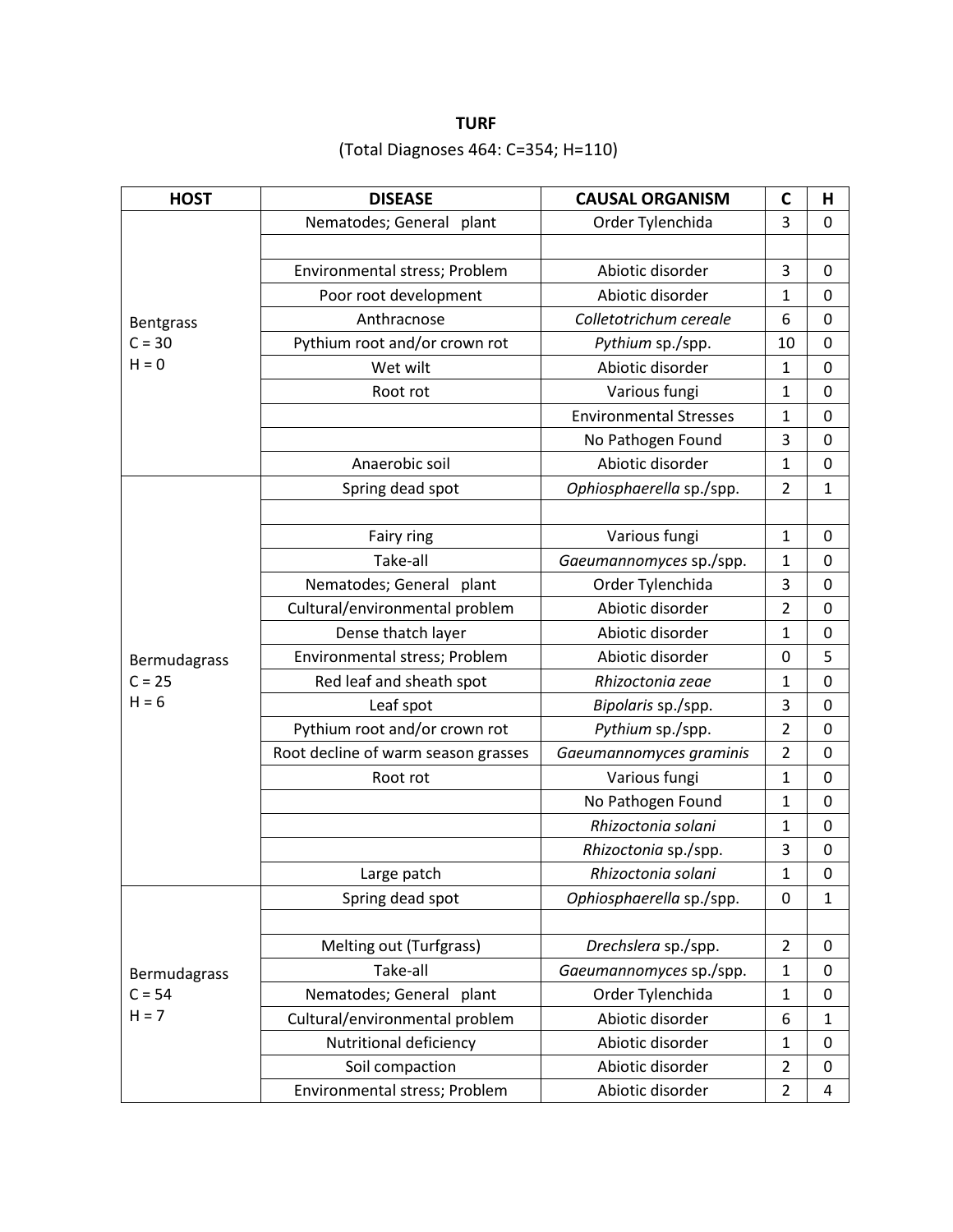**TURF**

(Total Diagnoses 464: C=354; H=110)

| HOST | DISEASE | CAUSAL ORGANISM | C | H |
|---|---|---|---|---|
| Bentgrass C = 30 H = 0 | Nematodes; General plant | Order Tylenchida | 3 | 0 |
| | | | | |
| | Environmental stress; Problem | Abiotic disorder | 3 | 0 |
| | Poor root development | Abiotic disorder | 1 | 0 |
| | Anthracnose | *Colletotrichum cereale* | 6 | 0 |
| | Pythium root and/or crown rot | *Pythium* sp./spp. | 10 | 0 |
| | Wet wilt | Abiotic disorder | 1 | 0 |
| | Root rot | Various fungi | 1 | 0 |
| | | Environmental Stresses | 1 | 0 |
| | | No Pathogen Found | 3 | 0 |
| | Anaerobic soil | Abiotic disorder | 1 | 0 |
| Bermudagrass C = 25 H = 6 | Spring dead spot | *Ophiosphaerella* sp./spp. | 2 | 1 |
| | | | | |
| | Fairy ring | Various fungi | 1 | 0 |
| | Take-all | *Gaeumannomyces* sp./spp. | 1 | 0 |
| | Nematodes; General plant | Order Tylenchida | 3 | 0 |
| | Cultural/environmental problem | Abiotic disorder | 2 | 0 |
| | Dense thatch layer | Abiotic disorder | 1 | 0 |
| | Environmental stress; Problem | Abiotic disorder | 0 | 5 |
| | Red leaf and sheath spot | *Rhizoctonia zeae* | 1 | 0 |
| | Leaf spot | *Bipolaris* sp./spp. | 3 | 0 |
| | Pythium root and/or crown rot | *Pythium* sp./spp. | 2 | 0 |
| | Root decline of warm season grasses | *Gaeumannomyces graminis* | 2 | 0 |
| | Root rot | Various fungi | 1 | 0 |
| | | No Pathogen Found | 1 | 0 |
| | | *Rhizoctonia solani* | 1 | 0 |
| | | *Rhizoctonia* sp./spp. | 3 | 0 |
| | Large patch | *Rhizoctonia solani* | 1 | 0 |
| Bermudagrass C = 54 H = 7 | Spring dead spot | *Ophiosphaerella* sp./spp. | 0 | 1 |
| | | | | |
| | Melting out (Turfgrass) | *Drechslera* sp./spp. | 2 | 0 |
| | Take-all | *Gaeumannomyces* sp./spp. | 1 | 0 |
| | Nematodes; General plant | Order Tylenchida | 1 | 0 |
| | Cultural/environmental problem | Abiotic disorder | 6 | 1 |
| | Nutritional deficiency | Abiotic disorder | 1 | 0 |
| | Soil compaction | Abiotic disorder | 2 | 0 |
| | Environmental stress; Problem | Abiotic disorder | 2 | 4 |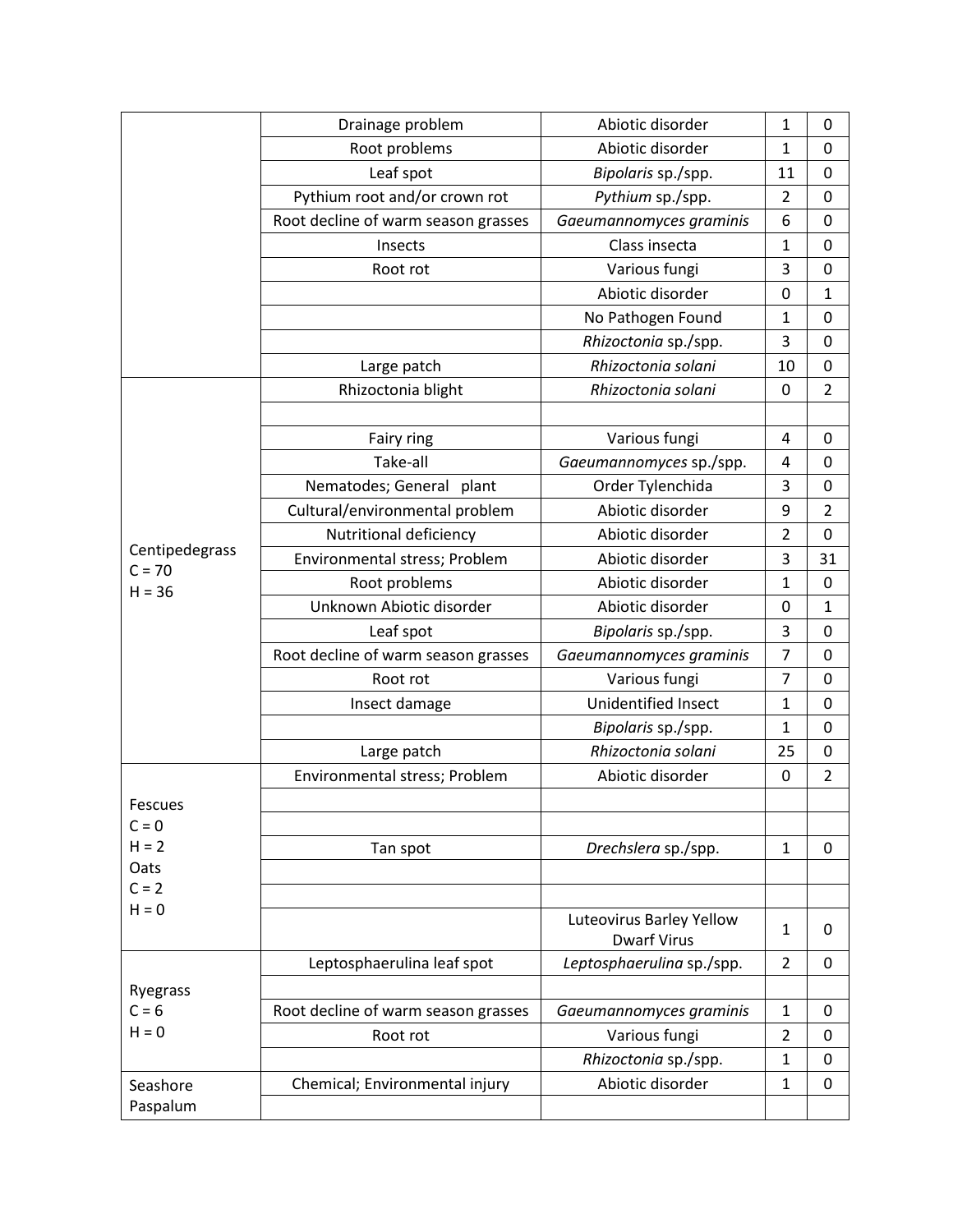| | | | | |
|---|---|---|---|---|
| | Drainage problem | Abiotic disorder | 1 | 0 |
| | Root problems | Abiotic disorder | 1 | 0 |
| | Leaf spot | *Bipolaris* sp./spp. | 11 | 0 |
| | Pythium root and/or crown rot | *Pythium* sp./spp. | 2 | 0 |
| | Root decline of warm season grasses | *Gaeumannomyces graminis* | 6 | 0 |
| | Insects | Class insecta | 1 | 0 |
| | Root rot | Various fungi | 3 | 0 |
| | | Abiotic disorder | 0 | 1 |
| | | No Pathogen Found | 1 | 0 |
| | | *Rhizoctonia* sp./spp. | 3 | 0 |
| | Large patch | *Rhizoctonia solani* | 10 | 0 |
| Centipedegrass C = 70 H = 36 | Rhizoctonia blight | *Rhizoctonia solani* | 0 | 2 |
| | | | | |
| | Fairy ring | Various fungi | 4 | 0 |
| | Take-all | *Gaeumannomyces* sp./spp. | 4 | 0 |
| | Nematodes; General plant | Order Tylenchida | 3 | 0 |
| | Cultural/environmental problem | Abiotic disorder | 9 | 2 |
| | Nutritional deficiency | Abiotic disorder | 2 | 0 |
| | Environmental stress; Problem | Abiotic disorder | 3 | 31 |
| | Root problems | Abiotic disorder | 1 | 0 |
| | Unknown Abiotic disorder | Abiotic disorder | 0 | 1 |
| | Leaf spot | *Bipolaris* sp./spp. | 3 | 0 |
| | Root decline of warm season grasses | *Gaeumannomyces graminis* | 7 | 0 |
| | Root rot | Various fungi | 7 | 0 |
| | Insect damage | Unidentified Insect | 1 | 0 |
| | | *Bipolaris* sp./spp. | 1 | 0 |
| | Large patch | *Rhizoctonia solani* | 25 | 0 |
| Fescues C = 0 H = 2 Oats C = 2 H = 0 | Environmental stress; Problem | Abiotic disorder | 0 | 2 |
| | | | | |
| | | | | |
| | Tan spot | *Drechslera* sp./spp. | 1 | 0 |
| | | | | |
| | | | | |
| | | Luteovirus Barley Yellow Dwarf Virus | 1 | 0 |
| Ryegrass C = 6 H = 0 | Leptosphaerulina leaf spot | *Leptosphaerulina* sp./spp. | 2 | 0 |
| | | | | |
| | Root decline of warm season grasses | *Gaeumannomyces graminis* | 1 | 0 |
| | Root rot | Various fungi | 2 | 0 |
| | | *Rhizoctonia* sp./spp. | 1 | 0 |
| Seashore Paspalum | Chemical; Environmental injury | Abiotic disorder | 1 | 0 |
| | | | | |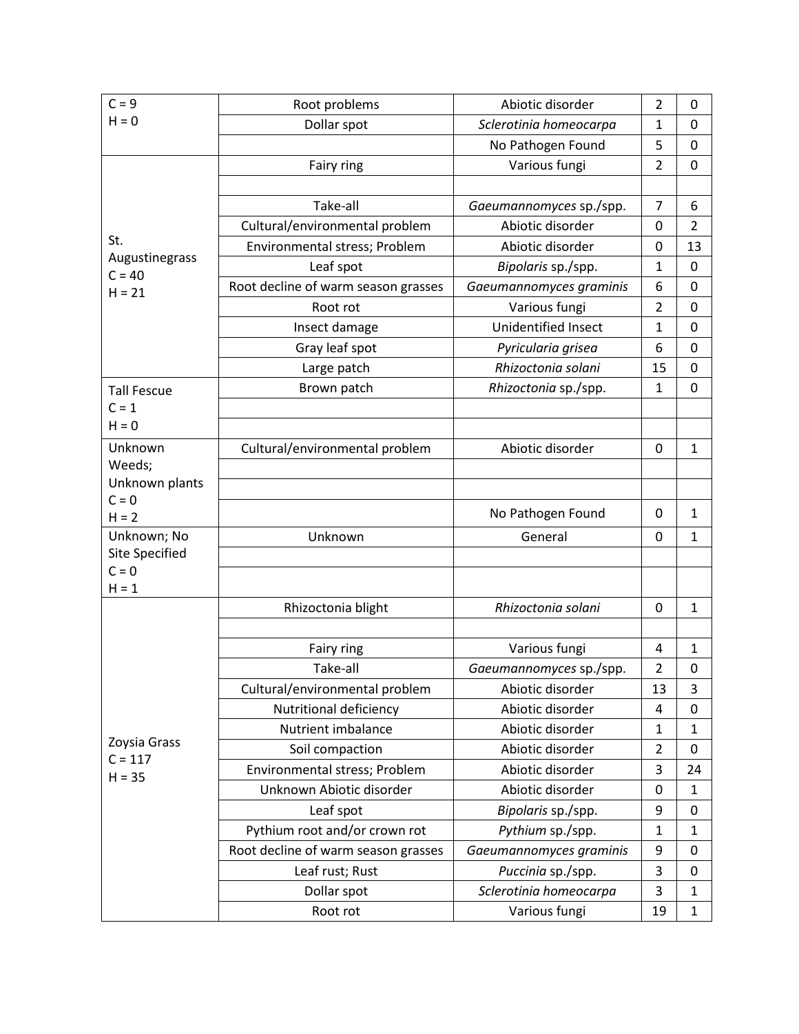| | | | | |
|---|---|---|---|---|
| C = 9<br>H = 0 | Root problems | Abiotic disorder | 2 | 0 |
| | Dollar spot | *Sclerotinia homeocarpa* | 1 | 0 |
| | | No Pathogen Found | 5 | 0 |
| St. Augustinegrass<br>C = 40<br>H = 21 | Fairy ring | Various fungi | 2 | 0 |
| | | | | |
| | Take-all | *Gaeumannomyces* sp./spp. | 7 | 6 |
| | Cultural/environmental problem | Abiotic disorder | 0 | 2 |
| | Environmental stress; Problem | Abiotic disorder | 0 | 13 |
| | Leaf spot | *Bipolaris* sp./spp. | 1 | 0 |
| | Root decline of warm season grasses | *Gaeumannomyces graminis* | 6 | 0 |
| | Root rot | Various fungi | 2 | 0 |
| | Insect damage | Unidentified Insect | 1 | 0 |
| | Gray leaf spot | *Pyricularia grisea* | 6 | 0 |
| | Large patch | *Rhizoctonia solani* | 15 | 0 |
| Tall Fescue<br>C = 1<br>H = 0 | Brown patch | *Rhizoctonia* sp./spp. | 1 | 0 |
| | | | | |
| | | | | |
| Unknown Weeds; Unknown plants<br>C = 0<br>H = 2 | Cultural/environmental problem | Abiotic disorder | 0 | 1 |
| | | | | |
| | | | | |
| | | No Pathogen Found | 0 | 1 |
| Unknown; No Site Specified<br>C = 0<br>H = 1 | Unknown | General | 0 | 1 |
| | | | | |
| | | | | |
| Zoysia Grass<br>C = 117<br>H = 35 | Rhizoctonia blight | *Rhizoctonia solani* | 0 | 1 |
| | | | | |
| | Fairy ring | Various fungi | 4 | 1 |
| | Take-all | *Gaeumannomyces* sp./spp. | 2 | 0 |
| | Cultural/environmental problem | Abiotic disorder | 13 | 3 |
| | Nutritional deficiency | Abiotic disorder | 4 | 0 |
| | Nutrient imbalance | Abiotic disorder | 1 | 1 |
| | Soil compaction | Abiotic disorder | 2 | 0 |
| | Environmental stress; Problem | Abiotic disorder | 3 | 24 |
| | Unknown Abiotic disorder | Abiotic disorder | 0 | 1 |
| | Leaf spot | *Bipolaris* sp./spp. | 9 | 0 |
| | Pythium root and/or crown rot | *Pythium* sp./spp. | 1 | 1 |
| | Root decline of warm season grasses | *Gaeumannomyces graminis* | 9 | 0 |
| | Leaf rust; Rust | *Puccinia* sp./spp. | 3 | 0 |
| | Dollar spot | *Sclerotinia homeocarpa* | 3 | 1 |
| | Root rot | Various fungi | 19 | 1 |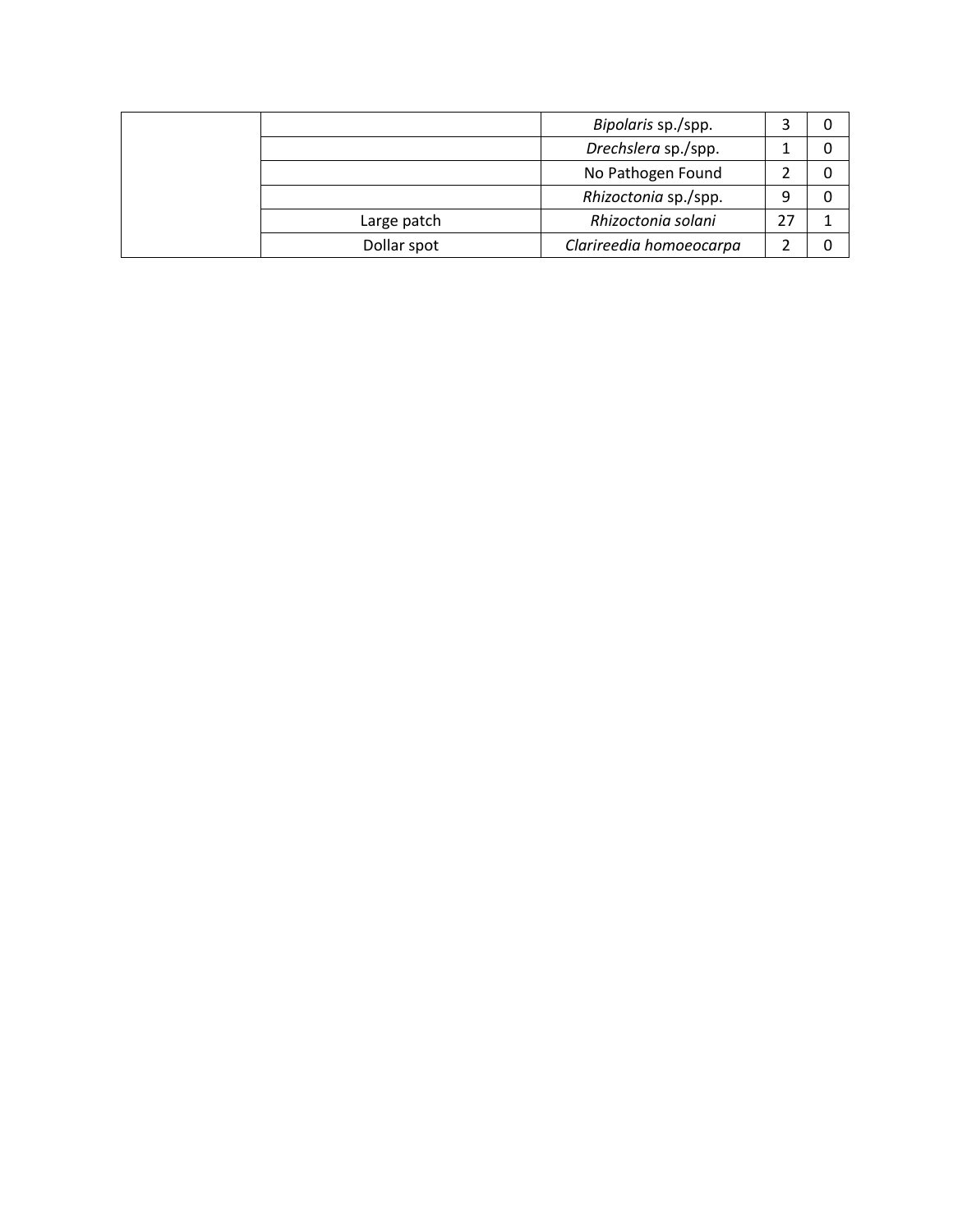| | | | | |
|---|---|---|---|---|
| | | *Bipolaris* sp./spp. | 3 | 0 |
| | | *Drechslera* sp./spp. | 1 | 0 |
| | | No Pathogen Found | 2 | 0 |
| | | *Rhizoctonia* sp./spp. | 9 | 0 |
| | Large patch | *Rhizoctonia solani* | 27 | 1 |
| | Dollar spot | *Clarireedia homoeocarpa* | 2 | 0 |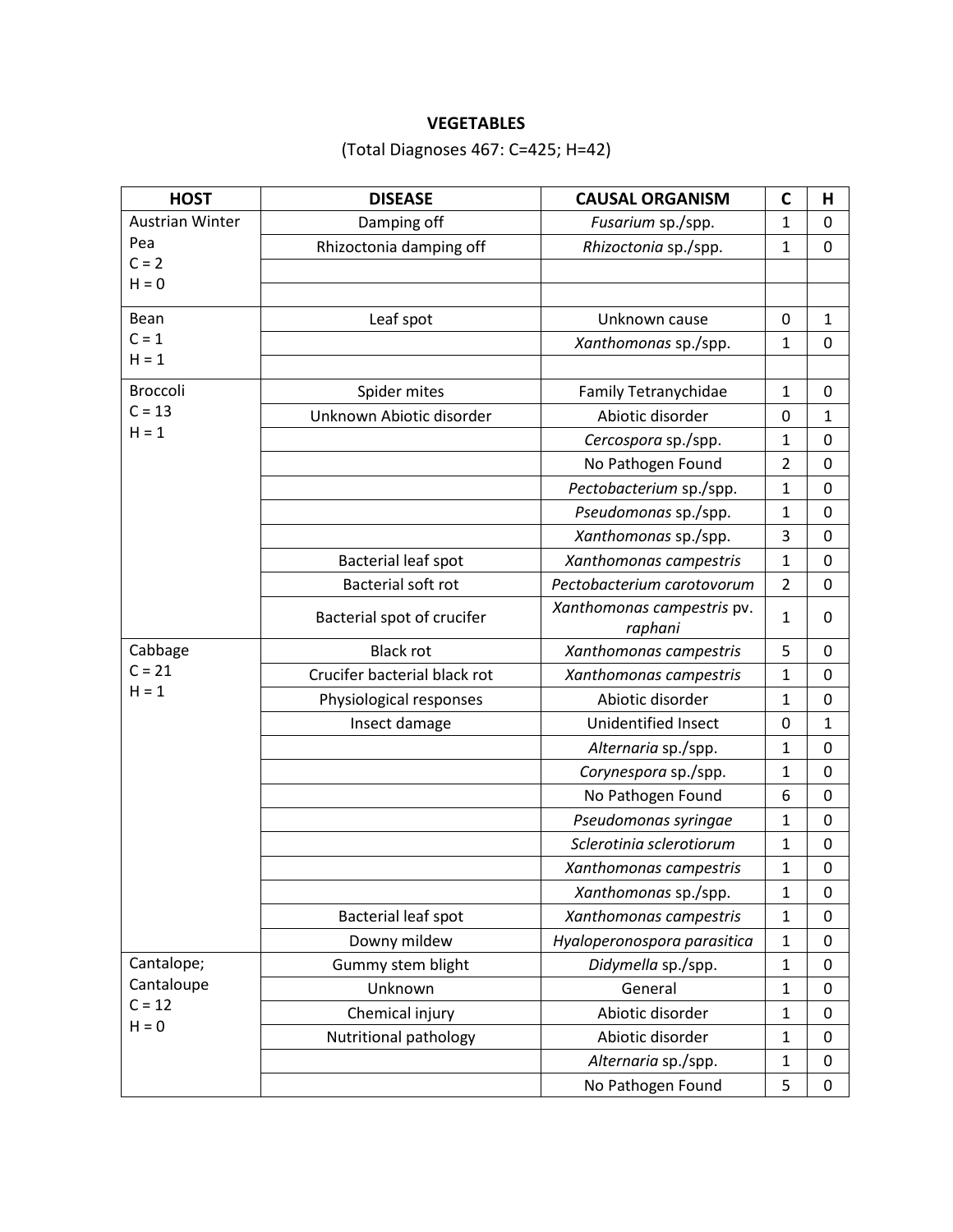**VEGETABLES**

(Total Diagnoses 467: C=425; H=42)

| HOST | DISEASE | CAUSAL ORGANISM | C | H |
|---|---|---|---|---|
| Austrian Winter Pea C = 2 H = 0 | Damping off | *Fusarium* sp./spp. | 1 | 0 |
| | Rhizoctonia damping off | *Rhizoctonia* sp./spp. | 1 | 0 |
| | | | | |
| | | | | |
| Bean C = 1 H = 1 | Leaf spot | Unknown cause | 0 | 1 |
| | | *Xanthomonas* sp./spp. | 1 | 0 |
| | | | | |
| Broccoli C = 13 H = 1 | Spider mites | Family Tetranychidae | 1 | 0 |
| | Unknown Abiotic disorder | Abiotic disorder | 0 | 1 |
| | | *Cercospora* sp./spp. | 1 | 0 |
| | | No Pathogen Found | 2 | 0 |
| | | *Pectobacterium* sp./spp. | 1 | 0 |
| | | *Pseudomonas* sp./spp. | 1 | 0 |
| | | *Xanthomonas* sp./spp. | 3 | 0 |
| | Bacterial leaf spot | *Xanthomonas campestris* | 1 | 0 |
| | Bacterial soft rot | *Pectobacterium carotovorum* | 2 | 0 |
| | Bacterial spot of crucifer | *Xanthomonas campestris* pv. *raphani* | 1 | 0 |
| Cabbage C = 21 H = 1 | Black rot | *Xanthomonas campestris* | 5 | 0 |
| | Crucifer bacterial black rot | *Xanthomonas campestris* | 1 | 0 |
| | Physiological responses | Abiotic disorder | 1 | 0 |
| | Insect damage | Unidentified Insect | 0 | 1 |
| | | *Alternaria* sp./spp. | 1 | 0 |
| | | *Corynespora* sp./spp. | 1 | 0 |
| | | No Pathogen Found | 6 | 0 |
| | | *Pseudomonas syringae* | 1 | 0 |
| | | *Sclerotinia sclerotiorum* | 1 | 0 |
| | | *Xanthomonas campestris* | 1 | 0 |
| | | *Xanthomonas* sp./spp. | 1 | 0 |
| | Bacterial leaf spot | *Xanthomonas campestris* | 1 | 0 |
| | Downy mildew | *Hyaloperonospora parasitica* | 1 | 0 |
| Cantalope; Cantaloupe C = 12 H = 0 | Gummy stem blight | *Didymella* sp./spp. | 1 | 0 |
| | Unknown | General | 1 | 0 |
| | Chemical injury | Abiotic disorder | 1 | 0 |
| | Nutritional pathology | Abiotic disorder | 1 | 0 |
| | | *Alternaria* sp./spp. | 1 | 0 |
| | | No Pathogen Found | 5 | 0 |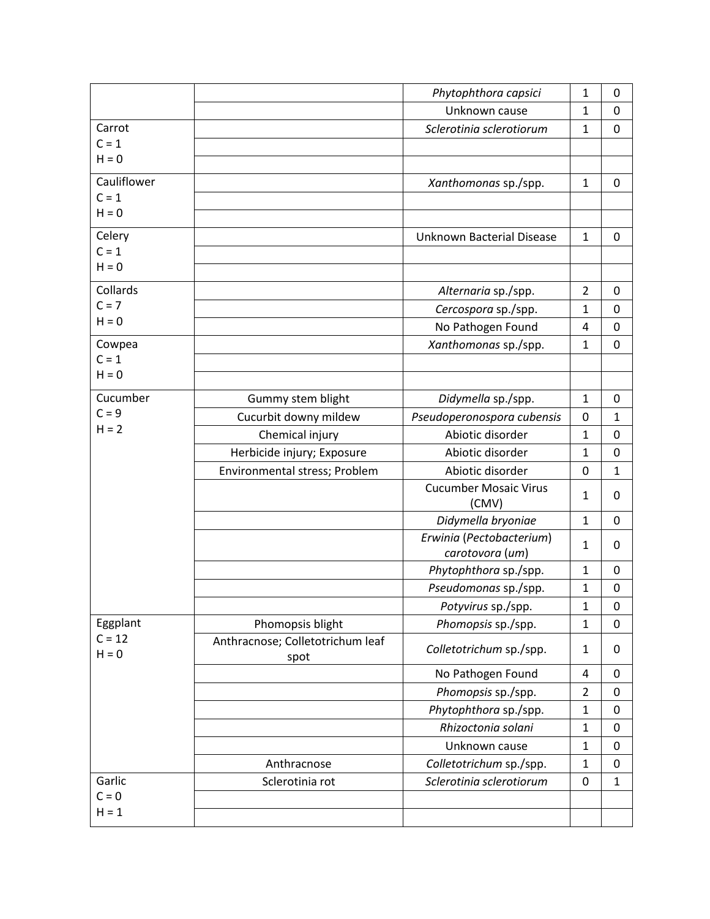| | | | | |
|---|---|---|---|---|
| | | *Phytophthora capsici* | 1 | 0 |
| | | Unknown cause | 1 | 0 |
| Carrot<br>C = 1<br>H = 0 | | *Sclerotinia sclerotiorum* | 1 | 0 |
| | | | | |
| | | | | |
| Cauliflower<br>C = 1<br>H = 0 | | *Xanthomonas* sp./spp. | 1 | 0 |
| | | | | |
| | | | | |
| Celery<br>C = 1<br>H = 0 | | Unknown Bacterial Disease | 1 | 0 |
| | | | | |
| | | | | |
| Collards<br>C = 7<br>H = 0 | | *Alternaria* sp./spp. | 2 | 0 |
| | | *Cercospora* sp./spp. | 1 | 0 |
| | | No Pathogen Found | 4 | 0 |
| Cowpea<br>C = 1<br>H = 0 | | *Xanthomonas* sp./spp. | 1 | 0 |
| | | | | |
| | | | | |
| Cucumber<br>C = 9<br>H = 2 | Gummy stem blight | *Didymella* sp./spp. | 1 | 0 |
| | Cucurbit downy mildew | *Pseudoperonospora cubensis* | 0 | 1 |
| | Chemical injury | Abiotic disorder | 1 | 0 |
| | Herbicide injury; Exposure | Abiotic disorder | 1 | 0 |
| | Environmental stress; Problem | Abiotic disorder | 0 | 1 |
| | | Cucumber Mosaic Virus (CMV) | 1 | 0 |
| | | *Didymella bryoniae* | 1 | 0 |
| | | *Erwinia* (*Pectobacterium*) *carotovora* (*um*) | 1 | 0 |
| | | *Phytophthora* sp./spp. | 1 | 0 |
| | | *Pseudomonas* sp./spp. | 1 | 0 |
| | | *Potyvirus* sp./spp. | 1 | 0 |
| Eggplant<br>C = 12<br>H = 0 | Phomopsis blight | *Phomopsis* sp./spp. | 1 | 0 |
| | Anthracnose; Colletotrichum leaf spot | *Colletotrichum* sp./spp. | 1 | 0 |
| | | No Pathogen Found | 4 | 0 |
| | | *Phomopsis* sp./spp. | 2 | 0 |
| | | *Phytophthora* sp./spp. | 1 | 0 |
| | | *Rhizoctonia solani* | 1 | 0 |
| | | Unknown cause | 1 | 0 |
| | Anthracnose | *Colletotrichum* sp./spp. | 1 | 0 |
| Garlic<br>C = 0<br>H = 1 | Sclerotinia rot | *Sclerotinia sclerotiorum* | 0 | 1 |
| | | | | |
| | | | | |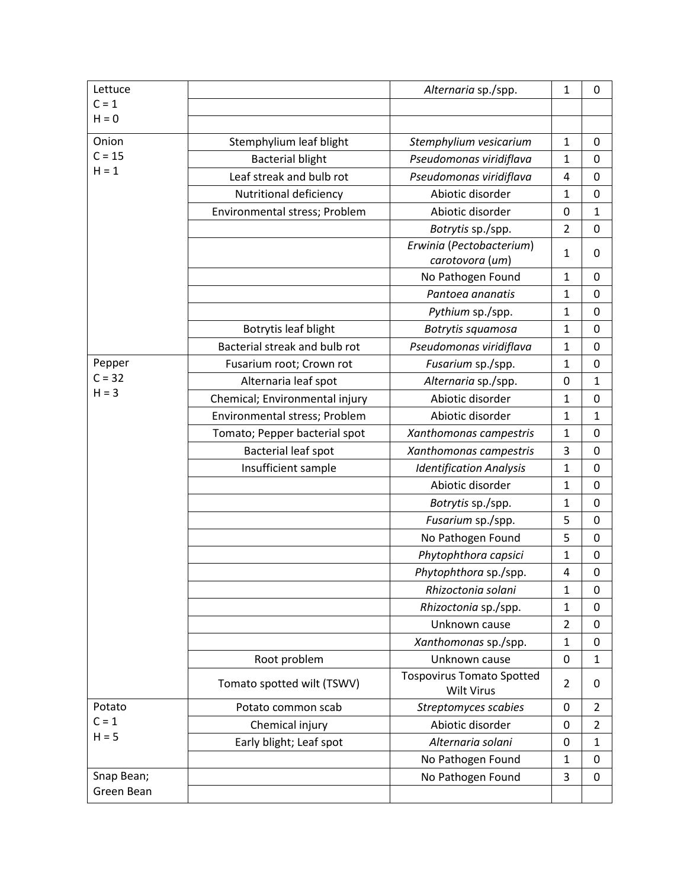| | | | | |
|---|---|---|---|---|
| Lettuce<br>C = 1<br>H = 0 | | *Alternaria* sp./spp. | 1 | 0 |
| | | | | |
| | | | | |
| Onion<br>C = 15<br>H = 1 | Stemphylium leaf blight | *Stemphylium vesicarium* | 1 | 0 |
| | Bacterial blight | *Pseudomonas viridiflava* | 1 | 0 |
| | Leaf streak and bulb rot | *Pseudomonas viridiflava* | 4 | 0 |
| | Nutritional deficiency | Abiotic disorder | 1 | 0 |
| | Environmental stress; Problem | Abiotic disorder | 0 | 1 |
| | | *Botrytis* sp./spp. | 2 | 0 |
| | | *Erwinia* (*Pectobacterium*) *carotovora* (*um*) | 1 | 0 |
| | | No Pathogen Found | 1 | 0 |
| | | *Pantoea ananatis* | 1 | 0 |
| | | *Pythium* sp./spp. | 1 | 0 |
| | Botrytis leaf blight | *Botrytis squamosa* | 1 | 0 |
| | Bacterial streak and bulb rot | *Pseudomonas viridiflava* | 1 | 0 |
| Pepper<br>C = 32<br>H = 3 | Fusarium root; Crown rot | *Fusarium* sp./spp. | 1 | 0 |
| | Alternaria leaf spot | *Alternaria* sp./spp. | 0 | 1 |
| | Chemical; Environmental injury | Abiotic disorder | 1 | 0 |
| | Environmental stress; Problem | Abiotic disorder | 1 | 1 |
| | Tomato; Pepper bacterial spot | *Xanthomonas campestris* | 1 | 0 |
| | Bacterial leaf spot | *Xanthomonas campestris* | 3 | 0 |
| | Insufficient sample | *Identification Analysis* | 1 | 0 |
| | | Abiotic disorder | 1 | 0 |
| | | *Botrytis* sp./spp. | 1 | 0 |
| | | *Fusarium* sp./spp. | 5 | 0 |
| | | No Pathogen Found | 5 | 0 |
| | | *Phytophthora capsici* | 1 | 0 |
| | | *Phytophthora* sp./spp. | 4 | 0 |
| | | *Rhizoctonia solani* | 1 | 0 |
| | | *Rhizoctonia* sp./spp. | 1 | 0 |
| | | Unknown cause | 2 | 0 |
| | | *Xanthomonas* sp./spp. | 1 | 0 |
| | Root problem | Unknown cause | 0 | 1 |
| | Tomato spotted wilt (TSWV) | Tospovirus Tomato Spotted Wilt Virus | 2 | 0 |
| Potato<br>C = 1<br>H = 5 | Potato common scab | *Streptomyces scabies* | 0 | 2 |
| | Chemical injury | Abiotic disorder | 0 | 2 |
| | Early blight; Leaf spot | *Alternaria solani* | 0 | 1 |
| | | No Pathogen Found | 1 | 0 |
| Snap Bean; Green Bean | | No Pathogen Found | 3 | 0 |
| | | | | |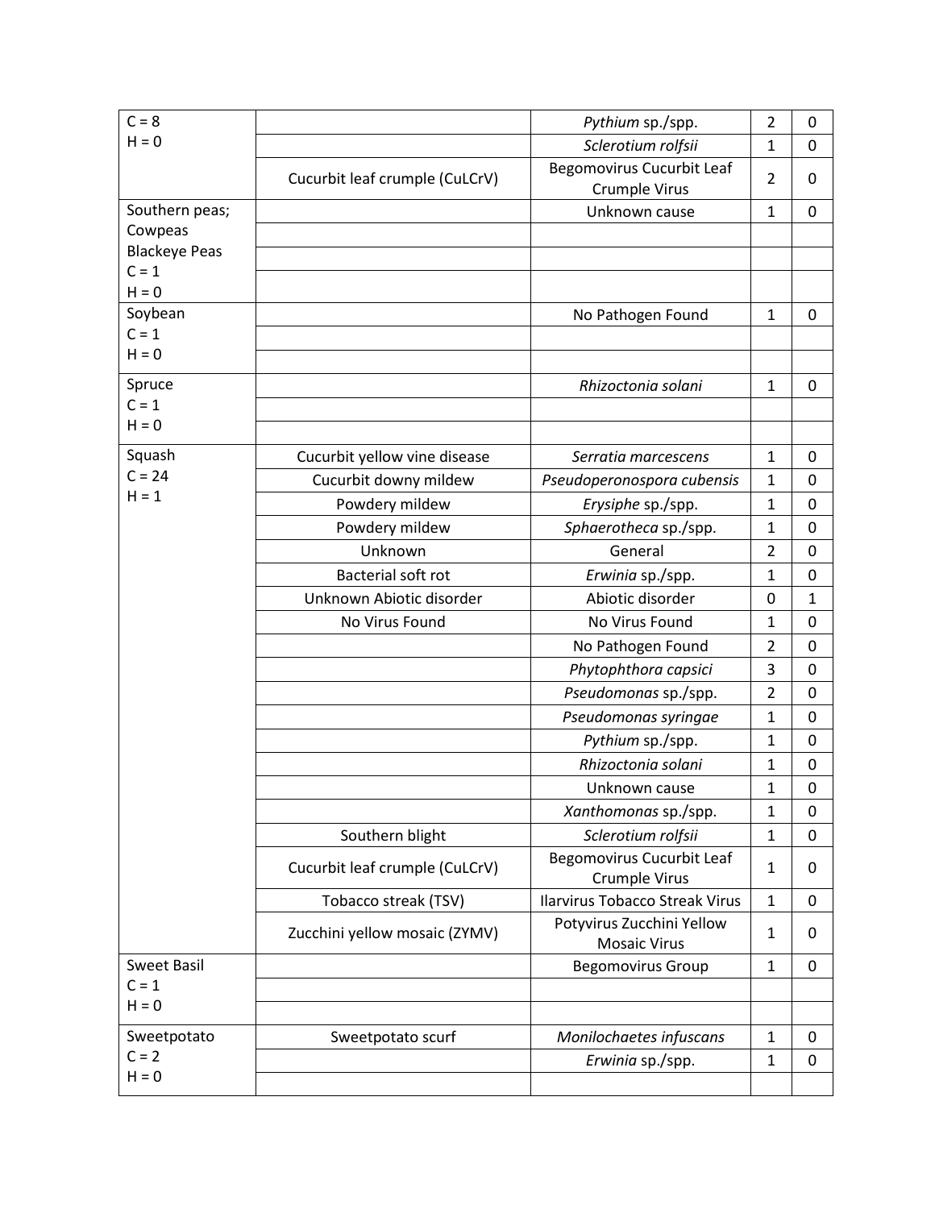| | | | | |
|---|---|---|---|---|
| C = 8<br>H = 0 | | *Pythium* sp./spp. | 2 | 0 |
| | | *Sclerotium rolfsii* | 1 | 0 |
| | Cucurbit leaf crumple (CuLCrV) | Begomovirus Cucurbit Leaf Crumple Virus | 2 | 0 |
| Southern peas; Cowpeas Blackeye Peas<br>C = 1<br>H = 0 | | Unknown cause | 1 | 0 |
| | | | | |
| | | | | |
| | | | | |
| Soybean<br>C = 1<br>H = 0 | | No Pathogen Found | 1 | 0 |
| | | | | |
| | | | | |
| Spruce<br>C = 1<br>H = 0 | | *Rhizoctonia solani* | 1 | 0 |
| | | | | |
| | | | | |
| Squash<br>C = 24<br>H = 1 | Cucurbit yellow vine disease | *Serratia marcescens* | 1 | 0 |
| | Cucurbit downy mildew | *Pseudoperonospora cubensis* | 1 | 0 |
| | Powdery mildew | *Erysiphe* sp./spp. | 1 | 0 |
| | Powdery mildew | *Sphaerotheca* sp./spp. | 1 | 0 |
| | Unknown | General | 2 | 0 |
| | Bacterial soft rot | *Erwinia* sp./spp. | 1 | 0 |
| | Unknown Abiotic disorder | Abiotic disorder | 0 | 1 |
| | No Virus Found | No Virus Found | 1 | 0 |
| | | No Pathogen Found | 2 | 0 |
| | | *Phytophthora capsici* | 3 | 0 |
| | | *Pseudomonas* sp./spp. | 2 | 0 |
| | | *Pseudomonas syringae* | 1 | 0 |
| | | *Pythium* sp./spp. | 1 | 0 |
| | | *Rhizoctonia solani* | 1 | 0 |
| | | Unknown cause | 1 | 0 |
| | | *Xanthomonas* sp./spp. | 1 | 0 |
| | Southern blight | *Sclerotium rolfsii* | 1 | 0 |
| | Cucurbit leaf crumple (CuLCrV) | Begomovirus Cucurbit Leaf Crumple Virus | 1 | 0 |
| | Tobacco streak (TSV) | Ilarvirus Tobacco Streak Virus | 1 | 0 |
| | Zucchini yellow mosaic (ZYMV) | Potyvirus Zucchini Yellow Mosaic Virus | 1 | 0 |
| Sweet Basil<br>C = 1<br>H = 0 | | Begomovirus Group | 1 | 0 |
| | | | | |
| | | | | |
| Sweetpotato<br>C = 2<br>H = 0 | Sweetpotato scurf | *Monilochaetes infuscans* | 1 | 0 |
| | | *Erwinia* sp./spp. | 1 | 0 |
| | | | | |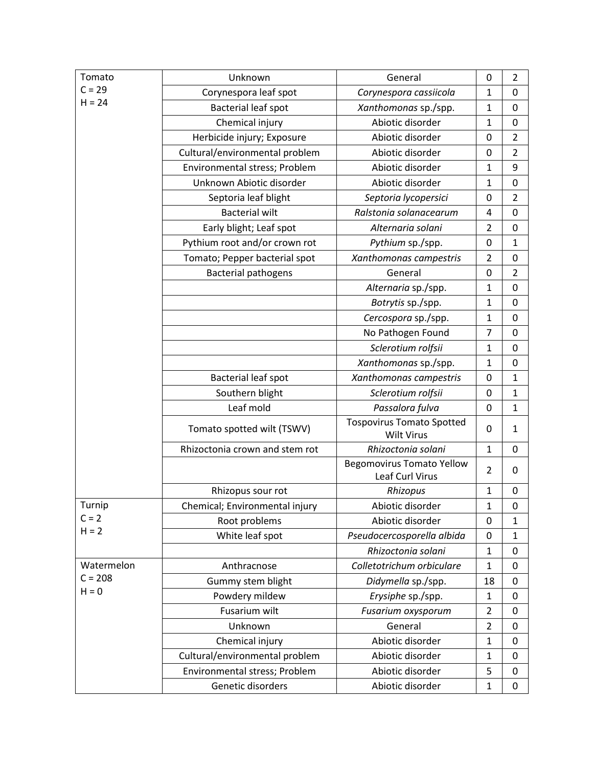| | | | | |
|---|---|---|---|---|
| Tomato<br>C = 29<br>H = 24 | Unknown | General | 0 | 2 |
| | Corynespora leaf spot | *Corynespora cassiicola* | 1 | 0 |
| | Bacterial leaf spot | *Xanthomonas* sp./spp. | 1 | 0 |
| | Chemical injury | Abiotic disorder | 1 | 0 |
| | Herbicide injury; Exposure | Abiotic disorder | 0 | 2 |
| | Cultural/environmental problem | Abiotic disorder | 0 | 2 |
| | Environmental stress; Problem | Abiotic disorder | 1 | 9 |
| | Unknown Abiotic disorder | Abiotic disorder | 1 | 0 |
| | Septoria leaf blight | *Septoria lycopersici* | 0 | 2 |
| | Bacterial wilt | *Ralstonia solanacearum* | 4 | 0 |
| | Early blight; Leaf spot | *Alternaria solani* | 2 | 0 |
| | Pythium root and/or crown rot | *Pythium* sp./spp. | 0 | 1 |
| | Tomato; Pepper bacterial spot | *Xanthomonas campestris* | 2 | 0 |
| | Bacterial pathogens | General | 0 | 2 |
| | | *Alternaria* sp./spp. | 1 | 0 |
| | | *Botrytis* sp./spp. | 1 | 0 |
| | | *Cercospora* sp./spp. | 1 | 0 |
| | | No Pathogen Found | 7 | 0 |
| | | *Sclerotium rolfsii* | 1 | 0 |
| | | *Xanthomonas* sp./spp. | 1 | 0 |
| | Bacterial leaf spot | *Xanthomonas campestris* | 0 | 1 |
| | Southern blight | *Sclerotium rolfsii* | 0 | 1 |
| | Leaf mold | *Passalora fulva* | 0 | 1 |
| | Tomato spotted wilt (TSWV) | Tospovirus Tomato Spotted Wilt Virus | 0 | 1 |
| | Rhizoctonia crown and stem rot | *Rhizoctonia solani* | 1 | 0 |
| | | Begomovirus Tomato Yellow Leaf Curl Virus | 2 | 0 |
| | Rhizopus sour rot | *Rhizopus* | 1 | 0 |
| Turnip<br>C = 2<br>H = 2 | Chemical; Environmental injury | Abiotic disorder | 1 | 0 |
| | Root problems | Abiotic disorder | 0 | 1 |
| | White leaf spot | *Pseudocercosporella albida* | 0 | 1 |
| | | *Rhizoctonia solani* | 1 | 0 |
| Watermelon<br>C = 208<br>H = 0 | Anthracnose | *Colletotrichum orbiculare* | 1 | 0 |
| | Gummy stem blight | *Didymella* sp./spp. | 18 | 0 |
| | Powdery mildew | *Erysiphe* sp./spp. | 1 | 0 |
| | Fusarium wilt | *Fusarium oxysporum* | 2 | 0 |
| | Unknown | General | 2 | 0 |
| | Chemical injury | Abiotic disorder | 1 | 0 |
| | Cultural/environmental problem | Abiotic disorder | 1 | 0 |
| | Environmental stress; Problem | Abiotic disorder | 5 | 0 |
| | Genetic disorders | Abiotic disorder | 1 | 0 |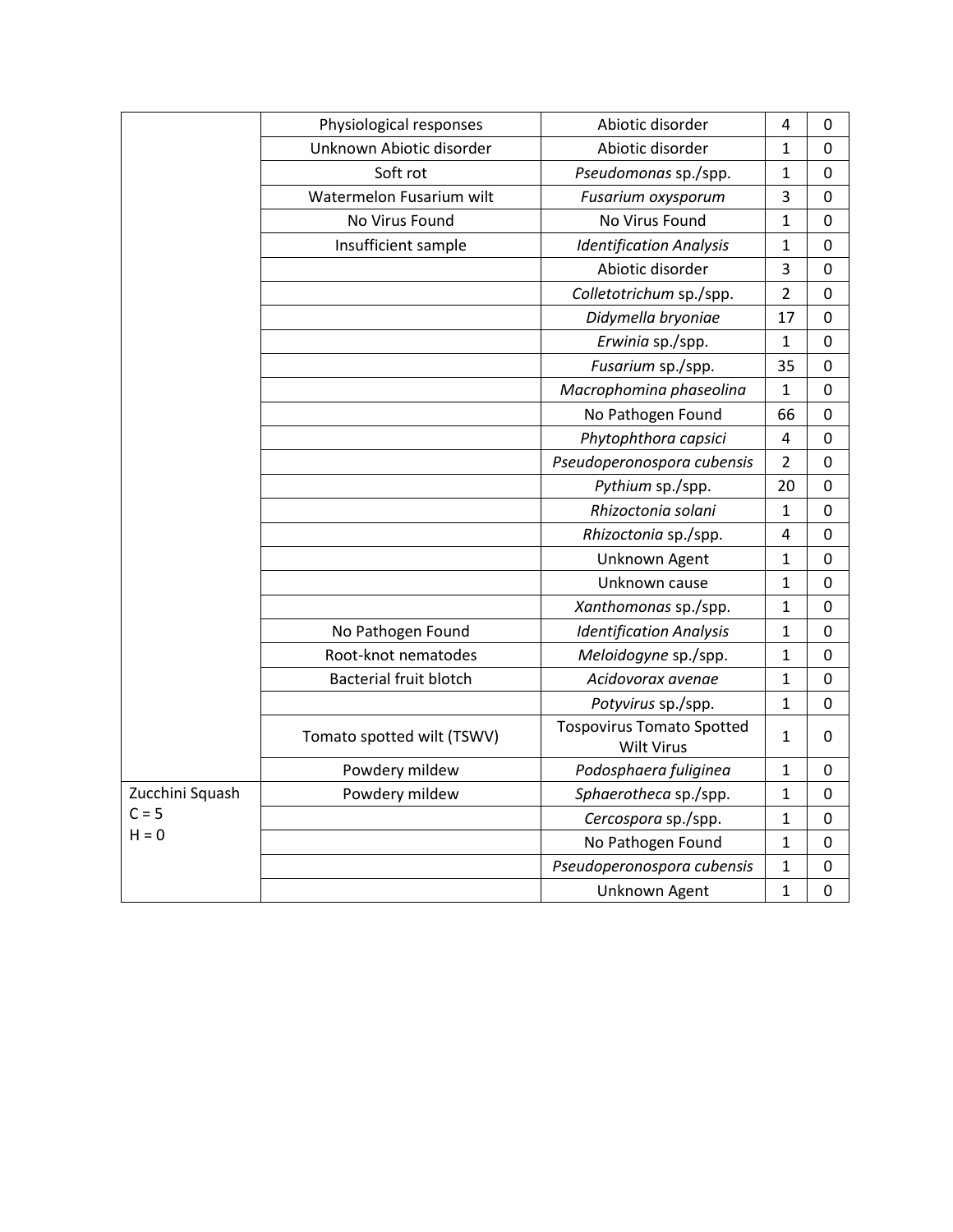| | | | | |
|---|---|---|---|---|
| | Physiological responses | Abiotic disorder | 4 | 0 |
| | Unknown Abiotic disorder | Abiotic disorder | 1 | 0 |
| | Soft rot | *Pseudomonas* sp./spp. | 1 | 0 |
| | Watermelon Fusarium wilt | *Fusarium oxysporum* | 3 | 0 |
| | No Virus Found | No Virus Found | 1 | 0 |
| | Insufficient sample | *Identification Analysis* | 1 | 0 |
| | | Abiotic disorder | 3 | 0 |
| | | *Colletotrichum* sp./spp. | 2 | 0 |
| | | *Didymella bryoniae* | 17 | 0 |
| | | *Erwinia* sp./spp. | 1 | 0 |
| | | *Fusarium* sp./spp. | 35 | 0 |
| | | *Macrophomina phaseolina* | 1 | 0 |
| | | No Pathogen Found | 66 | 0 |
| | | *Phytophthora capsici* | 4 | 0 |
| | | *Pseudoperonospora cubensis* | 2 | 0 |
| | | *Pythium* sp./spp. | 20 | 0 |
| | | *Rhizoctonia solani* | 1 | 0 |
| | | *Rhizoctonia* sp./spp. | 4 | 0 |
| | | Unknown Agent | 1 | 0 |
| | | Unknown cause | 1 | 0 |
| | | *Xanthomonas* sp./spp. | 1 | 0 |
| | No Pathogen Found | *Identification Analysis* | 1 | 0 |
| | Root-knot nematodes | *Meloidogyne* sp./spp. | 1 | 0 |
| | Bacterial fruit blotch | *Acidovorax avenae* | 1 | 0 |
| | | *Potyvirus* sp./spp. | 1 | 0 |
| | Tomato spotted wilt (TSWV) | Tospovirus Tomato Spotted Wilt Virus | 1 | 0 |
| | Powdery mildew | *Podosphaera fuliginea* | 1 | 0 |
| Zucchini Squash C = 5 H = 0 | Powdery mildew | *Sphaerotheca* sp./spp. | 1 | 0 |
| | | *Cercospora* sp./spp. | 1 | 0 |
| | | No Pathogen Found | 1 | 0 |
| | | *Pseudoperonospora cubensis* | 1 | 0 |
| | | Unknown Agent | 1 | 0 |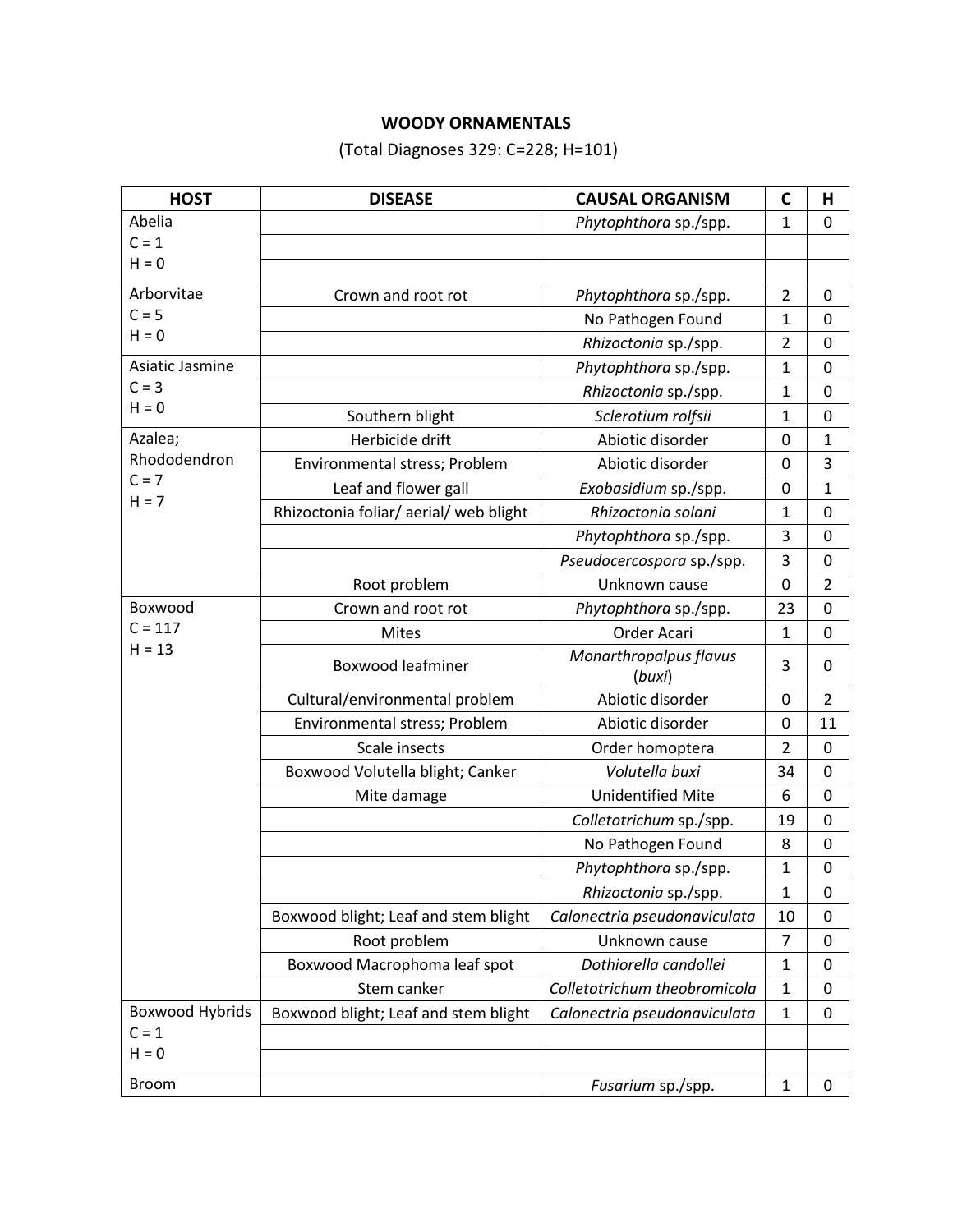**WOODY ORNAMENTALS**

(Total Diagnoses 329: C=228; H=101)

| HOST | DISEASE | CAUSAL ORGANISM | C | H |
|---|---|---|---|---|
| Abelia C = 1 H = 0 | | *Phytophthora* sp./spp. | 1 | 0 |
| | | | | |
| | | | | |
| Arborvitae C = 5 H = 0 | Crown and root rot | *Phytophthora* sp./spp. | 2 | 0 |
| | | No Pathogen Found | 1 | 0 |
| | | *Rhizoctonia* sp./spp. | 2 | 0 |
| Asiatic Jasmine C = 3 H = 0 | | *Phytophthora* sp./spp. | 1 | 0 |
| | | *Rhizoctonia* sp./spp. | 1 | 0 |
| | Southern blight | *Sclerotium rolfsii* | 1 | 0 |
| Azalea; Rhododendron C = 7 H = 7 | Herbicide drift | Abiotic disorder | 0 | 1 |
| | Environmental stress; Problem | Abiotic disorder | 0 | 3 |
| | Leaf and flower gall | *Exobasidium* sp./spp. | 0 | 1 |
| | Rhizoctonia foliar/ aerial/ web blight | *Rhizoctonia solani* | 1 | 0 |
| | | *Phytophthora* sp./spp. | 3 | 0 |
| | | *Pseudocercospora* sp./spp. | 3 | 0 |
| | Root problem | Unknown cause | 0 | 2 |
| Boxwood C = 117 H = 13 | Crown and root rot | *Phytophthora* sp./spp. | 23 | 0 |
| | Mites | Order Acari | 1 | 0 |
| | Boxwood leafminer | *Monarthropalpus flavus* (*buxi*) | 3 | 0 |
| | Cultural/environmental problem | Abiotic disorder | 0 | 2 |
| | Environmental stress; Problem | Abiotic disorder | 0 | 11 |
| | Scale insects | Order homoptera | 2 | 0 |
| | Boxwood Volutella blight; Canker | *Volutella buxi* | 34 | 0 |
| | Mite damage | Unidentified Mite | 6 | 0 |
| | | *Colletotrichum* sp./spp. | 19 | 0 |
| | | No Pathogen Found | 8 | 0 |
| | | *Phytophthora* sp./spp. | 1 | 0 |
| | | *Rhizoctonia* sp./spp. | 1 | 0 |
| | Boxwood blight; Leaf and stem blight | *Calonectria pseudonaviculata* | 10 | 0 |
| | Root problem | Unknown cause | 7 | 0 |
| | Boxwood Macrophoma leaf spot | *Dothiorella candollei* | 1 | 0 |
| | Stem canker | *Colletotrichum theobromicola* | 1 | 0 |
| Boxwood Hybrids C = 1 H = 0 | Boxwood blight; Leaf and stem blight | *Calonectria pseudonaviculata* | 1 | 0 |
| | | | | |
| | | | | |
| Broom | | *Fusarium* sp./spp. | 1 | 0 |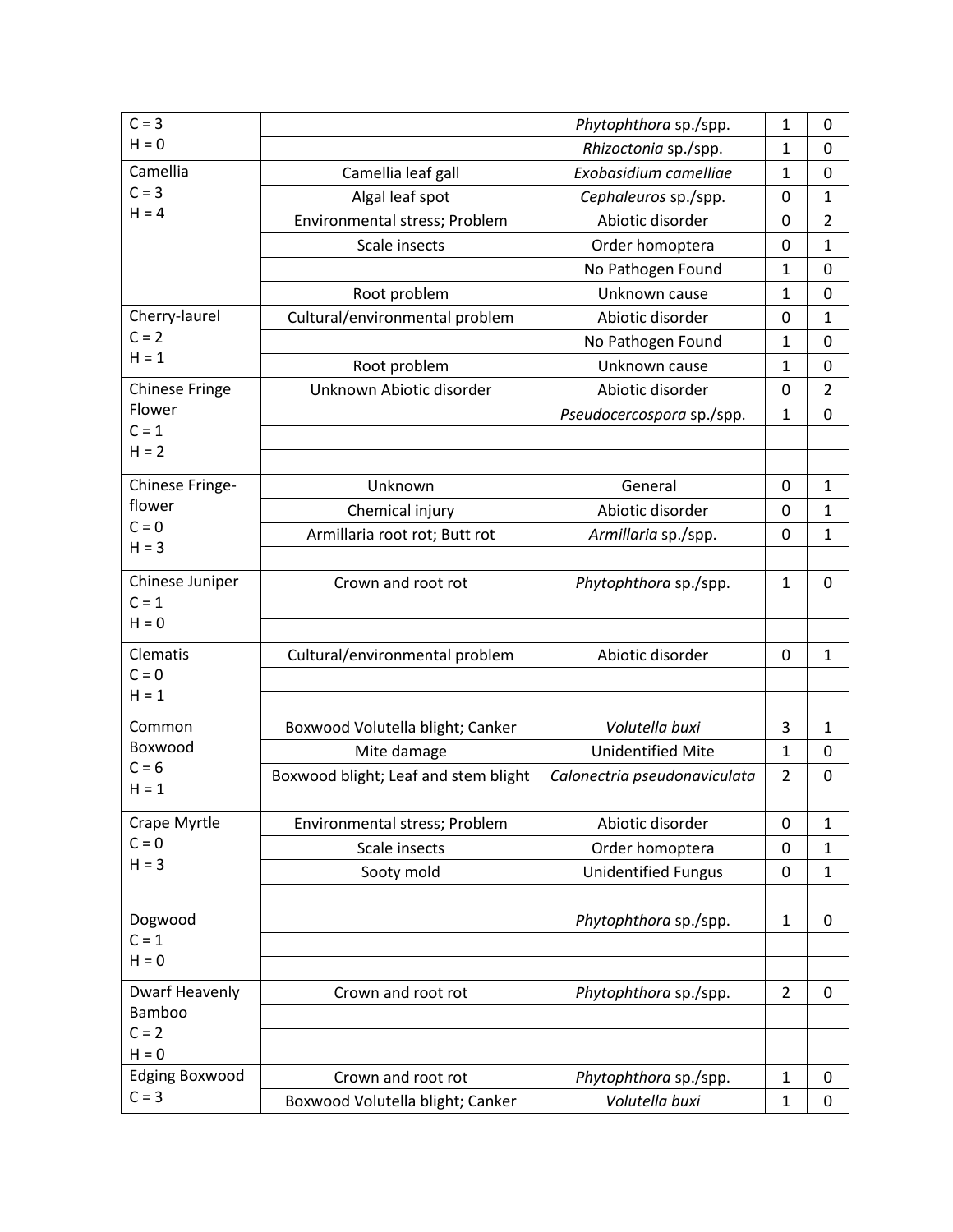| | | | | |
|---|---|---|---|---|
| C = 3<br>H = 0 | | *Phytophthora* sp./spp. | 1 | 0 |
| | | *Rhizoctonia* sp./spp. | 1 | 0 |
| Camellia<br>C = 3<br>H = 4 | Camellia leaf gall | *Exobasidium camelliae* | 1 | 0 |
| | Algal leaf spot | *Cephaleuros* sp./spp. | 0 | 1 |
| | Environmental stress; Problem | Abiotic disorder | 0 | 2 |
| | Scale insects | Order homoptera | 0 | 1 |
| | | No Pathogen Found | 1 | 0 |
| | Root problem | Unknown cause | 1 | 0 |
| Cherry-laurel<br>C = 2<br>H = 1 | Cultural/environmental problem | Abiotic disorder | 0 | 1 |
| | | No Pathogen Found | 1 | 0 |
| | Root problem | Unknown cause | 1 | 0 |
| Chinese Fringe Flower<br>C = 1<br>H = 2 | Unknown Abiotic disorder | Abiotic disorder | 0 | 2 |
| | | *Pseudocercospora* sp./spp. | 1 | 0 |
| | | | | |
| | | | | |
| Chinese Fringe-flower<br>C = 0<br>H = 3 | Unknown | General | 0 | 1 |
| | Chemical injury | Abiotic disorder | 0 | 1 |
| | Armillaria root rot; Butt rot | *Armillaria* sp./spp. | 0 | 1 |
| | | | | |
| Chinese Juniper<br>C = 1<br>H = 0 | Crown and root rot | *Phytophthora* sp./spp. | 1 | 0 |
| | | | | |
| | | | | |
| Clematis<br>C = 0<br>H = 1 | Cultural/environmental problem | Abiotic disorder | 0 | 1 |
| | | | | |
| | | | | |
| Common Boxwood<br>C = 6<br>H = 1 | Boxwood Volutella blight; Canker | *Volutella buxi* | 3 | 1 |
| | Mite damage | Unidentified Mite | 1 | 0 |
| | Boxwood blight; Leaf and stem blight | *Calonectria pseudonaviculata* | 2 | 0 |
| | | | | |
| Crape Myrtle<br>C = 0<br>H = 3 | Environmental stress; Problem | Abiotic disorder | 0 | 1 |
| | Scale insects | Order homoptera | 0 | 1 |
| | Sooty mold | Unidentified Fungus | 0 | 1 |
| | | | | |
| Dogwood<br>C = 1<br>H = 0 | | *Phytophthora* sp./spp. | 1 | 0 |
| | | | | |
| | | | | |
| Dwarf Heavenly Bamboo<br>C = 2<br>H = 0 | Crown and root rot | *Phytophthora* sp./spp. | 2 | 0 |
| | | | | |
| | | | | |
| Edging Boxwood<br>C = 3 | Crown and root rot | *Phytophthora* sp./spp. | 1 | 0 |
| | Boxwood Volutella blight; Canker | *Volutella buxi* | 1 | 0 |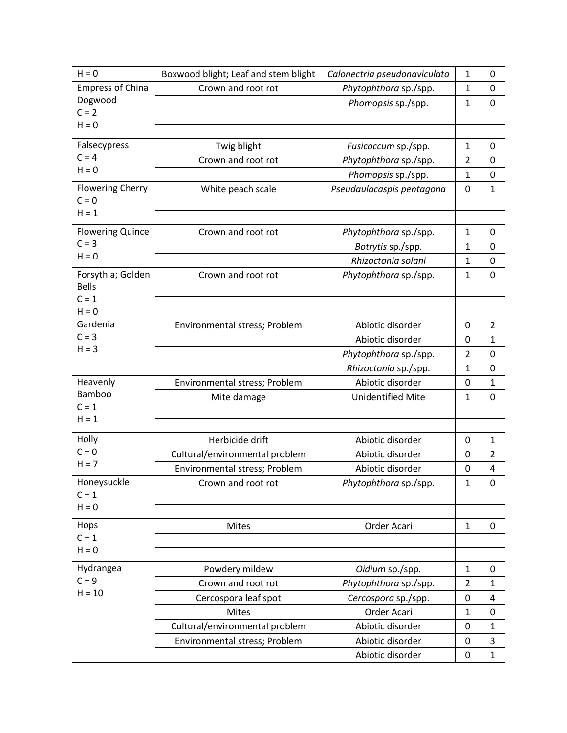| | | | | |
|---|---|---|---|---|
| H = 0 | Boxwood blight; Leaf and stem blight | *Calonectria pseudonaviculata* | 1 | 0 |
| Empress of China Dogwood C = 2 H = 0 | Crown and root rot | *Phytophthora* sp./spp. | 1 | 0 |
| | | *Phomopsis* sp./spp. | 1 | 0 |
| | | | | |
| | | | | |
| Falsecypress C = 4 H = 0 | Twig blight | *Fusicoccum* sp./spp. | 1 | 0 |
| | Crown and root rot | *Phytophthora* sp./spp. | 2 | 0 |
| | | *Phomopsis* sp./spp. | 1 | 0 |
| Flowering Cherry C = 0 H = 1 | White peach scale | *Pseudaulacaspis pentagona* | 0 | 1 |
| | | | | |
| | | | | |
| Flowering Quince C = 3 H = 0 | Crown and root rot | *Phytophthora* sp./spp. | 1 | 0 |
| | | *Botrytis* sp./spp. | 1 | 0 |
| | | *Rhizoctonia solani* | 1 | 0 |
| Forsythia; Golden Bells C = 1 H = 0 | Crown and root rot | *Phytophthora* sp./spp. | 1 | 0 |
| | | | | |
| | | | | |
| Gardenia C = 3 H = 3 | Environmental stress; Problem | Abiotic disorder | 0 | 2 |
| | | Abiotic disorder | 0 | 1 |
| | | *Phytophthora* sp./spp. | 2 | 0 |
| | | *Rhizoctonia* sp./spp. | 1 | 0 |
| Heavenly Bamboo C = 1 H = 1 | Environmental stress; Problem | Abiotic disorder | 0 | 1 |
| | Mite damage | Unidentified Mite | 1 | 0 |
| | | | | |
| | | | | |
| Holly C = 0 H = 7 | Herbicide drift | Abiotic disorder | 0 | 1 |
| | Cultural/environmental problem | Abiotic disorder | 0 | 2 |
| | Environmental stress; Problem | Abiotic disorder | 0 | 4 |
| Honeysuckle C = 1 H = 0 | Crown and root rot | *Phytophthora* sp./spp. | 1 | 0 |
| | | | | |
| | | | | |
| Hops C = 1 H = 0 | Mites | Order Acari | 1 | 0 |
| | | | | |
| | | | | |
| Hydrangea C = 9 H = 10 | Powdery mildew | *Oidium* sp./spp. | 1 | 0 |
| | Crown and root rot | *Phytophthora* sp./spp. | 2 | 1 |
| | Cercospora leaf spot | *Cercospora* sp./spp. | 0 | 4 |
| | Mites | Order Acari | 1 | 0 |
| | Cultural/environmental problem | Abiotic disorder | 0 | 1 |
| | Environmental stress; Problem | Abiotic disorder | 0 | 3 |
| | | Abiotic disorder | 0 | 1 |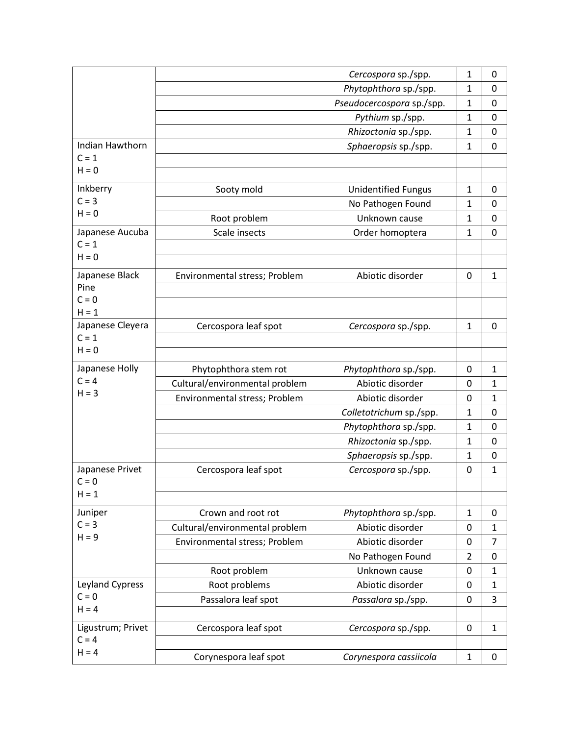| | | | | |
|---|---|---|---|---|
| | | *Cercospora* sp./spp. | 1 | 0 |
| | | *Phytophthora* sp./spp. | 1 | 0 |
| | | *Pseudocercospora* sp./spp. | 1 | 0 |
| | | *Pythium* sp./spp. | 1 | 0 |
| | | *Rhizoctonia* sp./spp. | 1 | 0 |
| Indian Hawthorn C = 1 H = 0 | | *Sphaeropsis* sp./spp. | 1 | 0 |
| | | | | |
| | | | | |
| Inkberry C = 3 H = 0 | Sooty mold | Unidentified Fungus | 1 | 0 |
| | | No Pathogen Found | 1 | 0 |
| | Root problem | Unknown cause | 1 | 0 |
| Japanese Aucuba C = 1 H = 0 | Scale insects | Order homoptera | 1 | 0 |
| | | | | |
| | | | | |
| Japanese Black Pine C = 0 H = 1 | Environmental stress; Problem | Abiotic disorder | 0 | 1 |
| | | | | |
| | | | | |
| Japanese Cleyera C = 1 H = 0 | Cercospora leaf spot | *Cercospora* sp./spp. | 1 | 0 |
| | | | | |
| | | | | |
| Japanese Holly C = 4 H = 3 | Phytophthora stem rot | *Phytophthora* sp./spp. | 0 | 1 |
| | Cultural/environmental problem | Abiotic disorder | 0 | 1 |
| | Environmental stress; Problem | Abiotic disorder | 0 | 1 |
| | | *Colletotrichum* sp./spp. | 1 | 0 |
| | | *Phytophthora* sp./spp. | 1 | 0 |
| | | *Rhizoctonia* sp./spp. | 1 | 0 |
| | | *Sphaeropsis* sp./spp. | 1 | 0 |
| Japanese Privet C = 0 H = 1 | Cercospora leaf spot | *Cercospora* sp./spp. | 0 | 1 |
| | | | | |
| | | | | |
| Juniper C = 3 H = 9 | Crown and root rot | *Phytophthora* sp./spp. | 1 | 0 |
| | Cultural/environmental problem | Abiotic disorder | 0 | 1 |
| | Environmental stress; Problem | Abiotic disorder | 0 | 7 |
| | | No Pathogen Found | 2 | 0 |
| | Root problem | Unknown cause | 0 | 1 |
| Leyland Cypress C = 0 H = 4 | Root problems | Abiotic disorder | 0 | 1 |
| | Passalora leaf spot | *Passalora* sp./spp. | 0 | 3 |
| | | | | |
| Ligustrum; Privet C = 4 H = 4 | Cercospora leaf spot | *Cercospora* sp./spp. | 0 | 1 |
| | | | | |
| | Corynespora leaf spot | *Corynespora cassiicola* | 1 | 0 |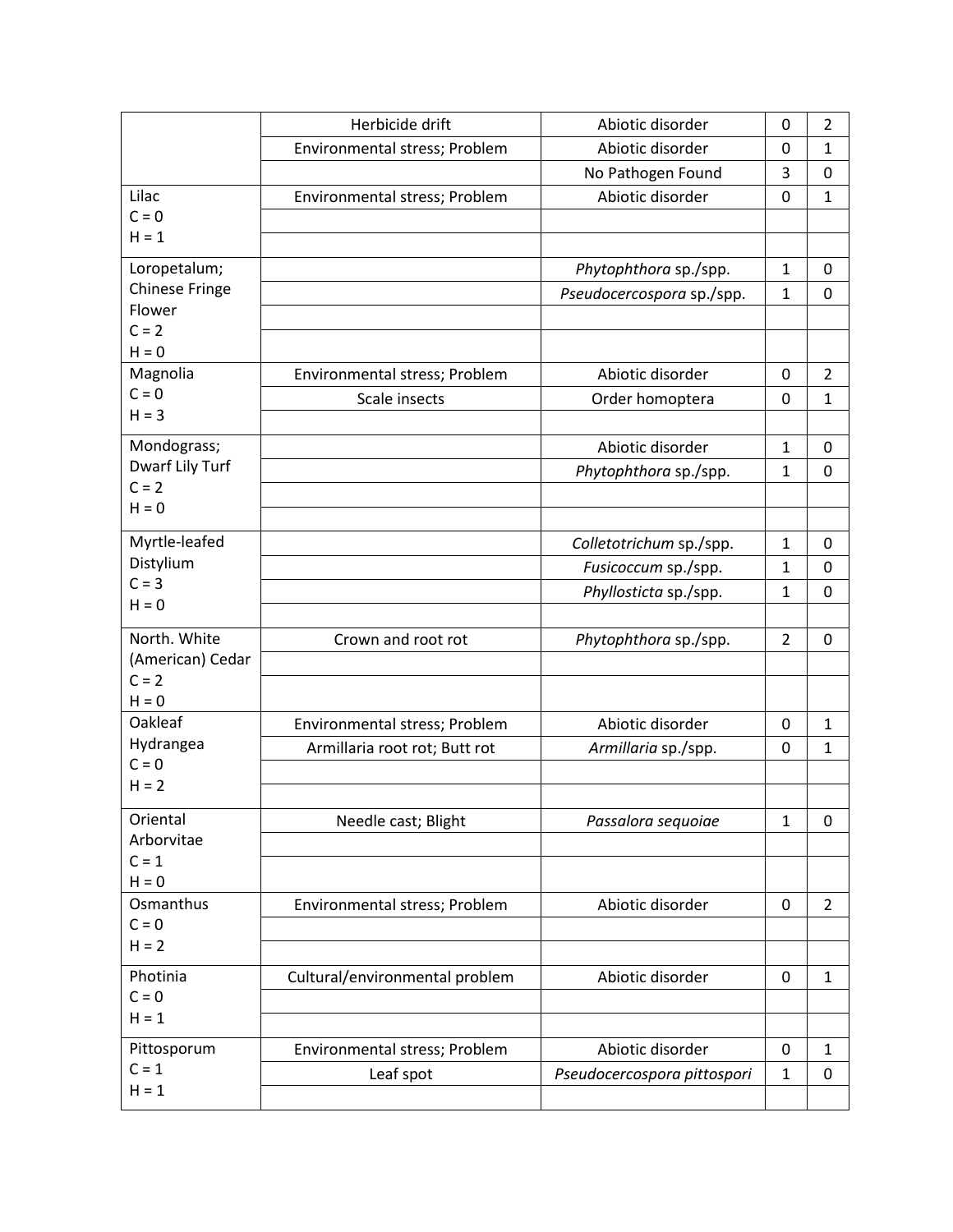| | | | | |
|---|---|---|---|---|
| | Herbicide drift | Abiotic disorder | 0 | 2 |
| | Environmental stress; Problem | Abiotic disorder | 0 | 1 |
| | | No Pathogen Found | 3 | 0 |
| Lilac<br>C = 0<br>H = 1 | Environmental stress; Problem | Abiotic disorder | 0 | 1 |
| | | | | |
| | | | | |
| Loropetalum; Chinese Fringe Flower<br>C = 2<br>H = 0 | | *Phytophthora* sp./spp. | 1 | 0 |
| | | *Pseudocercospora* sp./spp. | 1 | 0 |
| | | | | |
| | | | | |
| Magnolia<br>C = 0<br>H = 3 | Environmental stress; Problem | Abiotic disorder | 0 | 2 |
| | Scale insects | Order homoptera | 0 | 1 |
| | | | | |
| Mondograss; Dwarf Lily Turf<br>C = 2<br>H = 0 | | Abiotic disorder | 1 | 0 |
| | | *Phytophthora* sp./spp. | 1 | 0 |
| | | | | |
| | | | | |
| Myrtle-leafed Distylium<br>C = 3<br>H = 0 | | *Colletotrichum* sp./spp. | 1 | 0 |
| | | *Fusicoccum* sp./spp. | 1 | 0 |
| | | *Phyllosticta* sp./spp. | 1 | 0 |
| | | | | |
| North. White (American) Cedar<br>C = 2<br>H = 0 | Crown and root rot | *Phytophthora* sp./spp. | 2 | 0 |
| | | | | |
| | | | | |
| Oakleaf Hydrangea<br>C = 0<br>H = 2 | Environmental stress; Problem | Abiotic disorder | 0 | 1 |
| | Armillaria root rot; Butt rot | *Armillaria* sp./spp. | 0 | 1 |
| | | | | |
| | | | | |
| Oriental Arborvitae<br>C = 1<br>H = 0 | Needle cast; Blight | *Passalora sequoiae* | 1 | 0 |
| | | | | |
| | | | | |
| Osmanthus<br>C = 0<br>H = 2 | Environmental stress; Problem | Abiotic disorder | 0 | 2 |
| | | | | |
| | | | | |
| Photinia<br>C = 0<br>H = 1 | Cultural/environmental problem | Abiotic disorder | 0 | 1 |
| | | | | |
| | | | | |
| Pittosporum<br>C = 1<br>H = 1 | Environmental stress; Problem | Abiotic disorder | 0 | 1 |
| | Leaf spot | *Pseudocercospora pittospori* | 1 | 0 |
| | | | | |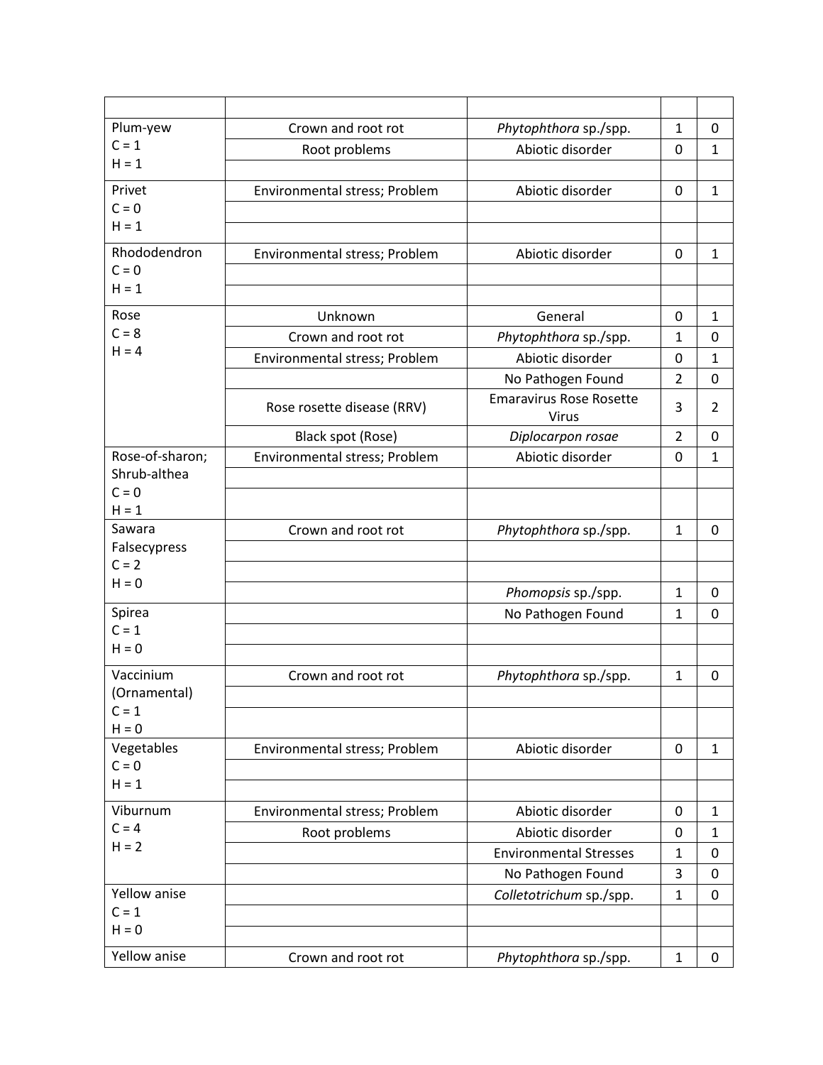| | | | | |
|---|---|---|---|---|
| Plum-yew<br>C = 1<br>H = 1 | Crown and root rot | *Phytophthora* sp./spp. | 1 | 0 |
| | Root problems | Abiotic disorder | 0 | 1 |
| | | | | |
| Privet<br>C = 0<br>H = 1 | Environmental stress; Problem | Abiotic disorder | 0 | 1 |
| | | | | |
| | | | | |
| Rhododendron<br>C = 0<br>H = 1 | Environmental stress; Problem | Abiotic disorder | 0 | 1 |
| | | | | |
| | | | | |
| Rose<br>C = 8<br>H = 4 | Unknown | General | 0 | 1 |
| | Crown and root rot | *Phytophthora* sp./spp. | 1 | 0 |
| | Environmental stress; Problem | Abiotic disorder | 0 | 1 |
| | | No Pathogen Found | 2 | 0 |
| | Rose rosette disease (RRV) | Emaravirus Rose Rosette Virus | 3 | 2 |
| | Black spot (Rose) | *Diplocarpon rosae* | 2 | 0 |
| Rose-of-sharon; Shrub-althea<br>C = 0<br>H = 1 | Environmental stress; Problem | Abiotic disorder | 0 | 1 |
| | | | | |
| | | | | |
| Sawara Falsecypress<br>C = 2<br>H = 0 | Crown and root rot | *Phytophthora* sp./spp. | 1 | 0 |
| | | | | |
| | | | | |
| | | *Phomopsis* sp./spp. | 1 | 0 |
| Spirea<br>C = 1<br>H = 0 | | No Pathogen Found | 1 | 0 |
| | | | | |
| | | | | |
| Vaccinium (Ornamental)<br>C = 1<br>H = 0 | Crown and root rot | *Phytophthora* sp./spp. | 1 | 0 |
| | | | | |
| | | | | |
| Vegetables<br>C = 0<br>H = 1 | Environmental stress; Problem | Abiotic disorder | 0 | 1 |
| | | | | |
| | | | | |
| Viburnum<br>C = 4<br>H = 2 | Environmental stress; Problem | Abiotic disorder | 0 | 1 |
| | Root problems | Abiotic disorder | 0 | 1 |
| | | Environmental Stresses | 1 | 0 |
| | | No Pathogen Found | 3 | 0 |
| Yellow anise<br>C = 1<br>H = 0 | | *Colletotrichum* sp./spp. | 1 | 0 |
| | | | | |
| | | | | |
| Yellow anise | Crown and root rot | *Phytophthora* sp./spp. | 1 | 0 |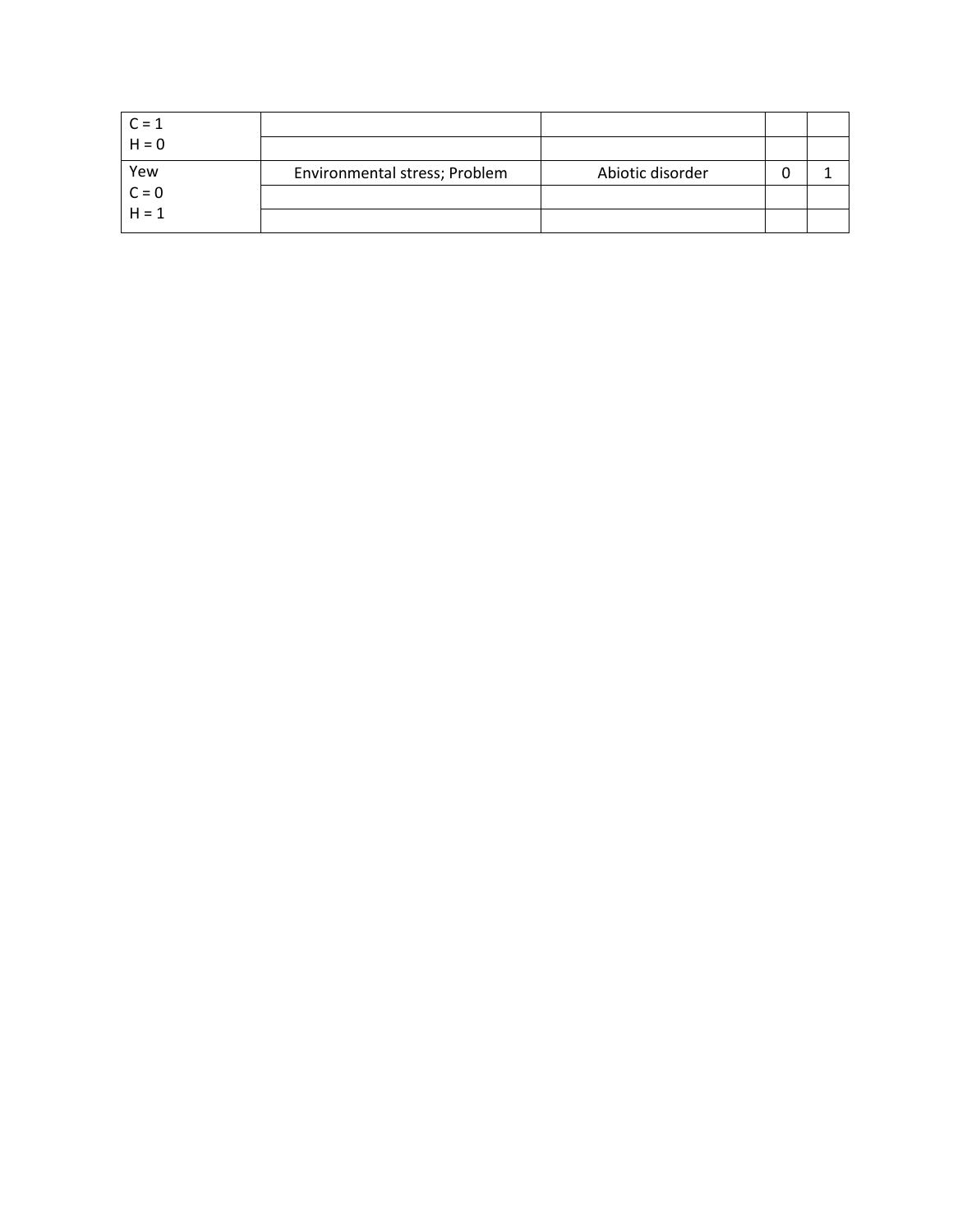| | | | | |
|---|---|---|---|---|
| C = 1<br>H = 0 | | | | |
| | | | | |
| Yew<br>C = 0<br>H = 1 | Environmental stress; Problem | Abiotic disorder | 0 | 1 |
| | | | | |
| | | | | |